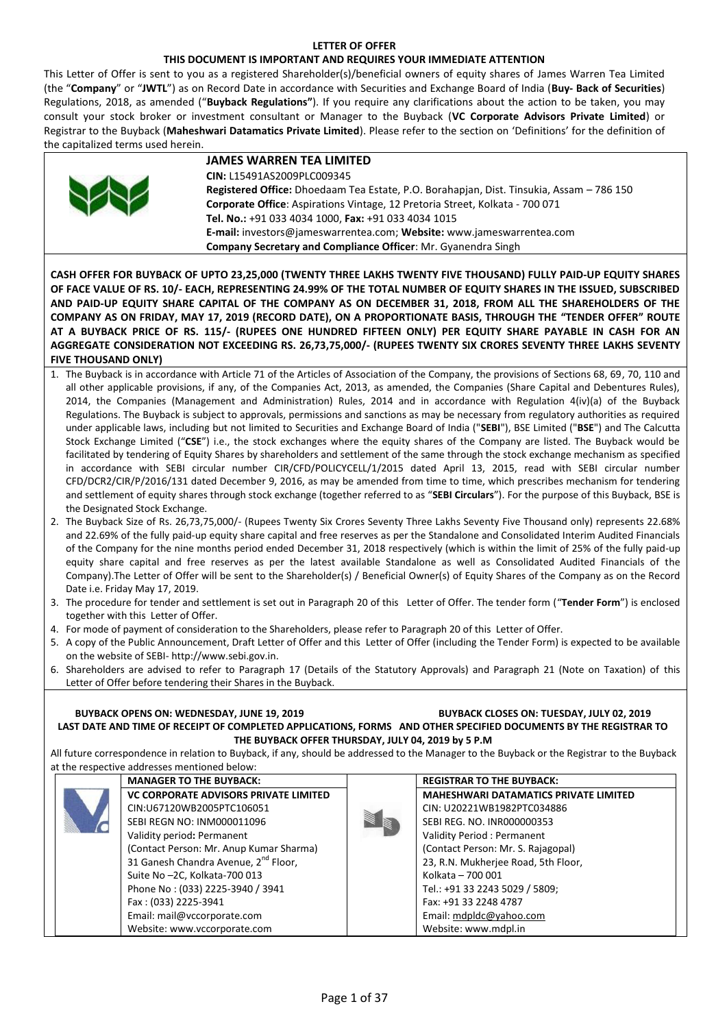**LETTER OF OFFER**

**THIS DOCUMENT IS IMPORTANT AND REQUIRES YOUR IMMEDIATE ATTENTION**

This Letter of Offer is sent to you as a registered Shareholder(s)/beneficial owners of equity shares of James Warren Tea Limited (the "**Company**" or "**JWTL**") as on Record Date in accordance with Securities and Exchange Board of India (**Buy- Back of Securities**) Regulations, 2018, as amended ("**Buyback Regulations"**). If you require any clarifications about the action to be taken, you may consult your stock broker or investment consultant or Manager to the Buyback (**VC Corporate Advisors Private Limited**) or Registrar to the Buyback (**Maheshwari Datamatics Private Limited**). Please refer to the section on 'Definitions' for the definition of the capitalized terms used herein.

## JAMES WARREN TEA LIMITED

**CIN:** L15491AS2009PLC009345
**Registered Office:** Dhoedaam Tea Estate, P.O. Borahapjan, Dist. Tinsukia, Assam – 786 150
**Corporate Office**: Aspirations Vintage, 12 Pretoria Street, Kolkata - 700 071
**Tel. No.:** +91 033 4034 1000, **Fax:** +91 033 4034 1015
**E-mail:** investors@jameswarrentea.com; **Website:** www.jameswarrentea.com
**Company Secretary and Compliance Officer**: Mr. Gyanendra Singh

**CASH OFFER FOR BUYBACK OF UPTO 23,25,000 (TWENTY THREE LAKHS TWENTY FIVE THOUSAND) FULLY PAID-UP EQUITY SHARES OF FACE VALUE OF RS. 10/- EACH, REPRESENTING 24.99% OF THE TOTAL NUMBER OF EQUITY SHARES IN THE ISSUED, SUBSCRIBED AND PAID-UP EQUITY SHARE CAPITAL OF THE COMPANY AS ON DECEMBER 31, 2018, FROM ALL THE SHAREHOLDERS OF THE COMPANY AS ON FRIDAY, MAY 17, 2019 (RECORD DATE), ON A PROPORTIONATE BASIS, THROUGH THE "TENDER OFFER" ROUTE AT A BUYBACK PRICE OF RS. 115/- (RUPEES ONE HUNDRED FIFTEEN ONLY) PER EQUITY SHARE PAYABLE IN CASH FOR AN AGGREGATE CONSIDERATION NOT EXCEEDING RS. 26,73,75,000/- (RUPEES TWENTY SIX CRORES SEVENTY THREE LAKHS SEVENTY FIVE THOUSAND ONLY)**

1. The Buyback is in accordance with Article 71 of the Articles of Association of the Company, the provisions of Sections 68, 69, 70, 110 and all other applicable provisions, if any, of the Companies Act, 2013, as amended, the Companies (Share Capital and Debentures Rules), 2014, the Companies (Management and Administration) Rules, 2014 and in accordance with Regulation 4(iv)(a) of the Buyback Regulations. The Buyback is subject to approvals, permissions and sanctions as may be necessary from regulatory authorities as required under applicable laws, including but not limited to Securities and Exchange Board of India ("**SEBI**"), BSE Limited ("**BSE**") and The Calcutta Stock Exchange Limited ("**CSE**") i.e., the stock exchanges where the equity shares of the Company are listed. The Buyback would be facilitated by tendering of Equity Shares by shareholders and settlement of the same through the stock exchange mechanism as specified in accordance with SEBI circular number CIR/CFD/POLICYCELL/1/2015 dated April 13, 2015, read with SEBI circular number CFD/DCR2/CIR/P/2016/131 dated December 9, 2016, as may be amended from time to time, which prescribes mechanism for tendering and settlement of equity shares through stock exchange (together referred to as "**SEBI Circulars**"). For the purpose of this Buyback, BSE is the Designated Stock Exchange.
2. The Buyback Size of Rs. 26,73,75,000/- (Rupees Twenty Six Crores Seventy Three Lakhs Seventy Five Thousand only) represents 22.68% and 22.69% of the fully paid-up equity share capital and free reserves as per the Standalone and Consolidated Interim Audited Financials of the Company for the nine months period ended December 31, 2018 respectively (which is within the limit of 25% of the fully paid-up equity share capital and free reserves as per the latest available Standalone as well as Consolidated Audited Financials of the Company).The Letter of Offer will be sent to the Shareholder(s) / Beneficial Owner(s) of Equity Shares of the Company as on the Record Date i.e. Friday May 17, 2019.
3. The procedure for tender and settlement is set out in Paragraph 20 of this Letter of Offer. The tender form ("**Tender Form**") is enclosed together with this Letter of Offer.
4. For mode of payment of consideration to the Shareholders, please refer to Paragraph 20 of this Letter of Offer.
5. A copy of the Public Announcement, Draft Letter of Offer and this Letter of Offer (including the Tender Form) is expected to be available on the website of SEBI- http://www.sebi.gov.in.
6. Shareholders are advised to refer to Paragraph 17 (Details of the Statutory Approvals) and Paragraph 21 (Note on Taxation) of this Letter of Offer before tendering their Shares in the Buyback.

**BUYBACK OPENS ON: WEDNESDAY, JUNE 19, 2019** | **BUYBACK CLOSES ON: TUESDAY, JULY 02, 2019**

**LAST DATE AND TIME OF RECEIPT OF COMPLETED APPLICATIONS, FORMS AND OTHER SPECIFIED DOCUMENTS BY THE REGISTRAR TO THE BUYBACK OFFER THURSDAY, JULY 04, 2019 by 5 P.M**

All future correspondence in relation to Buyback, if any, should be addressed to the Manager to the Buyback or the Registrar to the Buyback at the respective addresses mentioned below:

| MANAGER TO THE BUYBACK: | REGISTRAR TO THE BUYBACK: |
|---|---|
| **VC CORPORATE ADVISORS PRIVATE LIMITED** | **MAHESHWARI DATAMATICS PRIVATE LIMITED** |
| CIN:U67120WB2005PTC106051 | CIN: U20221WB1982PTC034886 |
| SEBI REGN NO: INM000011096 | SEBI REG. NO. INR000000353 |
| Validity period**:** Permanent | Validity Period : Permanent |
| (Contact Person: Mr. Anup Kumar Sharma) | (Contact Person: Mr. S. Rajagopal) |
| 31 Ganesh Chandra Avenue, 2nd Floor, | 23, R.N. Mukherjee Road, 5th Floor, |
| Suite No –2C, Kolkata-700 013 | Kolkata – 700 001 |
| Phone No : (033) 2225-3940 / 3941 | Tel.: +91 33 2243 5029 / 5809; |
| Fax : (033) 2225-3941 | Fax: +91 33 2248 4787 |
| Email: mail@vccorporate.com | Email: mdpldc@yahoo.com |
| Website: www.vccorporate.com | Website: www.mdpl.in |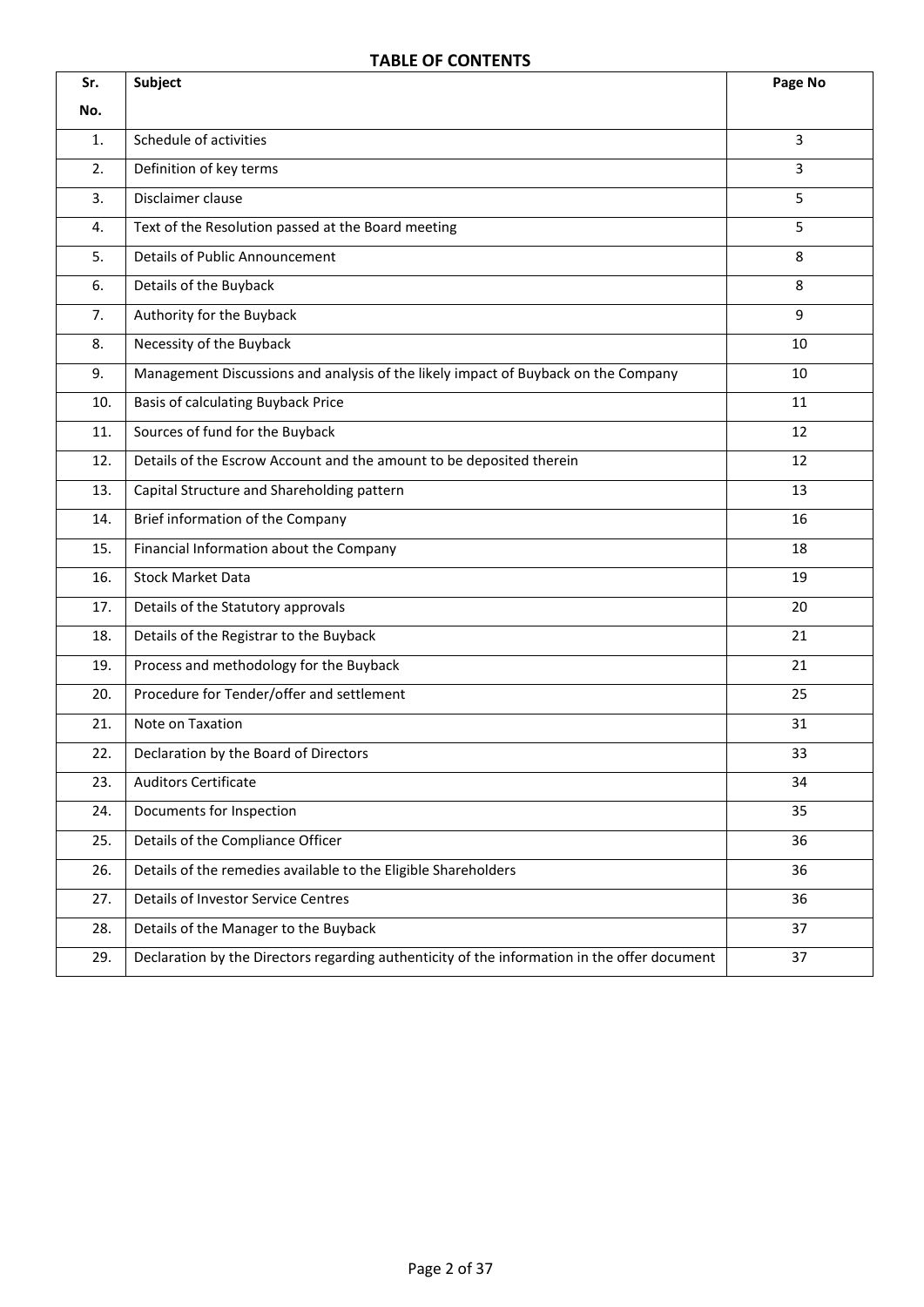## TABLE OF CONTENTS

| Sr. No. | Subject | Page No |
|---|---|---|
| 1. | Schedule of activities | 3 |
| 2. | Definition of key terms | 3 |
| 3. | Disclaimer clause | 5 |
| 4. | Text of the Resolution passed at the Board meeting | 5 |
| 5. | Details of Public Announcement | 8 |
| 6. | Details of the Buyback | 8 |
| 7. | Authority for the Buyback | 9 |
| 8. | Necessity of the Buyback | 10 |
| 9. | Management Discussions and analysis of the likely impact of Buyback on the Company | 10 |
| 10. | Basis of calculating Buyback Price | 11 |
| 11. | Sources of fund for the Buyback | 12 |
| 12. | Details of the Escrow Account and the amount to be deposited therein | 12 |
| 13. | Capital Structure and Shareholding pattern | 13 |
| 14. | Brief information of the Company | 16 |
| 15. | Financial Information about the Company | 18 |
| 16. | Stock Market Data | 19 |
| 17. | Details of the Statutory approvals | 20 |
| 18. | Details of the Registrar to the Buyback | 21 |
| 19. | Process and methodology for the Buyback | 21 |
| 20. | Procedure for Tender/offer and settlement | 25 |
| 21. | Note on Taxation | 31 |
| 22. | Declaration by the Board of Directors | 33 |
| 23. | Auditors Certificate | 34 |
| 24. | Documents for Inspection | 35 |
| 25. | Details of the Compliance Officer | 36 |
| 26. | Details of the remedies available to the Eligible Shareholders | 36 |
| 27. | Details of Investor Service Centres | 36 |
| 28. | Details of the Manager to the Buyback | 37 |
| 29. | Declaration by the Directors regarding authenticity of the information in the offer document | 37 |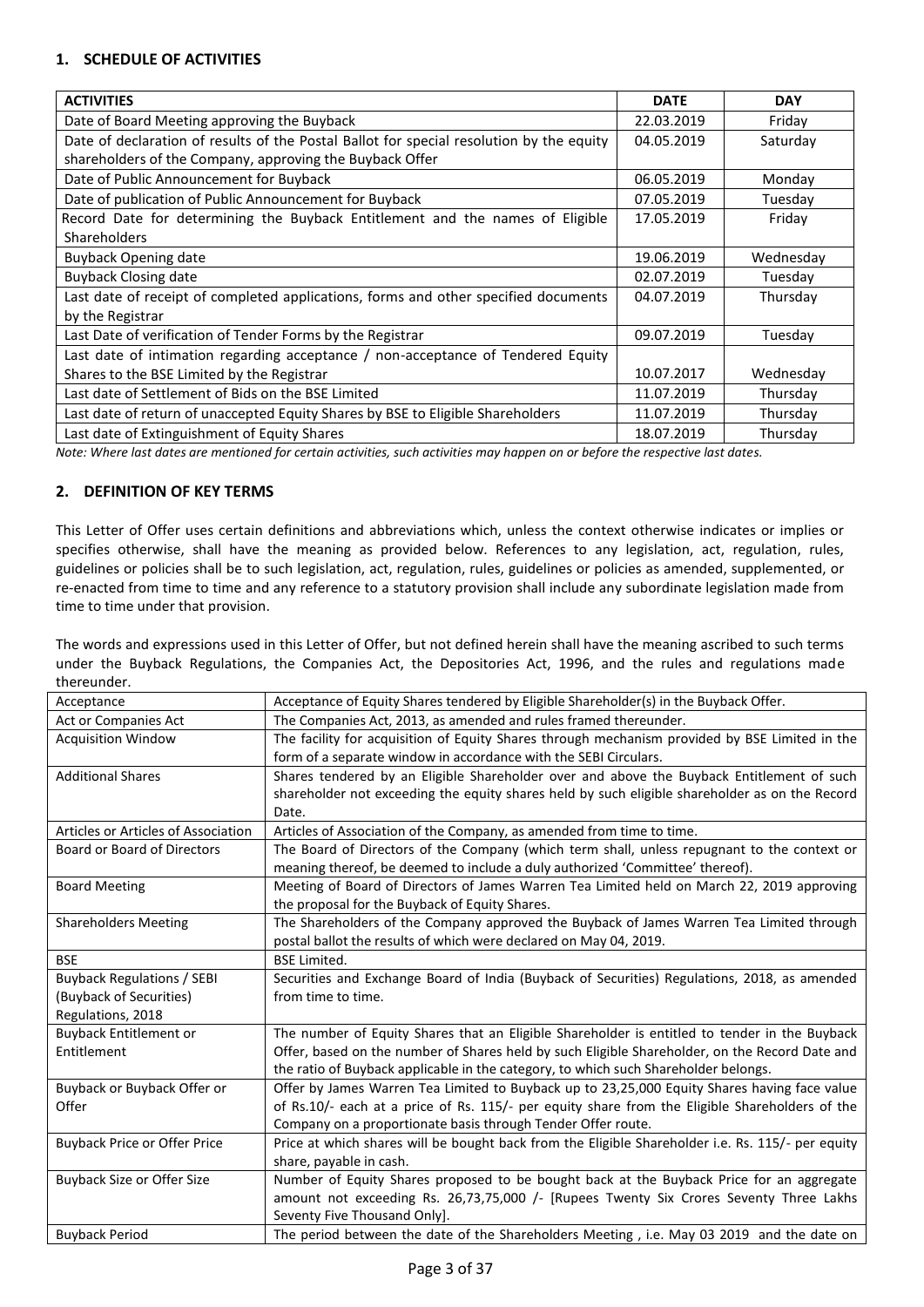## 1. SCHEDULE OF ACTIVITIES

| ACTIVITIES | DATE | DAY |
|---|---|---|
| Date of Board Meeting approving the Buyback | 22.03.2019 | Friday |
| Date of declaration of results of the Postal Ballot for special resolution by the equity shareholders of the Company, approving the Buyback Offer | 04.05.2019 | Saturday |
| Date of Public Announcement for Buyback | 06.05.2019 | Monday |
| Date of publication of Public Announcement for Buyback | 07.05.2019 | Tuesday |
| Record Date for determining the Buyback Entitlement and the names of Eligible Shareholders | 17.05.2019 | Friday |
| Buyback Opening date | 19.06.2019 | Wednesday |
| Buyback Closing date | 02.07.2019 | Tuesday |
| Last date of receipt of completed applications, forms and other specified documents by the Registrar | 04.07.2019 | Thursday |
| Last Date of verification of Tender Forms by the Registrar | 09.07.2019 | Tuesday |
| Last date of intimation regarding acceptance / non-acceptance of Tendered Equity Shares to the BSE Limited by the Registrar | 10.07.2017 | Wednesday |
| Last date of Settlement of Bids on the BSE Limited | 11.07.2019 | Thursday |
| Last date of return of unaccepted Equity Shares by BSE to Eligible Shareholders | 11.07.2019 | Thursday |
| Last date of Extinguishment of Equity Shares | 18.07.2019 | Thursday |

*Note: Where last dates are mentioned for certain activities, such activities may happen on or before the respective last dates.*

## 2. DEFINITION OF KEY TERMS

This Letter of Offer uses certain definitions and abbreviations which, unless the context otherwise indicates or implies or specifies otherwise, shall have the meaning as provided below. References to any legislation, act, regulation, rules, guidelines or policies shall be to such legislation, act, regulation, rules, guidelines or policies as amended, supplemented, or re-enacted from time to time and any reference to a statutory provision shall include any subordinate legislation made from time to time under that provision.

The words and expressions used in this Letter of Offer, but not defined herein shall have the meaning ascribed to such terms under the Buyback Regulations, the Companies Act, the Depositories Act, 1996, and the rules and regulations made thereunder.

| | |
|---|---|
| Acceptance | Acceptance of Equity Shares tendered by Eligible Shareholder(s) in the Buyback Offer. |
| Act or Companies Act | The Companies Act, 2013, as amended and rules framed thereunder. |
| Acquisition Window | The facility for acquisition of Equity Shares through mechanism provided by BSE Limited in the form of a separate window in accordance with the SEBI Circulars. |
| Additional Shares | Shares tendered by an Eligible Shareholder over and above the Buyback Entitlement of such shareholder not exceeding the equity shares held by such eligible shareholder as on the Record Date. |
| Articles or Articles of Association | Articles of Association of the Company, as amended from time to time. |
| Board or Board of Directors | The Board of Directors of the Company (which term shall, unless repugnant to the context or meaning thereof, be deemed to include a duly authorized 'Committee' thereof). |
| Board Meeting | Meeting of Board of Directors of James Warren Tea Limited held on March 22, 2019 approving the proposal for the Buyback of Equity Shares. |
| Shareholders Meeting | The Shareholders of the Company approved the Buyback of James Warren Tea Limited through postal ballot the results of which were declared on May 04, 2019. |
| BSE | BSE Limited. |
| Buyback Regulations / SEBI (Buyback of Securities) Regulations, 2018 | Securities and Exchange Board of India (Buyback of Securities) Regulations, 2018, as amended from time to time. |
| Buyback Entitlement or Entitlement | The number of Equity Shares that an Eligible Shareholder is entitled to tender in the Buyback Offer, based on the number of Shares held by such Eligible Shareholder, on the Record Date and the ratio of Buyback applicable in the category, to which such Shareholder belongs. |
| Buyback or Buyback Offer or Offer | Offer by James Warren Tea Limited to Buyback up to 23,25,000 Equity Shares having face value of Rs.10/- each at a price of Rs. 115/- per equity share from the Eligible Shareholders of the Company on a proportionate basis through Tender Offer route. |
| Buyback Price or Offer Price | Price at which shares will be bought back from the Eligible Shareholder i.e. Rs. 115/- per equity share, payable in cash. |
| Buyback Size or Offer Size | Number of Equity Shares proposed to be bought back at the Buyback Price for an aggregate amount not exceeding Rs. 26,73,75,000 /- [Rupees Twenty Six Crores Seventy Three Lakhs Seventy Five Thousand Only]. |
| Buyback Period | The period between the date of the Shareholders Meeting , i.e. May 03 2019 and the date on |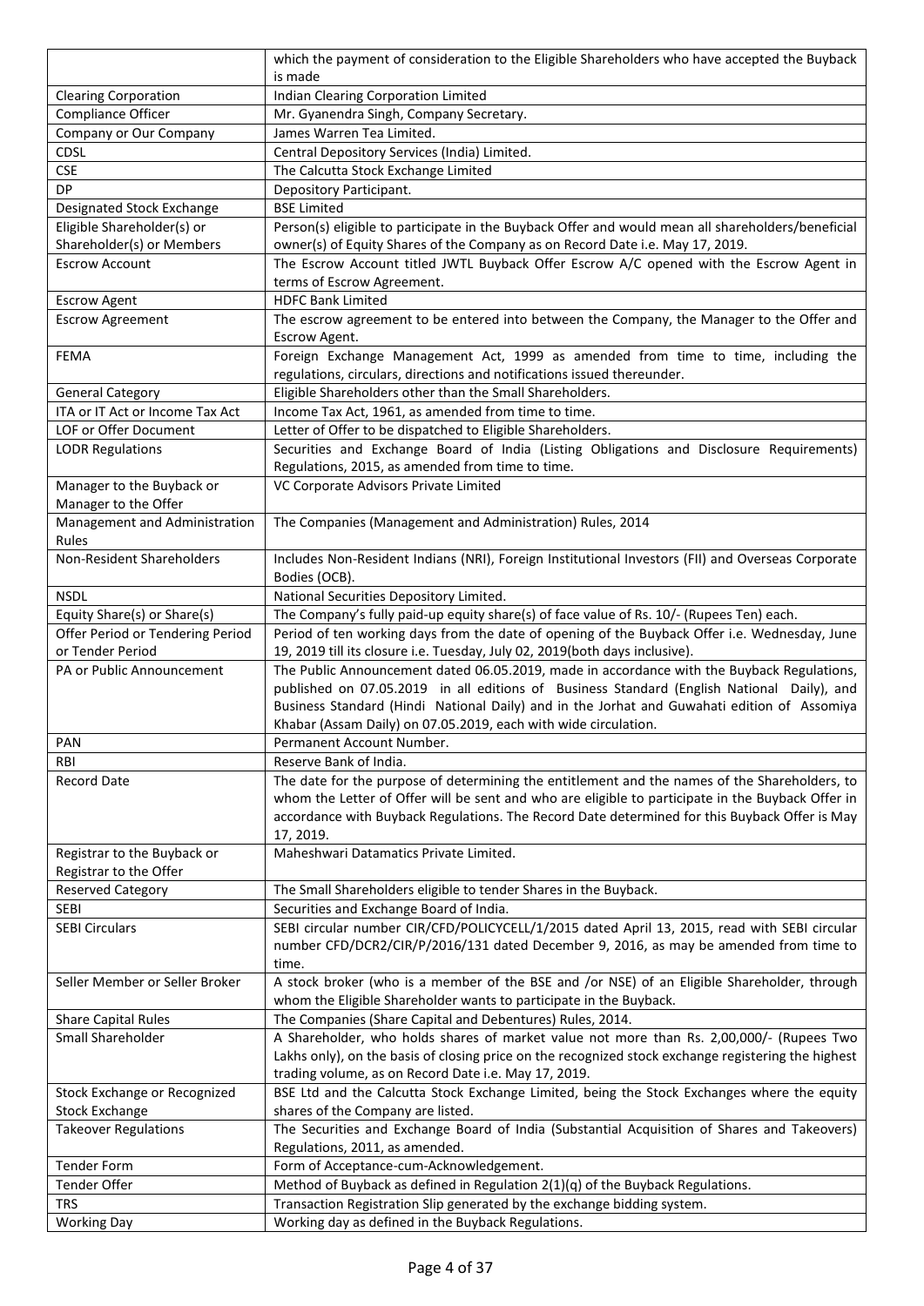| | |
|---|---|
| | which the payment of consideration to the Eligible Shareholders who have accepted the Buyback is made |
| Clearing Corporation | Indian Clearing Corporation Limited |
| Compliance Officer | Mr. Gyanendra Singh, Company Secretary. |
| Company or Our Company | James Warren Tea Limited. |
| CDSL | Central Depository Services (India) Limited. |
| CSE | The Calcutta Stock Exchange Limited |
| DP | Depository Participant. |
| Designated Stock Exchange | BSE Limited |
| Eligible Shareholder(s) or Shareholder(s) or Members | Person(s) eligible to participate in the Buyback Offer and would mean all shareholders/beneficial owner(s) of Equity Shares of the Company as on Record Date i.e. May 17, 2019. |
| Escrow Account | The Escrow Account titled JWTL Buyback Offer Escrow A/C opened with the Escrow Agent in terms of Escrow Agreement. |
| Escrow Agent | HDFC Bank Limited |
| Escrow Agreement | The escrow agreement to be entered into between the Company, the Manager to the Offer and Escrow Agent. |
| FEMA | Foreign Exchange Management Act, 1999 as amended from time to time, including the regulations, circulars, directions and notifications issued thereunder. |
| General Category | Eligible Shareholders other than the Small Shareholders. |
| ITA or IT Act or Income Tax Act | Income Tax Act, 1961, as amended from time to time. |
| LOF or Offer Document | Letter of Offer to be dispatched to Eligible Shareholders. |
| LODR Regulations | Securities and Exchange Board of India (Listing Obligations and Disclosure Requirements) Regulations, 2015, as amended from time to time. |
| Manager to the Buyback or Manager to the Offer | VC Corporate Advisors Private Limited |
| Management and Administration Rules | The Companies (Management and Administration) Rules, 2014 |
| Non-Resident Shareholders | Includes Non-Resident Indians (NRI), Foreign Institutional Investors (FII) and Overseas Corporate Bodies (OCB). |
| NSDL | National Securities Depository Limited. |
| Equity Share(s) or Share(s) | The Company's fully paid-up equity share(s) of face value of Rs. 10/- (Rupees Ten) each. |
| Offer Period or Tendering Period or Tender Period | Period of ten working days from the date of opening of the Buyback Offer i.e. Wednesday, June 19, 2019 till its closure i.e. Tuesday, July 02, 2019(both days inclusive). |
| PA or Public Announcement | The Public Announcement dated 06.05.2019, made in accordance with the Buyback Regulations, published on 07.05.2019 in all editions of Business Standard (English National Daily), and Business Standard (Hindi National Daily) and in the Jorhat and Guwahati edition of Assomiya Khabar (Assam Daily) on 07.05.2019, each with wide circulation. |
| PAN | Permanent Account Number. |
| RBI | Reserve Bank of India. |
| Record Date | The date for the purpose of determining the entitlement and the names of the Shareholders, to whom the Letter of Offer will be sent and who are eligible to participate in the Buyback Offer in accordance with Buyback Regulations. The Record Date determined for this Buyback Offer is May 17, 2019. |
| Registrar to the Buyback or Registrar to the Offer | Maheshwari Datamatics Private Limited. |
| Reserved Category | The Small Shareholders eligible to tender Shares in the Buyback. |
| SEBI | Securities and Exchange Board of India. |
| SEBI Circulars | SEBI circular number CIR/CFD/POLICYCELL/1/2015 dated April 13, 2015, read with SEBI circular number CFD/DCR2/CIR/P/2016/131 dated December 9, 2016, as may be amended from time to time. |
| Seller Member or Seller Broker | A stock broker (who is a member of the BSE and /or NSE) of an Eligible Shareholder, through whom the Eligible Shareholder wants to participate in the Buyback. |
| Share Capital Rules | The Companies (Share Capital and Debentures) Rules, 2014. |
| Small Shareholder | A Shareholder, who holds shares of market value not more than Rs. 2,00,000/- (Rupees Two Lakhs only), on the basis of closing price on the recognized stock exchange registering the highest trading volume, as on Record Date i.e. May 17, 2019. |
| Stock Exchange or Recognized Stock Exchange | BSE Ltd and the Calcutta Stock Exchange Limited, being the Stock Exchanges where the equity shares of the Company are listed. |
| Takeover Regulations | The Securities and Exchange Board of India (Substantial Acquisition of Shares and Takeovers) Regulations, 2011, as amended. |
| Tender Form | Form of Acceptance-cum-Acknowledgement. |
| Tender Offer | Method of Buyback as defined in Regulation 2(1)(q) of the Buyback Regulations. |
| TRS | Transaction Registration Slip generated by the exchange bidding system. |
| Working Day | Working day as defined in the Buyback Regulations. |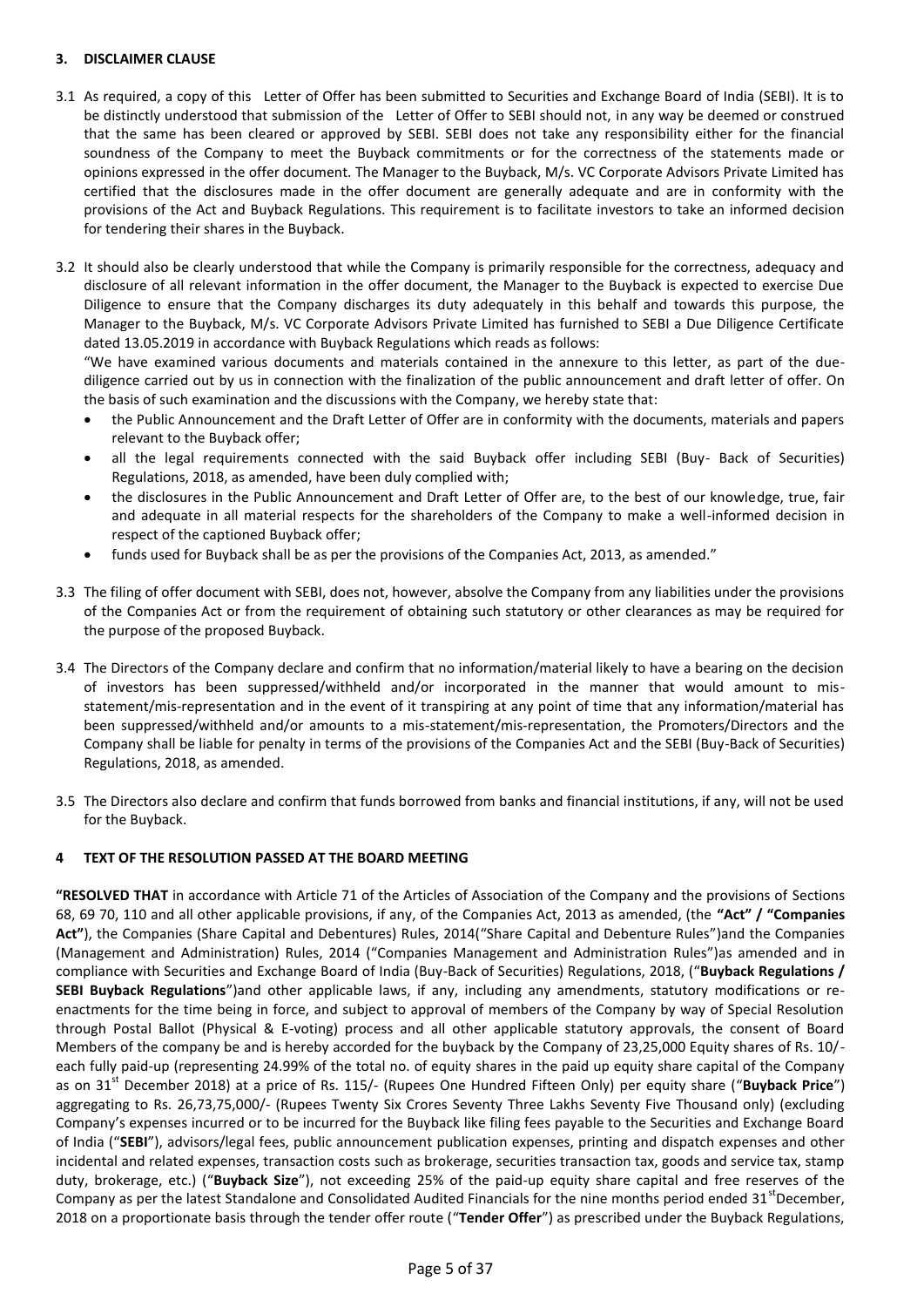## 3. DISCLAIMER CLAUSE

3.1 As required, a copy of this Letter of Offer has been submitted to Securities and Exchange Board of India (SEBI). It is to be distinctly understood that submission of the Letter of Offer to SEBI should not, in any way be deemed or construed that the same has been cleared or approved by SEBI. SEBI does not take any responsibility either for the financial soundness of the Company to meet the Buyback commitments or for the correctness of the statements made or opinions expressed in the offer document. The Manager to the Buyback, M/s. VC Corporate Advisors Private Limited has certified that the disclosures made in the offer document are generally adequate and are in conformity with the provisions of the Act and Buyback Regulations. This requirement is to facilitate investors to take an informed decision for tendering their shares in the Buyback.

3.2 It should also be clearly understood that while the Company is primarily responsible for the correctness, adequacy and disclosure of all relevant information in the offer document, the Manager to the Buyback is expected to exercise Due Diligence to ensure that the Company discharges its duty adequately in this behalf and towards this purpose, the Manager to the Buyback, M/s. VC Corporate Advisors Private Limited has furnished to SEBI a Due Diligence Certificate dated 13.05.2019 in accordance with Buyback Regulations which reads as follows:

"We have examined various documents and materials contained in the annexure to this letter, as part of the due-diligence carried out by us in connection with the finalization of the public announcement and draft letter of offer. On the basis of such examination and the discussions with the Company, we hereby state that:

- the Public Announcement and the Draft Letter of Offer are in conformity with the documents, materials and papers relevant to the Buyback offer;
- all the legal requirements connected with the said Buyback offer including SEBI (Buy- Back of Securities) Regulations, 2018, as amended, have been duly complied with;
- the disclosures in the Public Announcement and Draft Letter of Offer are, to the best of our knowledge, true, fair and adequate in all material respects for the shareholders of the Company to make a well-informed decision in respect of the captioned Buyback offer;
- funds used for Buyback shall be as per the provisions of the Companies Act, 2013, as amended."

3.3 The filing of offer document with SEBI, does not, however, absolve the Company from any liabilities under the provisions of the Companies Act or from the requirement of obtaining such statutory or other clearances as may be required for the purpose of the proposed Buyback.

3.4 The Directors of the Company declare and confirm that no information/material likely to have a bearing on the decision of investors has been suppressed/withheld and/or incorporated in the manner that would amount to mis-statement/mis-representation and in the event of it transpiring at any point of time that any information/material has been suppressed/withheld and/or amounts to a mis-statement/mis-representation, the Promoters/Directors and the Company shall be liable for penalty in terms of the provisions of the Companies Act and the SEBI (Buy-Back of Securities) Regulations, 2018, as amended.

3.5 The Directors also declare and confirm that funds borrowed from banks and financial institutions, if any, will not be used for the Buyback.

## 4 TEXT OF THE RESOLUTION PASSED AT THE BOARD MEETING

**"RESOLVED THAT** in accordance with Article 71 of the Articles of Association of the Company and the provisions of Sections 68, 69 70, 110 and all other applicable provisions, if any, of the Companies Act, 2013 as amended, (the **"Act" / "Companies Act"**), the Companies (Share Capital and Debentures) Rules, 2014("Share Capital and Debenture Rules")and the Companies (Management and Administration) Rules, 2014 ("Companies Management and Administration Rules")as amended and in compliance with Securities and Exchange Board of India (Buy-Back of Securities) Regulations, 2018, ("**Buyback Regulations / SEBI Buyback Regulations**")and other applicable laws, if any, including any amendments, statutory modifications or re-enactments for the time being in force, and subject to approval of members of the Company by way of Special Resolution through Postal Ballot (Physical & E-voting) process and all other applicable statutory approvals, the consent of Board Members of the company be and is hereby accorded for the buyback by the Company of 23,25,000 Equity shares of Rs. 10/- each fully paid-up (representing 24.99% of the total no. of equity shares in the paid up equity share capital of the Company as on 31st December 2018) at a price of Rs. 115/- (Rupees One Hundred Fifteen Only) per equity share ("**Buyback Price**") aggregating to Rs. 26,73,75,000/- (Rupees Twenty Six Crores Seventy Three Lakhs Seventy Five Thousand only) (excluding Company's expenses incurred or to be incurred for the Buyback like filing fees payable to the Securities and Exchange Board of India ("**SEBI**"), advisors/legal fees, public announcement publication expenses, printing and dispatch expenses and other incidental and related expenses, transaction costs such as brokerage, securities transaction tax, goods and service tax, stamp duty, brokerage, etc.) ("**Buyback Size**"), not exceeding 25% of the paid-up equity share capital and free reserves of the Company as per the latest Standalone and Consolidated Audited Financials for the nine months period ended 31stDecember, 2018 on a proportionate basis through the tender offer route ("**Tender Offer**") as prescribed under the Buyback Regulations,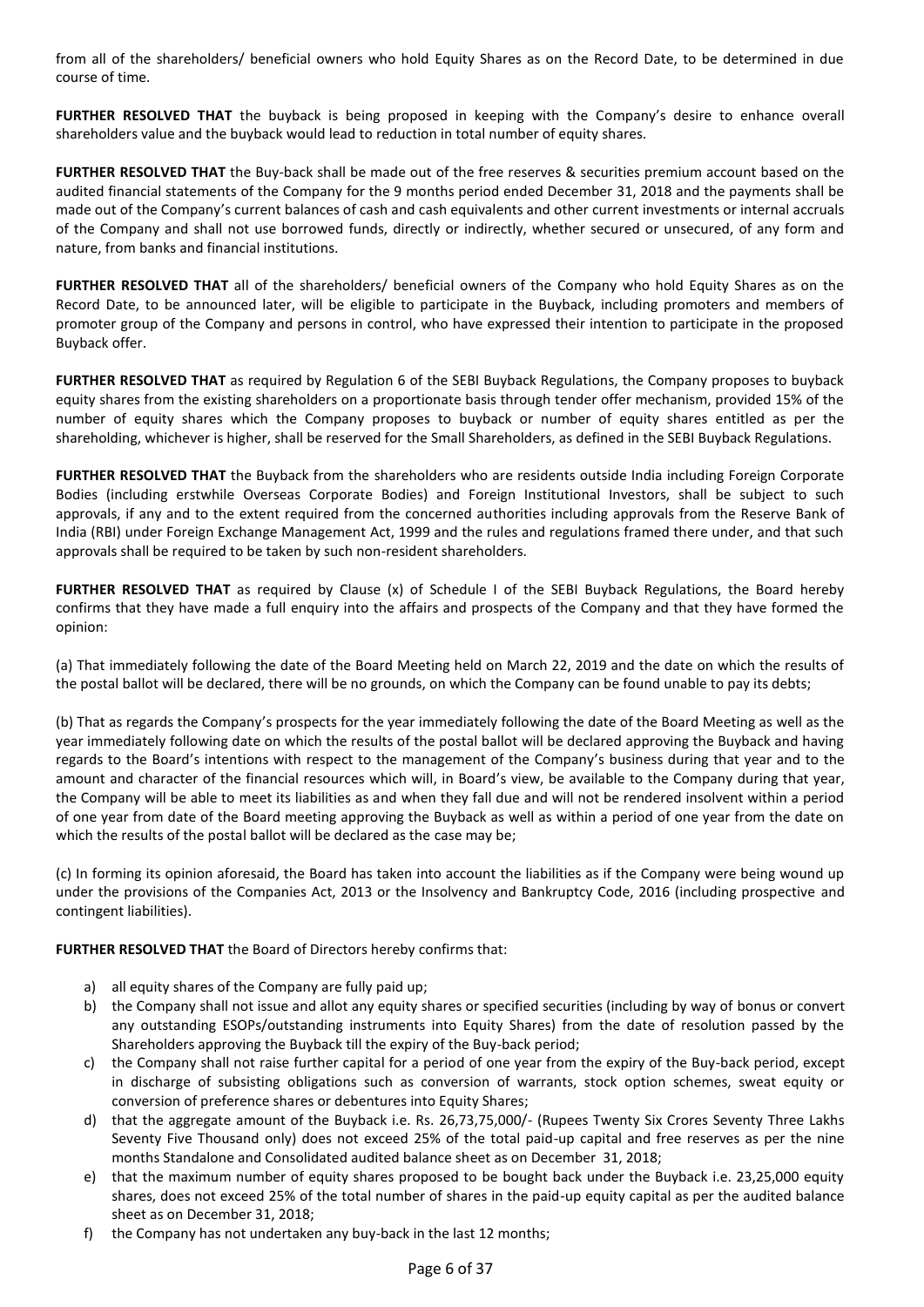from all of the shareholders/ beneficial owners who hold Equity Shares as on the Record Date, to be determined in due course of time.

**FURTHER RESOLVED THAT** the buyback is being proposed in keeping with the Company's desire to enhance overall shareholders value and the buyback would lead to reduction in total number of equity shares.

**FURTHER RESOLVED THAT** the Buy-back shall be made out of the free reserves & securities premium account based on the audited financial statements of the Company for the 9 months period ended December 31, 2018 and the payments shall be made out of the Company's current balances of cash and cash equivalents and other current investments or internal accruals of the Company and shall not use borrowed funds, directly or indirectly, whether secured or unsecured, of any form and nature, from banks and financial institutions.

**FURTHER RESOLVED THAT** all of the shareholders/ beneficial owners of the Company who hold Equity Shares as on the Record Date, to be announced later, will be eligible to participate in the Buyback, including promoters and members of promoter group of the Company and persons in control, who have expressed their intention to participate in the proposed Buyback offer.

**FURTHER RESOLVED THAT** as required by Regulation 6 of the SEBI Buyback Regulations, the Company proposes to buyback equity shares from the existing shareholders on a proportionate basis through tender offer mechanism, provided 15% of the number of equity shares which the Company proposes to buyback or number of equity shares entitled as per the shareholding, whichever is higher, shall be reserved for the Small Shareholders, as defined in the SEBI Buyback Regulations.

**FURTHER RESOLVED THAT** the Buyback from the shareholders who are residents outside India including Foreign Corporate Bodies (including erstwhile Overseas Corporate Bodies) and Foreign Institutional Investors, shall be subject to such approvals, if any and to the extent required from the concerned authorities including approvals from the Reserve Bank of India (RBI) under Foreign Exchange Management Act, 1999 and the rules and regulations framed there under, and that such approvals shall be required to be taken by such non-resident shareholders.

**FURTHER RESOLVED THAT** as required by Clause (x) of Schedule I of the SEBI Buyback Regulations, the Board hereby confirms that they have made a full enquiry into the affairs and prospects of the Company and that they have formed the opinion:

(a) That immediately following the date of the Board Meeting held on March 22, 2019 and the date on which the results of the postal ballot will be declared, there will be no grounds, on which the Company can be found unable to pay its debts;

(b) That as regards the Company's prospects for the year immediately following the date of the Board Meeting as well as the year immediately following date on which the results of the postal ballot will be declared approving the Buyback and having regards to the Board's intentions with respect to the management of the Company's business during that year and to the amount and character of the financial resources which will, in Board's view, be available to the Company during that year, the Company will be able to meet its liabilities as and when they fall due and will not be rendered insolvent within a period of one year from date of the Board meeting approving the Buyback as well as within a period of one year from the date on which the results of the postal ballot will be declared as the case may be;

(c) In forming its opinion aforesaid, the Board has taken into account the liabilities as if the Company were being wound up under the provisions of the Companies Act, 2013 or the Insolvency and Bankruptcy Code, 2016 (including prospective and contingent liabilities).

**FURTHER RESOLVED THAT** the Board of Directors hereby confirms that:

a) all equity shares of the Company are fully paid up;
b) the Company shall not issue and allot any equity shares or specified securities (including by way of bonus or convert any outstanding ESOPs/outstanding instruments into Equity Shares) from the date of resolution passed by the Shareholders approving the Buyback till the expiry of the Buy-back period;
c) the Company shall not raise further capital for a period of one year from the expiry of the Buy-back period, except in discharge of subsisting obligations such as conversion of warrants, stock option schemes, sweat equity or conversion of preference shares or debentures into Equity Shares;
d) that the aggregate amount of the Buyback i.e. Rs. 26,73,75,000/- (Rupees Twenty Six Crores Seventy Three Lakhs Seventy Five Thousand only) does not exceed 25% of the total paid-up capital and free reserves as per the nine months Standalone and Consolidated audited balance sheet as on December 31, 2018;
e) that the maximum number of equity shares proposed to be bought back under the Buyback i.e. 23,25,000 equity shares, does not exceed 25% of the total number of shares in the paid-up equity capital as per the audited balance sheet as on December 31, 2018;
f) the Company has not undertaken any buy-back in the last 12 months;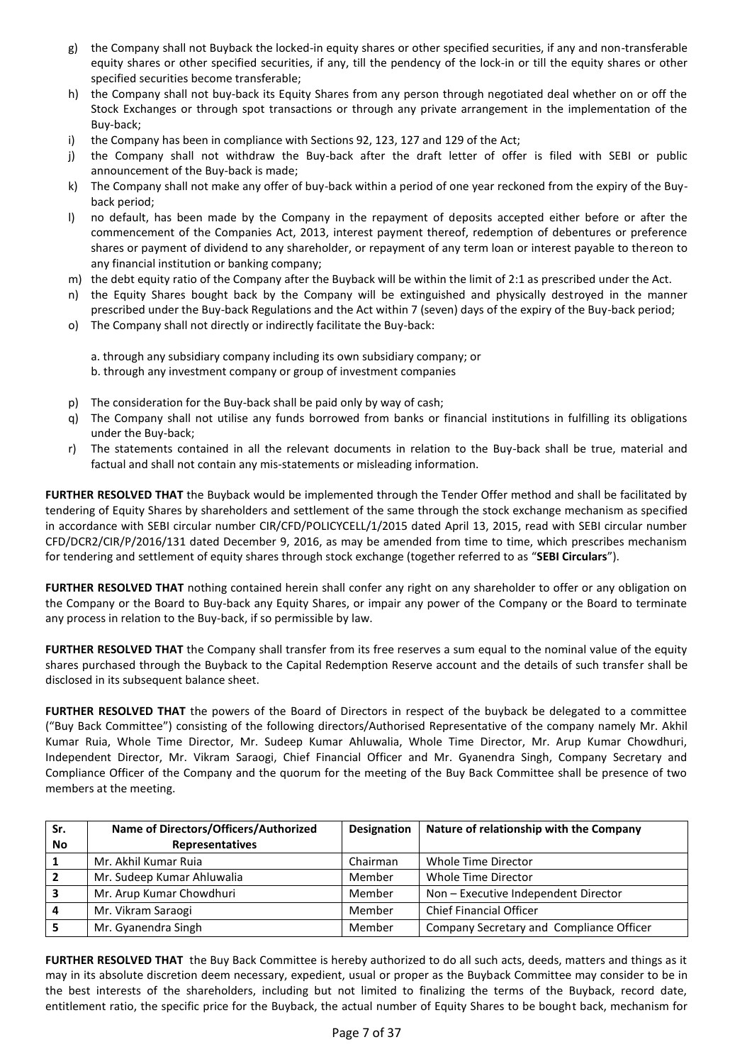g) the Company shall not Buyback the locked-in equity shares or other specified securities, if any and non-transferable equity shares or other specified securities, if any, till the pendency of the lock-in or till the equity shares or other specified securities become transferable;

h) the Company shall not buy-back its Equity Shares from any person through negotiated deal whether on or off the Stock Exchanges or through spot transactions or through any private arrangement in the implementation of the Buy-back;

i) the Company has been in compliance with Sections 92, 123, 127 and 129 of the Act;

j) the Company shall not withdraw the Buy-back after the draft letter of offer is filed with SEBI or public announcement of the Buy-back is made;

k) The Company shall not make any offer of buy-back within a period of one year reckoned from the expiry of the Buy-back period;

l) no default, has been made by the Company in the repayment of deposits accepted either before or after the commencement of the Companies Act, 2013, interest payment thereof, redemption of debentures or preference shares or payment of dividend to any shareholder, or repayment of any term loan or interest payable to thereon to any financial institution or banking company;

m) the debt equity ratio of the Company after the Buyback will be within the limit of 2:1 as prescribed under the Act.

n) the Equity Shares bought back by the Company will be extinguished and physically destroyed in the manner prescribed under the Buy-back Regulations and the Act within 7 (seven) days of the expiry of the Buy-back period;

o) The Company shall not directly or indirectly facilitate the Buy-back:

   a. through any subsidiary company including its own subsidiary company; or
   b. through any investment company or group of investment companies

p) The consideration for the Buy-back shall be paid only by way of cash;

q) The Company shall not utilise any funds borrowed from banks or financial institutions in fulfilling its obligations under the Buy-back;

r) The statements contained in all the relevant documents in relation to the Buy-back shall be true, material and factual and shall not contain any mis-statements or misleading information.

**FURTHER RESOLVED THAT** the Buyback would be implemented through the Tender Offer method and shall be facilitated by tendering of Equity Shares by shareholders and settlement of the same through the stock exchange mechanism as specified in accordance with SEBI circular number CIR/CFD/POLICYCELL/1/2015 dated April 13, 2015, read with SEBI circular number CFD/DCR2/CIR/P/2016/131 dated December 9, 2016, as may be amended from time to time, which prescribes mechanism for tendering and settlement of equity shares through stock exchange (together referred to as "**SEBI Circulars**").

**FURTHER RESOLVED THAT** nothing contained herein shall confer any right on any shareholder to offer or any obligation on the Company or the Board to Buy-back any Equity Shares, or impair any power of the Company or the Board to terminate any process in relation to the Buy-back, if so permissible by law.

**FURTHER RESOLVED THAT** the Company shall transfer from its free reserves a sum equal to the nominal value of the equity shares purchased through the Buyback to the Capital Redemption Reserve account and the details of such transfer shall be disclosed in its subsequent balance sheet.

**FURTHER RESOLVED THAT** the powers of the Board of Directors in respect of the buyback be delegated to a committee ("Buy Back Committee") consisting of the following directors/Authorised Representative of the company namely Mr. Akhil Kumar Ruia, Whole Time Director, Mr. Sudeep Kumar Ahluwalia, Whole Time Director, Mr. Arup Kumar Chowdhuri, Independent Director, Mr. Vikram Saraogi, Chief Financial Officer and Mr. Gyanendra Singh, Company Secretary and Compliance Officer of the Company and the quorum for the meeting of the Buy Back Committee shall be presence of two members at the meeting.

| Sr. No | Name of Directors/Officers/Authorized Representatives | Designation | Nature of relationship with the Company |
|---|---|---|---|
| 1 | Mr. Akhil Kumar Ruia | Chairman | Whole Time Director |
| 2 | Mr. Sudeep Kumar Ahluwalia | Member | Whole Time Director |
| 3 | Mr. Arup Kumar Chowdhuri | Member | Non – Executive Independent Director |
| 4 | Mr. Vikram Saraogi | Member | Chief Financial Officer |
| 5 | Mr. Gyanendra Singh | Member | Company Secretary and Compliance Officer |

**FURTHER RESOLVED THAT** the Buy Back Committee is hereby authorized to do all such acts, deeds, matters and things as it may in its absolute discretion deem necessary, expedient, usual or proper as the Buyback Committee may consider to be in the best interests of the shareholders, including but not limited to finalizing the terms of the Buyback, record date, entitlement ratio, the specific price for the Buyback, the actual number of Equity Shares to be bought back, mechanism for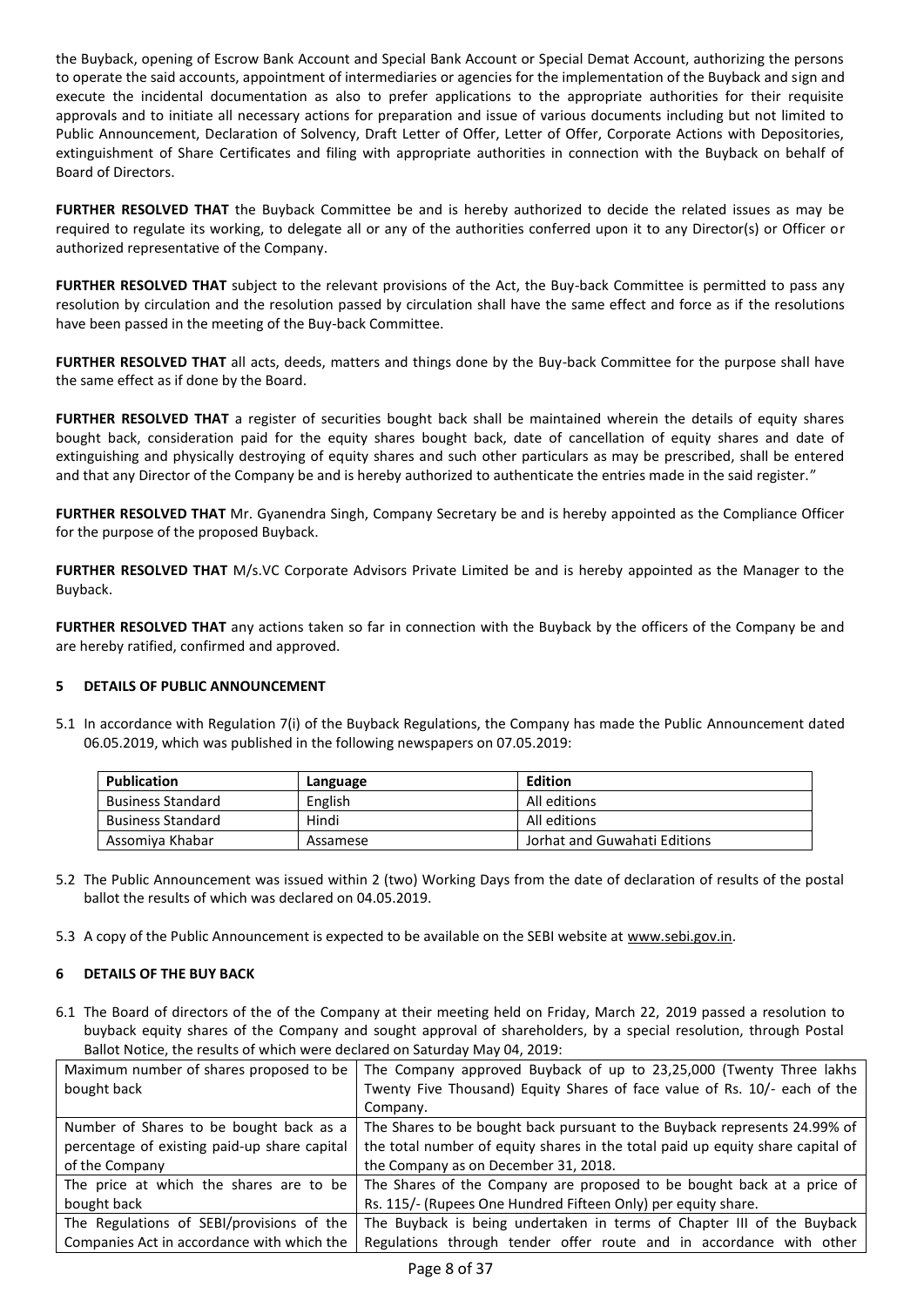the Buyback, opening of Escrow Bank Account and Special Bank Account or Special Demat Account, authorizing the persons to operate the said accounts, appointment of intermediaries or agencies for the implementation of the Buyback and sign and execute the incidental documentation as also to prefer applications to the appropriate authorities for their requisite approvals and to initiate all necessary actions for preparation and issue of various documents including but not limited to Public Announcement, Declaration of Solvency, Draft Letter of Offer, Letter of Offer, Corporate Actions with Depositories, extinguishment of Share Certificates and filing with appropriate authorities in connection with the Buyback on behalf of Board of Directors.

**FURTHER RESOLVED THAT** the Buyback Committee be and is hereby authorized to decide the related issues as may be required to regulate its working, to delegate all or any of the authorities conferred upon it to any Director(s) or Officer or authorized representative of the Company.

**FURTHER RESOLVED THAT** subject to the relevant provisions of the Act, the Buy-back Committee is permitted to pass any resolution by circulation and the resolution passed by circulation shall have the same effect and force as if the resolutions have been passed in the meeting of the Buy-back Committee.

**FURTHER RESOLVED THAT** all acts, deeds, matters and things done by the Buy-back Committee for the purpose shall have the same effect as if done by the Board.

**FURTHER RESOLVED THAT** a register of securities bought back shall be maintained wherein the details of equity shares bought back, consideration paid for the equity shares bought back, date of cancellation of equity shares and date of extinguishing and physically destroying of equity shares and such other particulars as may be prescribed, shall be entered and that any Director of the Company be and is hereby authorized to authenticate the entries made in the said register."

**FURTHER RESOLVED THAT** Mr. Gyanendra Singh, Company Secretary be and is hereby appointed as the Compliance Officer for the purpose of the proposed Buyback.

**FURTHER RESOLVED THAT** M/s.VC Corporate Advisors Private Limited be and is hereby appointed as the Manager to the Buyback.

**FURTHER RESOLVED THAT** any actions taken so far in connection with the Buyback by the officers of the Company be and are hereby ratified, confirmed and approved.

## 5 DETAILS OF PUBLIC ANNOUNCEMENT

5.1 In accordance with Regulation 7(i) of the Buyback Regulations, the Company has made the Public Announcement dated 06.05.2019, which was published in the following newspapers on 07.05.2019:

| Publication | Language | Edition |
|---|---|---|
| Business Standard | English | All editions |
| Business Standard | Hindi | All editions |
| Assomiya Khabar | Assamese | Jorhat and Guwahati Editions |

5.2 The Public Announcement was issued within 2 (two) Working Days from the date of declaration of results of the postal ballot the results of which was declared on 04.05.2019.

5.3 A copy of the Public Announcement is expected to be available on the SEBI website at www.sebi.gov.in.

## 6 DETAILS OF THE BUY BACK

6.1 The Board of directors of the of the Company at their meeting held on Friday, March 22, 2019 passed a resolution to buyback equity shares of the Company and sought approval of shareholders, by a special resolution, through Postal Ballot Notice, the results of which were declared on Saturday May 04, 2019:

| | |
|---|---|
| Maximum number of shares proposed to be bought back | The Company approved Buyback of up to 23,25,000 (Twenty Three lakhs Twenty Five Thousand) Equity Shares of face value of Rs. 10/- each of the Company. |
| Number of Shares to be bought back as a percentage of existing paid-up share capital of the Company | The Shares to be bought back pursuant to the Buyback represents 24.99% of the total number of equity shares in the total paid up equity share capital of the Company as on December 31, 2018. |
| The price at which the shares are to be bought back | The Shares of the Company are proposed to be bought back at a price of Rs. 115/- (Rupees One Hundred Fifteen Only) per equity share. |
| The Regulations of SEBI/provisions of the Companies Act in accordance with which the | The Buyback is being undertaken in terms of Chapter III of the Buyback Regulations through tender offer route and in accordance with other |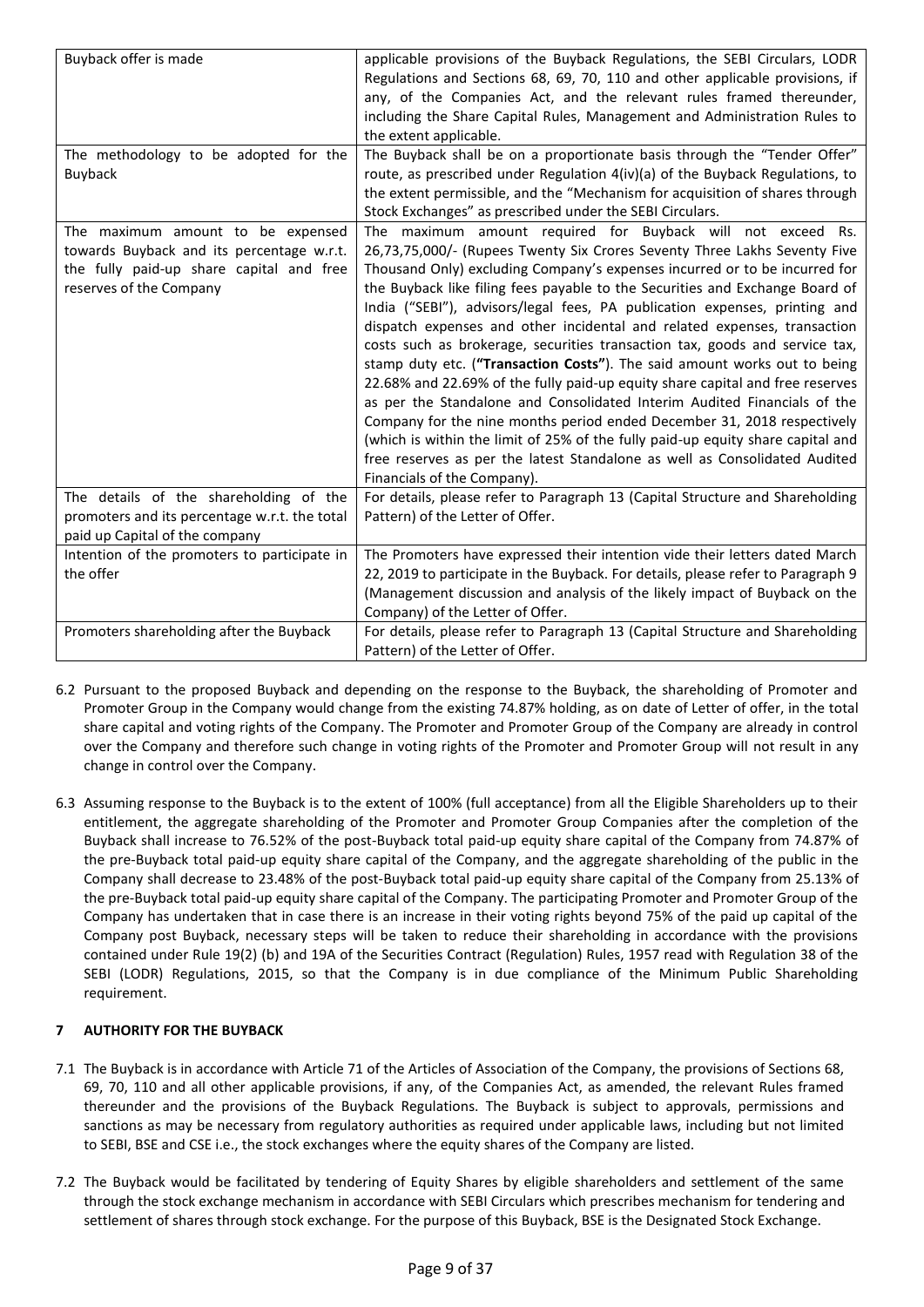| | |
|---|---|
| Buyback offer is made | applicable provisions of the Buyback Regulations, the SEBI Circulars, LODR Regulations and Sections 68, 69, 70, 110 and other applicable provisions, if any, of the Companies Act, and the relevant rules framed thereunder, including the Share Capital Rules, Management and Administration Rules to the extent applicable. |
| The methodology to be adopted for the Buyback | The Buyback shall be on a proportionate basis through the "Tender Offer" route, as prescribed under Regulation 4(iv)(a) of the Buyback Regulations, to the extent permissible, and the "Mechanism for acquisition of shares through Stock Exchanges" as prescribed under the SEBI Circulars. |
| The maximum amount to be expensed towards Buyback and its percentage w.r.t. the fully paid-up share capital and free reserves of the Company | The maximum amount required for Buyback will not exceed Rs. 26,73,75,000/- (Rupees Twenty Six Crores Seventy Three Lakhs Seventy Five Thousand Only) excluding Company's expenses incurred or to be incurred for the Buyback like filing fees payable to the Securities and Exchange Board of India ("SEBI"), advisors/legal fees, PA publication expenses, printing and dispatch expenses and other incidental and related expenses, transaction costs such as brokerage, securities transaction tax, goods and service tax, stamp duty etc. (**"Transaction Costs"**). The said amount works out to being 22.68% and 22.69% of the fully paid-up equity share capital and free reserves as per the Standalone and Consolidated Interim Audited Financials of the Company for the nine months period ended December 31, 2018 respectively (which is within the limit of 25% of the fully paid-up equity share capital and free reserves as per the latest Standalone as well as Consolidated Audited Financials of the Company). |
| The details of the shareholding of the promoters and its percentage w.r.t. the total paid up Capital of the company | For details, please refer to Paragraph 13 (Capital Structure and Shareholding Pattern) of the Letter of Offer. |
| Intention of the promoters to participate in the offer | The Promoters have expressed their intention vide their letters dated March 22, 2019 to participate in the Buyback. For details, please refer to Paragraph 9 (Management discussion and analysis of the likely impact of Buyback on the Company) of the Letter of Offer. |
| Promoters shareholding after the Buyback | For details, please refer to Paragraph 13 (Capital Structure and Shareholding Pattern) of the Letter of Offer. |

6.2 Pursuant to the proposed Buyback and depending on the response to the Buyback, the shareholding of Promoter and Promoter Group in the Company would change from the existing 74.87% holding, as on date of Letter of offer, in the total share capital and voting rights of the Company. The Promoter and Promoter Group of the Company are already in control over the Company and therefore such change in voting rights of the Promoter and Promoter Group will not result in any change in control over the Company.

6.3 Assuming response to the Buyback is to the extent of 100% (full acceptance) from all the Eligible Shareholders up to their entitlement, the aggregate shareholding of the Promoter and Promoter Group Companies after the completion of the Buyback shall increase to 76.52% of the post-Buyback total paid-up equity share capital of the Company from 74.87% of the pre-Buyback total paid-up equity share capital of the Company, and the aggregate shareholding of the public in the Company shall decrease to 23.48% of the post-Buyback total paid-up equity share capital of the Company from 25.13% of the pre-Buyback total paid-up equity share capital of the Company. The participating Promoter and Promoter Group of the Company has undertaken that in case there is an increase in their voting rights beyond 75% of the paid up capital of the Company post Buyback, necessary steps will be taken to reduce their shareholding in accordance with the provisions contained under Rule 19(2) (b) and 19A of the Securities Contract (Regulation) Rules, 1957 read with Regulation 38 of the SEBI (LODR) Regulations, 2015, so that the Company is in due compliance of the Minimum Public Shareholding requirement.

## 7 AUTHORITY FOR THE BUYBACK

7.1 The Buyback is in accordance with Article 71 of the Articles of Association of the Company, the provisions of Sections 68, 69, 70, 110 and all other applicable provisions, if any, of the Companies Act, as amended, the relevant Rules framed thereunder and the provisions of the Buyback Regulations. The Buyback is subject to approvals, permissions and sanctions as may be necessary from regulatory authorities as required under applicable laws, including but not limited to SEBI, BSE and CSE i.e., the stock exchanges where the equity shares of the Company are listed.

7.2 The Buyback would be facilitated by tendering of Equity Shares by eligible shareholders and settlement of the same through the stock exchange mechanism in accordance with SEBI Circulars which prescribes mechanism for tendering and settlement of shares through stock exchange. For the purpose of this Buyback, BSE is the Designated Stock Exchange.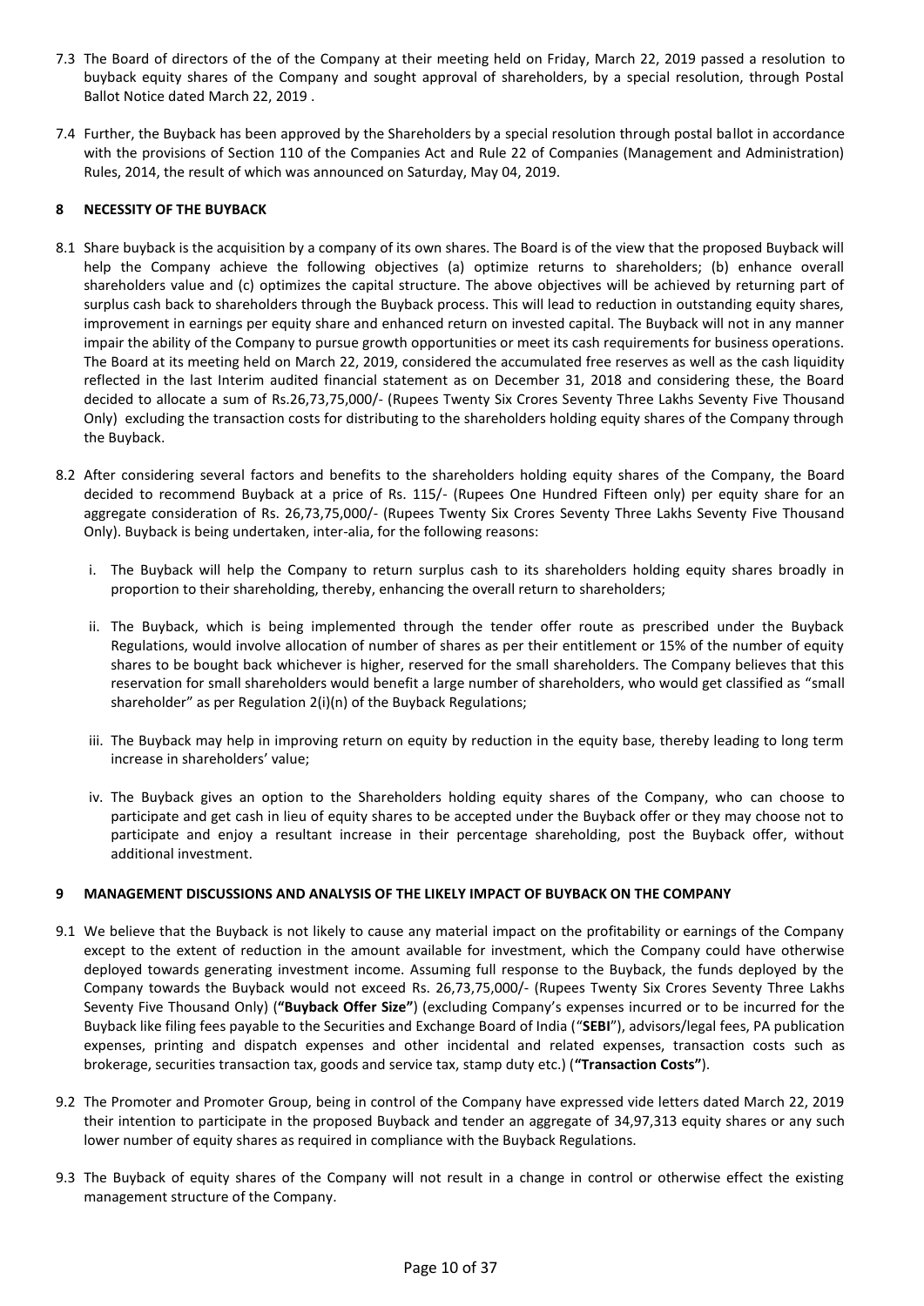7.3 The Board of directors of the of the Company at their meeting held on Friday, March 22, 2019 passed a resolution to buyback equity shares of the Company and sought approval of shareholders, by a special resolution, through Postal Ballot Notice dated March 22, 2019 .

7.4 Further, the Buyback has been approved by the Shareholders by a special resolution through postal ballot in accordance with the provisions of Section 110 of the Companies Act and Rule 22 of Companies (Management and Administration) Rules, 2014, the result of which was announced on Saturday, May 04, 2019.

## 8 NECESSITY OF THE BUYBACK

8.1 Share buyback is the acquisition by a company of its own shares. The Board is of the view that the proposed Buyback will help the Company achieve the following objectives (a) optimize returns to shareholders; (b) enhance overall shareholders value and (c) optimizes the capital structure. The above objectives will be achieved by returning part of surplus cash back to shareholders through the Buyback process. This will lead to reduction in outstanding equity shares, improvement in earnings per equity share and enhanced return on invested capital. The Buyback will not in any manner impair the ability of the Company to pursue growth opportunities or meet its cash requirements for business operations. The Board at its meeting held on March 22, 2019, considered the accumulated free reserves as well as the cash liquidity reflected in the last Interim audited financial statement as on December 31, 2018 and considering these, the Board decided to allocate a sum of Rs.26,73,75,000/- (Rupees Twenty Six Crores Seventy Three Lakhs Seventy Five Thousand Only) excluding the transaction costs for distributing to the shareholders holding equity shares of the Company through the Buyback.

8.2 After considering several factors and benefits to the shareholders holding equity shares of the Company, the Board decided to recommend Buyback at a price of Rs. 115/- (Rupees One Hundred Fifteen only) per equity share for an aggregate consideration of Rs. 26,73,75,000/- (Rupees Twenty Six Crores Seventy Three Lakhs Seventy Five Thousand Only). Buyback is being undertaken, inter-alia, for the following reasons:

i. The Buyback will help the Company to return surplus cash to its shareholders holding equity shares broadly in proportion to their shareholding, thereby, enhancing the overall return to shareholders;

ii. The Buyback, which is being implemented through the tender offer route as prescribed under the Buyback Regulations, would involve allocation of number of shares as per their entitlement or 15% of the number of equity shares to be bought back whichever is higher, reserved for the small shareholders. The Company believes that this reservation for small shareholders would benefit a large number of shareholders, who would get classified as "small shareholder" as per Regulation 2(i)(n) of the Buyback Regulations;

iii. The Buyback may help in improving return on equity by reduction in the equity base, thereby leading to long term increase in shareholders' value;

iv. The Buyback gives an option to the Shareholders holding equity shares of the Company, who can choose to participate and get cash in lieu of equity shares to be accepted under the Buyback offer or they may choose not to participate and enjoy a resultant increase in their percentage shareholding, post the Buyback offer, without additional investment.

## 9 MANAGEMENT DISCUSSIONS AND ANALYSIS OF THE LIKELY IMPACT OF BUYBACK ON THE COMPANY

9.1 We believe that the Buyback is not likely to cause any material impact on the profitability or earnings of the Company except to the extent of reduction in the amount available for investment, which the Company could have otherwise deployed towards generating investment income. Assuming full response to the Buyback, the funds deployed by the Company towards the Buyback would not exceed Rs. 26,73,75,000/- (Rupees Twenty Six Crores Seventy Three Lakhs Seventy Five Thousand Only) (**"Buyback Offer Size"**) (excluding Company's expenses incurred or to be incurred for the Buyback like filing fees payable to the Securities and Exchange Board of India ("**SEBI**"), advisors/legal fees, PA publication expenses, printing and dispatch expenses and other incidental and related expenses, transaction costs such as brokerage, securities transaction tax, goods and service tax, stamp duty etc.) (**"Transaction Costs"**).

9.2 The Promoter and Promoter Group, being in control of the Company have expressed vide letters dated March 22, 2019 their intention to participate in the proposed Buyback and tender an aggregate of 34,97,313 equity shares or any such lower number of equity shares as required in compliance with the Buyback Regulations.

9.3 The Buyback of equity shares of the Company will not result in a change in control or otherwise effect the existing management structure of the Company.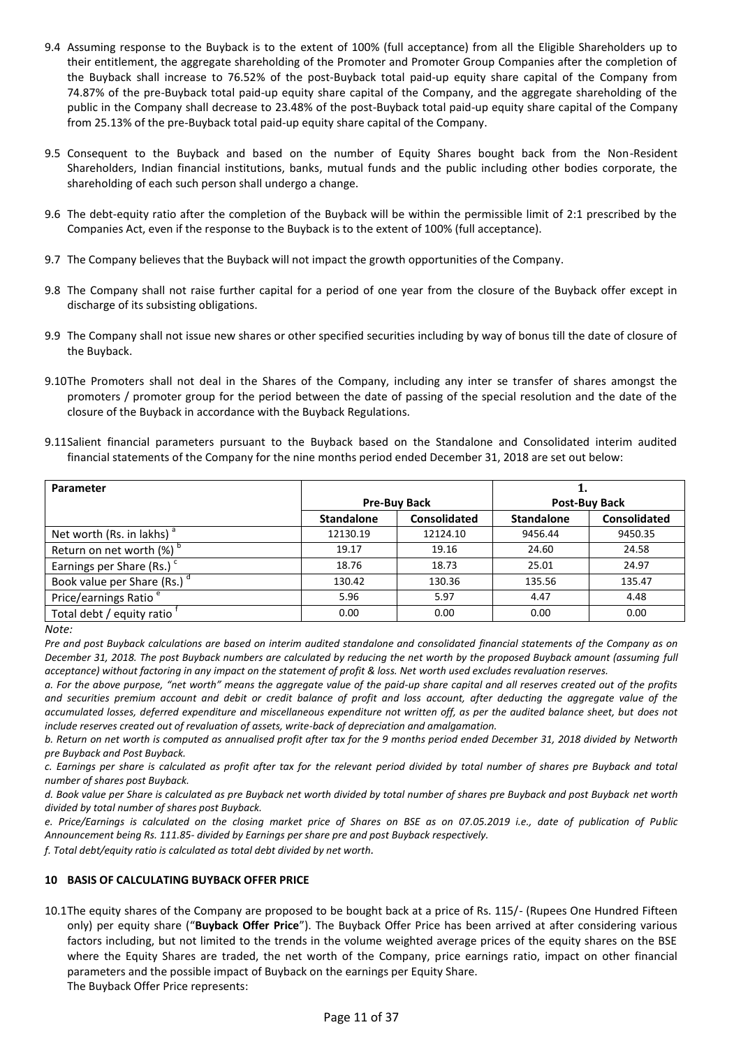9.4 Assuming response to the Buyback is to the extent of 100% (full acceptance) from all the Eligible Shareholders up to their entitlement, the aggregate shareholding of the Promoter and Promoter Group Companies after the completion of the Buyback shall increase to 76.52% of the post-Buyback total paid-up equity share capital of the Company from 74.87% of the pre-Buyback total paid-up equity share capital of the Company, and the aggregate shareholding of the public in the Company shall decrease to 23.48% of the post-Buyback total paid-up equity share capital of the Company from 25.13% of the pre-Buyback total paid-up equity share capital of the Company.

9.5 Consequent to the Buyback and based on the number of Equity Shares bought back from the Non-Resident Shareholders, Indian financial institutions, banks, mutual funds and the public including other bodies corporate, the shareholding of each such person shall undergo a change.

9.6 The debt-equity ratio after the completion of the Buyback will be within the permissible limit of 2:1 prescribed by the Companies Act, even if the response to the Buyback is to the extent of 100% (full acceptance).

9.7 The Company believes that the Buyback will not impact the growth opportunities of the Company.

9.8 The Company shall not raise further capital for a period of one year from the closure of the Buyback offer except in discharge of its subsisting obligations.

9.9 The Company shall not issue new shares or other specified securities including by way of bonus till the date of closure of the Buyback.

9.10 The Promoters shall not deal in the Shares of the Company, including any inter se transfer of shares amongst the promoters / promoter group for the period between the date of passing of the special resolution and the date of the closure of the Buyback in accordance with the Buyback Regulations.

9.11 Salient financial parameters pursuant to the Buyback based on the Standalone and Consolidated interim audited financial statements of the Company for the nine months period ended December 31, 2018 are set out below:

| Parameter | Pre-Buy Back | | 1. Post-Buy Back | |
|---|---|---|---|---|
| | Standalone | Consolidated | Standalone | Consolidated |
| Net worth (Rs. in lakhs) [a] | 12130.19 | 12124.10 | 9456.44 | 9450.35 |
| Return on net worth (%) [b] | 19.17 | 19.16 | 24.60 | 24.58 |
| Earnings per Share (Rs.) [c] | 18.76 | 18.73 | 25.01 | 24.97 |
| Book value per Share (Rs.) [d] | 130.42 | 130.36 | 135.56 | 135.47 |
| Price/earnings Ratio [e] | 5.96 | 5.97 | 4.47 | 4.48 |
| Total debt / equity ratio [f] | 0.00 | 0.00 | 0.00 | 0.00 |

*Note:*

*Pre and post Buyback calculations are based on interim audited standalone and consolidated financial statements of the Company as on December 31, 2018. The post Buyback numbers are calculated by reducing the net worth by the proposed Buyback amount (assuming full acceptance) without factoring in any impact on the statement of profit & loss. Net worth used excludes revaluation reserves.*

*a. For the above purpose, "net worth" means the aggregate value of the paid-up share capital and all reserves created out of the profits and securities premium account and debit or credit balance of profit and loss account, after deducting the aggregate value of the accumulated losses, deferred expenditure and miscellaneous expenditure not written off, as per the audited balance sheet, but does not include reserves created out of revaluation of assets, write-back of depreciation and amalgamation.*

*b. Return on net worth is computed as annualised profit after tax for the 9 months period ended December 31, 2018 divided by Networth pre Buyback and Post Buyback.*

*c. Earnings per share is calculated as profit after tax for the relevant period divided by total number of shares pre Buyback and total number of shares post Buyback.*

*d. Book value per Share is calculated as pre Buyback net worth divided by total number of shares pre Buyback and post Buyback net worth divided by total number of shares post Buyback.*

*e. Price/Earnings is calculated on the closing market price of Shares on BSE as on 07.05.2019 i.e., date of publication of Public Announcement being Rs. 111.85- divided by Earnings per share pre and post Buyback respectively.*

*f. Total debt/equity ratio is calculated as total debt divided by net worth.*

## 10 BASIS OF CALCULATING BUYBACK OFFER PRICE

10.1 The equity shares of the Company are proposed to be bought back at a price of Rs. 115/- (Rupees One Hundred Fifteen only) per equity share ("**Buyback Offer Price**"). The Buyback Offer Price has been arrived at after considering various factors including, but not limited to the trends in the volume weighted average prices of the equity shares on the BSE where the Equity Shares are traded, the net worth of the Company, price earnings ratio, impact on other financial parameters and the possible impact of Buyback on the earnings per Equity Share.
The Buyback Offer Price represents: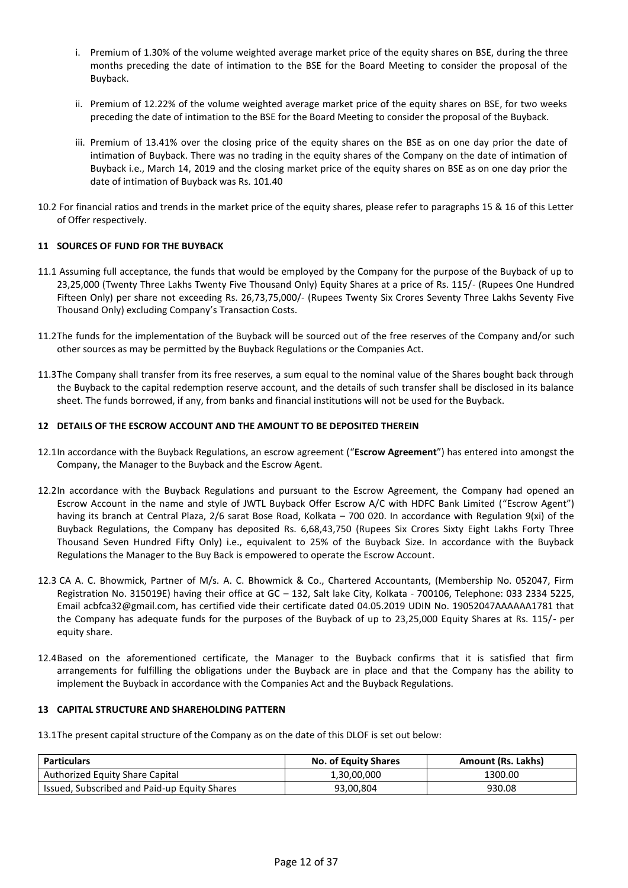i. Premium of 1.30% of the volume weighted average market price of the equity shares on BSE, during the three months preceding the date of intimation to the BSE for the Board Meeting to consider the proposal of the Buyback.

ii. Premium of 12.22% of the volume weighted average market price of the equity shares on BSE, for two weeks preceding the date of intimation to the BSE for the Board Meeting to consider the proposal of the Buyback.

iii. Premium of 13.41% over the closing price of the equity shares on the BSE as on one day prior the date of intimation of Buyback. There was no trading in the equity shares of the Company on the date of intimation of Buyback i.e., March 14, 2019 and the closing market price of the equity shares on BSE as on one day prior the date of intimation of Buyback was Rs. 101.40

10.2 For financial ratios and trends in the market price of the equity shares, please refer to paragraphs 15 & 16 of this Letter of Offer respectively.

## 11 SOURCES OF FUND FOR THE BUYBACK

11.1 Assuming full acceptance, the funds that would be employed by the Company for the purpose of the Buyback of up to 23,25,000 (Twenty Three Lakhs Twenty Five Thousand Only) Equity Shares at a price of Rs. 115/- (Rupees One Hundred Fifteen Only) per share not exceeding Rs. 26,73,75,000/- (Rupees Twenty Six Crores Seventy Three Lakhs Seventy Five Thousand Only) excluding Company's Transaction Costs.

11.2 The funds for the implementation of the Buyback will be sourced out of the free reserves of the Company and/or such other sources as may be permitted by the Buyback Regulations or the Companies Act.

11.3 The Company shall transfer from its free reserves, a sum equal to the nominal value of the Shares bought back through the Buyback to the capital redemption reserve account, and the details of such transfer shall be disclosed in its balance sheet. The funds borrowed, if any, from banks and financial institutions will not be used for the Buyback.

## 12 DETAILS OF THE ESCROW ACCOUNT AND THE AMOUNT TO BE DEPOSITED THEREIN

12.1 In accordance with the Buyback Regulations, an escrow agreement ("**Escrow Agreement**") has entered into amongst the Company, the Manager to the Buyback and the Escrow Agent.

12.2 In accordance with the Buyback Regulations and pursuant to the Escrow Agreement, the Company had opened an Escrow Account in the name and style of JWTL Buyback Offer Escrow A/C with HDFC Bank Limited ("Escrow Agent") having its branch at Central Plaza, 2/6 sarat Bose Road, Kolkata – 700 020. In accordance with Regulation 9(xi) of the Buyback Regulations, the Company has deposited Rs. 6,68,43,750 (Rupees Six Crores Sixty Eight Lakhs Forty Three Thousand Seven Hundred Fifty Only) i.e., equivalent to 25% of the Buyback Size. In accordance with the Buyback Regulations the Manager to the Buy Back is empowered to operate the Escrow Account.

12.3 CA A. C. Bhowmick, Partner of M/s. A. C. Bhowmick & Co., Chartered Accountants, (Membership No. 052047, Firm Registration No. 315019E) having their office at GC – 132, Salt lake City, Kolkata - 700106, Telephone: 033 2334 5225, Email acbfca32@gmail.com, has certified vide their certificate dated 04.05.2019 UDIN No. 19052047AAAAAA1781 that the Company has adequate funds for the purposes of the Buyback of up to 23,25,000 Equity Shares at Rs. 115/- per equity share.

12.4 Based on the aforementioned certificate, the Manager to the Buyback confirms that it is satisfied that firm arrangements for fulfilling the obligations under the Buyback are in place and that the Company has the ability to implement the Buyback in accordance with the Companies Act and the Buyback Regulations.

## 13 CAPITAL STRUCTURE AND SHAREHOLDING PATTERN

13.1 The present capital structure of the Company as on the date of this DLOF is set out below:

| Particulars | No. of Equity Shares | Amount (Rs. Lakhs) |
|---|---|---|
| Authorized Equity Share Capital | 1,30,00,000 | 1300.00 |
| Issued, Subscribed and Paid-up Equity Shares | 93,00,804 | 930.08 |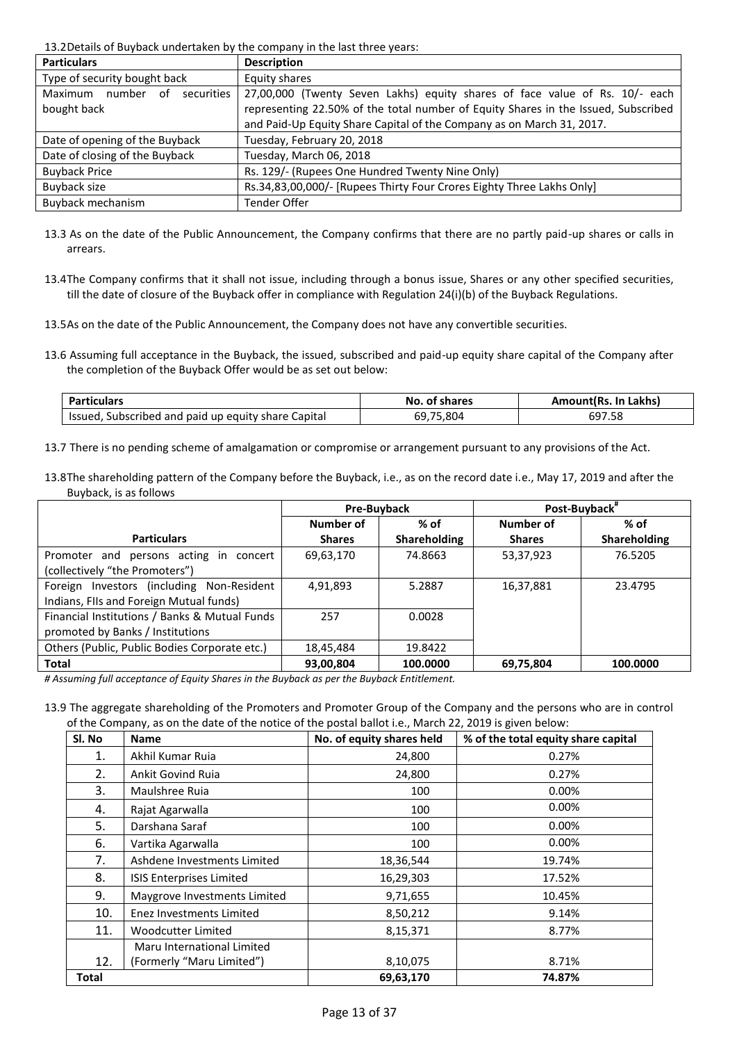13.2 Details of Buyback undertaken by the company in the last three years:

| Particulars | Description |
|---|---|
| Type of security bought back | Equity shares |
| Maximum number of securities bought back | 27,00,000 (Twenty Seven Lakhs) equity shares of face value of Rs. 10/- each representing 22.50% of the total number of Equity Shares in the Issued, Subscribed and Paid-Up Equity Share Capital of the Company as on March 31, 2017. |
| Date of opening of the Buyback | Tuesday, February 20, 2018 |
| Date of closing of the Buyback | Tuesday, March 06, 2018 |
| Buyback Price | Rs. 129/- (Rupees One Hundred Twenty Nine Only) |
| Buyback size | Rs.34,83,00,000/- [Rupees Thirty Four Crores Eighty Three Lakhs Only] |
| Buyback mechanism | Tender Offer |

13.3 As on the date of the Public Announcement, the Company confirms that there are no partly paid-up shares or calls in arrears.

13.4 The Company confirms that it shall not issue, including through a bonus issue, Shares or any other specified securities, till the date of closure of the Buyback offer in compliance with Regulation 24(i)(b) of the Buyback Regulations.

13.5 As on the date of the Public Announcement, the Company does not have any convertible securities.

13.6 Assuming full acceptance in the Buyback, the issued, subscribed and paid-up equity share capital of the Company after the completion of the Buyback Offer would be as set out below:

| Particulars | No. of shares | Amount(Rs. In Lakhs) |
|---|---|---|
| Issued, Subscribed and paid up equity share Capital | 69,75,804 | 697.58 |

13.7 There is no pending scheme of amalgamation or compromise or arrangement pursuant to any provisions of the Act.

13.8 The shareholding pattern of the Company before the Buyback, i.e., as on the record date i.e., May 17, 2019 and after the Buyback, is as follows

| | Pre-Buyback | | Post-Buyback# | |
|---|---|---|---|---|
| Particulars | Number of Shares | % of Shareholding | Number of Shares | % of Shareholding |
| Promoter and persons acting in concert (collectively "the Promoters") | 69,63,170 | 74.8663 | 53,37,923 | 76.5205 |
| Foreign Investors (including Non-Resident Indians, FIIs and Foreign Mutual funds) | 4,91,893 | 5.2887 | 16,37,881 | 23.4795 |
| Financial Institutions / Banks & Mutual Funds promoted by Banks / Institutions | 257 | 0.0028 | | |
| Others (Public, Public Bodies Corporate etc.) | 18,45,484 | 19.8422 | | |
| **Total** | **93,00,804** | **100.0000** | **69,75,804** | **100.0000** |

*# Assuming full acceptance of Equity Shares in the Buyback as per the Buyback Entitlement.*

13.9 The aggregate shareholding of the Promoters and Promoter Group of the Company and the persons who are in control of the Company, as on the date of the notice of the postal ballot i.e., March 22, 2019 is given below:

| Sl. No | Name | No. of equity shares held | % of the total equity share capital |
|---|---|---|---|
| 1. | Akhil Kumar Ruia | 24,800 | 0.27% |
| 2. | Ankit Govind Ruia | 24,800 | 0.27% |
| 3. | Maulshree Ruia | 100 | 0.00% |
| 4. | Rajat Agarwalla | 100 | 0.00% |
| 5. | Darshana Saraf | 100 | 0.00% |
| 6. | Vartika Agarwalla | 100 | 0.00% |
| 7. | Ashdene Investments Limited | 18,36,544 | 19.74% |
| 8. | ISIS Enterprises Limited | 16,29,303 | 17.52% |
| 9. | Maygrove Investments Limited | 9,71,655 | 10.45% |
| 10. | Enez Investments Limited | 8,50,212 | 9.14% |
| 11. | Woodcutter Limited | 8,15,371 | 8.77% |
| 12. | Maru International Limited (Formerly "Maru Limited") | 8,10,075 | 8.71% |
| **Total** | | **69,63,170** | **74.87%** |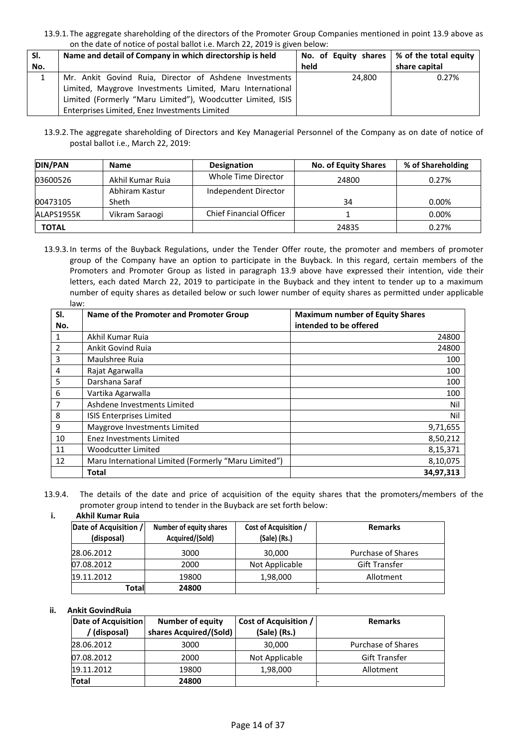13.9.1. The aggregate shareholding of the directors of the Promoter Group Companies mentioned in point 13.9 above as on the date of notice of postal ballot i.e. March 22, 2019 is given below:

| Sl. No. | Name and detail of Company in which directorship is held | No. of Equity shares held | % of the total equity share capital |
|---|---|---|---|
| 1 | Mr. Ankit Govind Ruia, Director of Ashdene Investments Limited, Maygrove Investments Limited, Maru International Limited (Formerly "Maru Limited"), Woodcutter Limited, ISIS Enterprises Limited, Enez Investments Limited | 24,800 | 0.27% |

13.9.2. The aggregate shareholding of Directors and Key Managerial Personnel of the Company as on date of notice of postal ballot i.e., March 22, 2019:

| DIN/PAN | Name | Designation | No. of Equity Shares | % of Shareholding |
|---|---|---|---|---|
| 03600526 | Akhil Kumar Ruia | Whole Time Director | 24800 | 0.27% |
| 00473105 | Abhiram Kastur Sheth | Independent Director | 34 | 0.00% |
| ALAPS1955K | Vikram Saraogi | Chief Financial Officer | 1 | 0.00% |
| **TOTAL** | | | 24835 | 0.27% |

13.9.3. In terms of the Buyback Regulations, under the Tender Offer route, the promoter and members of promoter group of the Company have an option to participate in the Buyback. In this regard, certain members of the Promoters and Promoter Group as listed in paragraph 13.9 above have expressed their intention, vide their letters, each dated March 22, 2019 to participate in the Buyback and they intent to tender up to a maximum number of equity shares as detailed below or such lower number of equity shares as permitted under applicable law:

| Sl. No. | Name of the Promoter and Promoter Group | Maximum number of Equity Shares intended to be offered |
|---|---|---|
| 1 | Akhil Kumar Ruia | 24800 |
| 2 | Ankit Govind Ruia | 24800 |
| 3 | Maulshree Ruia | 100 |
| 4 | Rajat Agarwalla | 100 |
| 5 | Darshana Saraf | 100 |
| 6 | Vartika Agarwalla | 100 |
| 7 | Ashdene Investments Limited | Nil |
| 8 | ISIS Enterprises Limited | Nil |
| 9 | Maygrove Investments Limited | 9,71,655 |
| 10 | Enez Investments Limited | 8,50,212 |
| 11 | Woodcutter Limited | 8,15,371 |
| 12 | Maru International Limited (Formerly "Maru Limited") | 8,10,075 |
| | **Total** | **34,97,313** |

13.9.4. The details of the date and price of acquisition of the equity shares that the promoters/members of the promoter group intend to tender in the Buyback are set forth below:

**i. Akhil Kumar Ruia**

| Date of Acquisition / (disposal) | Number of equity shares Acquired/(Sold) | Cost of Acquisition / (Sale) (Rs.) | Remarks |
|---|---|---|---|
| 28.06.2012 | 3000 | 30,000 | Purchase of Shares |
| 07.08.2012 | 2000 | Not Applicable | Gift Transfer |
| 19.11.2012 | 19800 | 1,98,000 | Allotment |
| **Total** | **24800** | | - |

**ii. Ankit GovindRuia**

| Date of Acquisition / (disposal) | Number of equity shares Acquired/(Sold) | Cost of Acquisition / (Sale) (Rs.) | Remarks |
|---|---|---|---|
| 28.06.2012 | 3000 | 30,000 | Purchase of Shares |
| 07.08.2012 | 2000 | Not Applicable | Gift Transfer |
| 19.11.2012 | 19800 | 1,98,000 | Allotment |
| **Total** | **24800** | | - |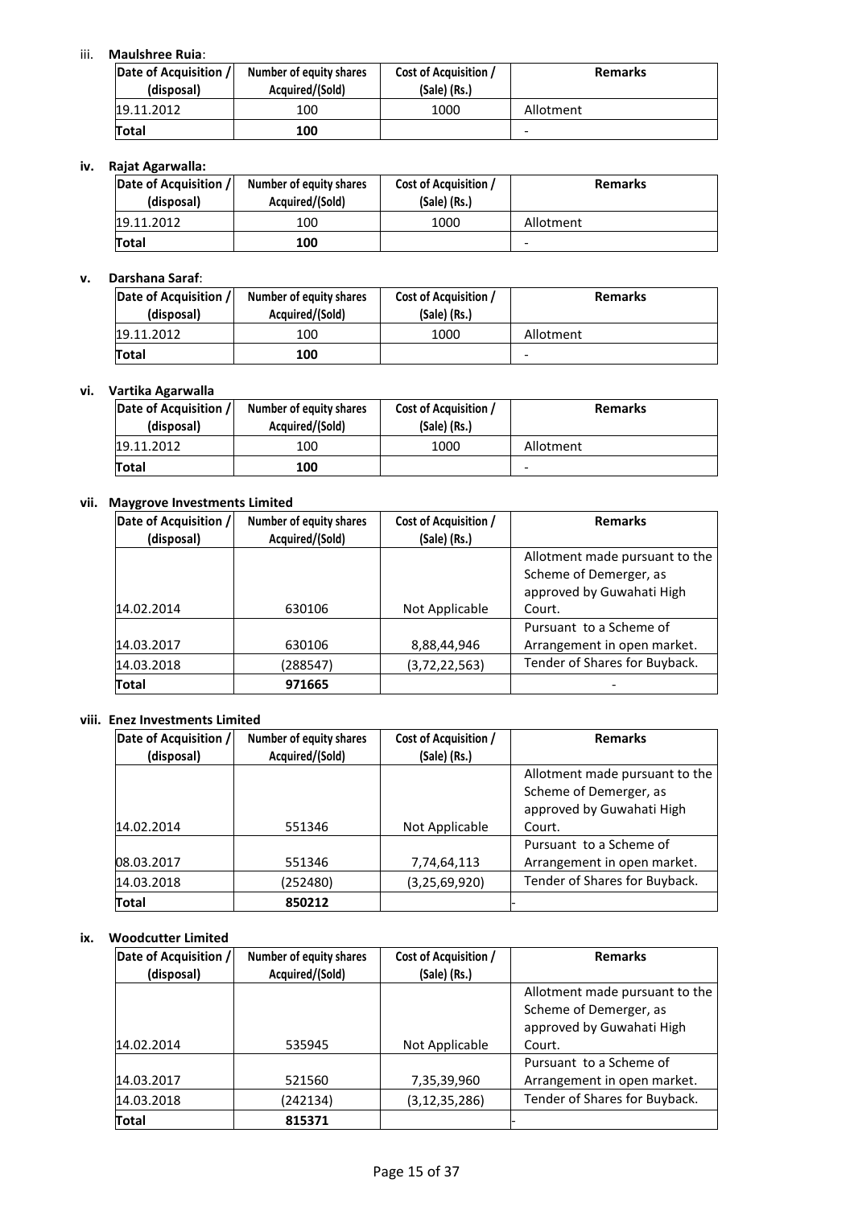iii. **Maulshree Ruia**:

| Date of Acquisition / (disposal) | Number of equity shares Acquired/(Sold) | Cost of Acquisition / (Sale) (Rs.) | Remarks |
|---|---|---|---|
| 19.11.2012 | 100 | 1000 | Allotment |
| **Total** | **100** | | - |

**iv. Rajat Agarwalla:**

| Date of Acquisition / (disposal) | Number of equity shares Acquired/(Sold) | Cost of Acquisition / (Sale) (Rs.) | Remarks |
|---|---|---|---|
| 19.11.2012 | 100 | 1000 | Allotment |
| **Total** | **100** | | - |

**v. Darshana Saraf**:

| Date of Acquisition / (disposal) | Number of equity shares Acquired/(Sold) | Cost of Acquisition / (Sale) (Rs.) | Remarks |
|---|---|---|---|
| 19.11.2012 | 100 | 1000 | Allotment |
| **Total** | **100** | | - |

**vi. Vartika Agarwalla**

| Date of Acquisition / (disposal) | Number of equity shares Acquired/(Sold) | Cost of Acquisition / (Sale) (Rs.) | Remarks |
|---|---|---|---|
| 19.11.2012 | 100 | 1000 | Allotment |
| **Total** | **100** | | - |

**vii. Maygrove Investments Limited**

| Date of Acquisition / (disposal) | Number of equity shares Acquired/(Sold) | Cost of Acquisition / (Sale) (Rs.) | Remarks |
|---|---|---|---|
| 14.02.2014 | 630106 | Not Applicable | Allotment made pursuant to the Scheme of Demerger, as approved by Guwahati High Court. |
| 14.03.2017 | 630106 | 8,88,44,946 | Pursuant to a Scheme of Arrangement in open market. |
| 14.03.2018 | (288547) | (3,72,22,563) | Tender of Shares for Buyback. |
| **Total** | **971665** | | - |

**viii. Enez Investments Limited**

| Date of Acquisition / (disposal) | Number of equity shares Acquired/(Sold) | Cost of Acquisition / (Sale) (Rs.) | Remarks |
|---|---|---|---|
| 14.02.2014 | 551346 | Not Applicable | Allotment made pursuant to the Scheme of Demerger, as approved by Guwahati High Court. |
| 08.03.2017 | 551346 | 7,74,64,113 | Pursuant to a Scheme of Arrangement in open market. |
| 14.03.2018 | (252480) | (3,25,69,920) | Tender of Shares for Buyback. |
| **Total** | **850212** | | - |

**ix. Woodcutter Limited**

| Date of Acquisition / (disposal) | Number of equity shares Acquired/(Sold) | Cost of Acquisition / (Sale) (Rs.) | Remarks |
|---|---|---|---|
| 14.02.2014 | 535945 | Not Applicable | Allotment made pursuant to the Scheme of Demerger, as approved by Guwahati High Court. |
| 14.03.2017 | 521560 | 7,35,39,960 | Pursuant to a Scheme of Arrangement in open market. |
| 14.03.2018 | (242134) | (3,12,35,286) | Tender of Shares for Buyback. |
| **Total** | **815371** | | - |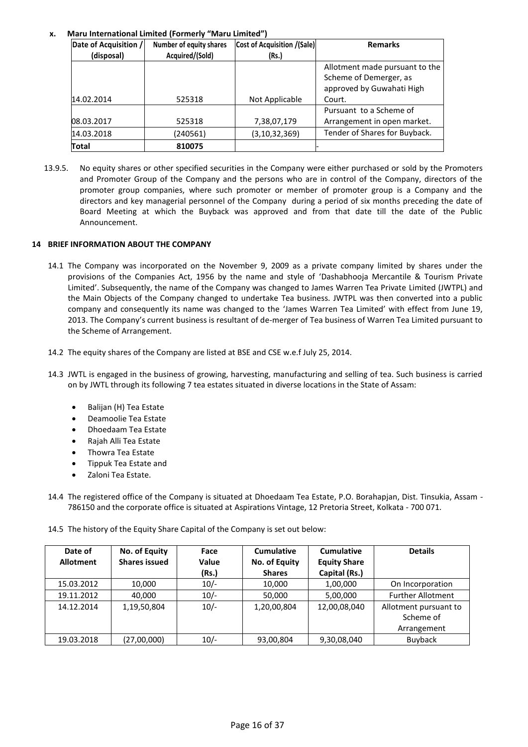**x. Maru International Limited (Formerly "Maru Limited")**

| Date of Acquisition / (disposal) | Number of equity shares Acquired/(Sold) | Cost of Acquisition /(Sale) (Rs.) | Remarks |
|---|---|---|---|
| 14.02.2014 | 525318 | Not Applicable | Allotment made pursuant to the Scheme of Demerger, as approved by Guwahati High Court. |
| 08.03.2017 | 525318 | 7,38,07,179 | Pursuant to a Scheme of Arrangement in open market. |
| 14.03.2018 | (240561) | (3,10,32,369) | Tender of Shares for Buyback. |
| **Total** | **810075** | | - |

13.9.5. No equity shares or other specified securities in the Company were either purchased or sold by the Promoters and Promoter Group of the Company and the persons who are in control of the Company, directors of the promoter group companies, where such promoter or member of promoter group is a Company and the directors and key managerial personnel of the Company during a period of six months preceding the date of Board Meeting at which the Buyback was approved and from that date till the date of the Public Announcement.

## 14 BRIEF INFORMATION ABOUT THE COMPANY

14.1 The Company was incorporated on the November 9, 2009 as a private company limited by shares under the provisions of the Companies Act, 1956 by the name and style of 'Dashabhooja Mercantile & Tourism Private Limited'. Subsequently, the name of the Company was changed to James Warren Tea Private Limited (JWTPL) and the Main Objects of the Company changed to undertake Tea business. JWTPL was then converted into a public company and consequently its name was changed to the 'James Warren Tea Limited' with effect from June 19, 2013. The Company's current business is resultant of de-merger of Tea business of Warren Tea Limited pursuant to the Scheme of Arrangement.

14.2 The equity shares of the Company are listed at BSE and CSE w.e.f July 25, 2014.

14.3 JWTL is engaged in the business of growing, harvesting, manufacturing and selling of tea. Such business is carried on by JWTL through its following 7 tea estates situated in diverse locations in the State of Assam:

- Balijan (H) Tea Estate
- Deamoolie Tea Estate
- Dhoedaam Tea Estate
- Rajah Alli Tea Estate
- Thowra Tea Estate
- Tippuk Tea Estate and
- Zaloni Tea Estate.

14.4 The registered office of the Company is situated at Dhoedaam Tea Estate, P.O. Borahapjan, Dist. Tinsukia, Assam - 786150 and the corporate office is situated at Aspirations Vintage, 12 Pretoria Street, Kolkata - 700 071.

14.5 The history of the Equity Share Capital of the Company is set out below:

| Date of Allotment | No. of Equity Shares issued | Face Value (Rs.) | Cumulative No. of Equity Shares | Cumulative Equity Share Capital (Rs.) | Details |
|---|---|---|---|---|---|
| 15.03.2012 | 10,000 | 10/- | 10,000 | 1,00,000 | On Incorporation |
| 19.11.2012 | 40,000 | 10/- | 50,000 | 5,00,000 | Further Allotment |
| 14.12.2014 | 1,19,50,804 | 10/- | 1,20,00,804 | 12,00,08,040 | Allotment pursuant to Scheme of Arrangement |
| 19.03.2018 | (27,00,000) | 10/- | 93,00,804 | 9,30,08,040 | Buyback |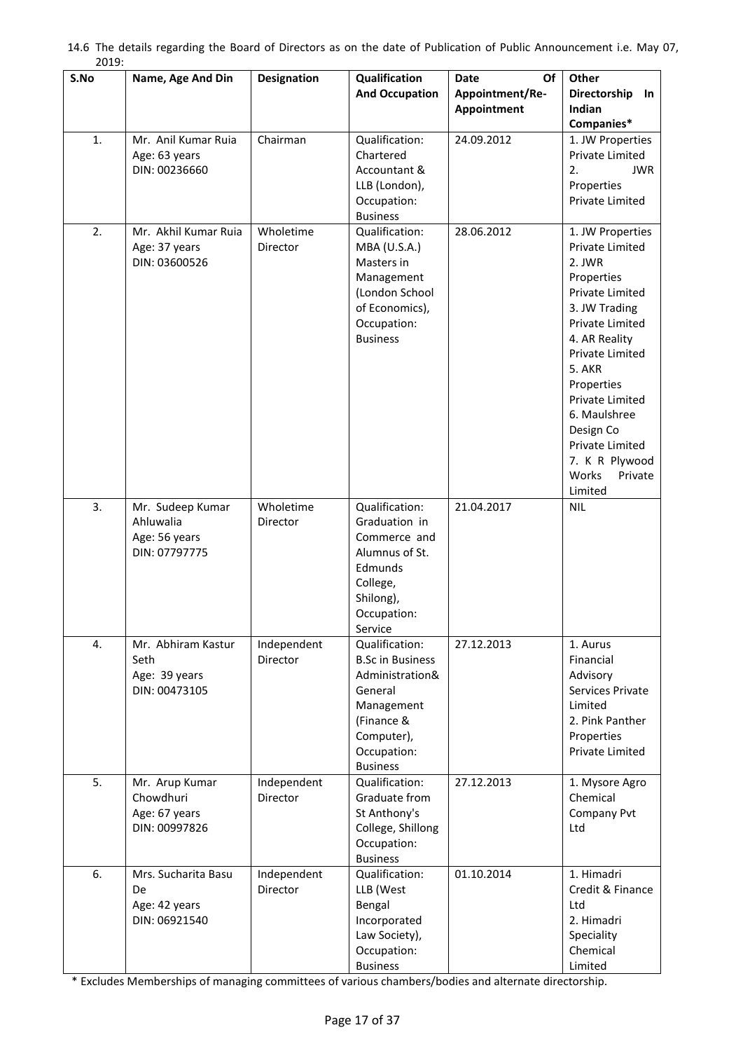14.6 The details regarding the Board of Directors as on the date of Publication of Public Announcement i.e. May 07, 2019:

| S.No | Name, Age And Din | Designation | Qualification And Occupation | Date Of Appointment/Re-Appointment | Other Directorship In Indian Companies* |
|---|---|---|---|---|---|
| 1. | Mr. Anil Kumar Ruia Age: 63 years DIN: 00236660 | Chairman | Qualification: Chartered Accountant & LLB (London), Occupation: Business | 24.09.2012 | 1. JW Properties Private Limited 2. JWR Properties Private Limited |
| 2. | Mr. Akhil Kumar Ruia Age: 37 years DIN: 03600526 | Wholetime Director | Qualification: MBA (U.S.A.) Masters in Management (London School of Economics), Occupation: Business | 28.06.2012 | 1. JW Properties Private Limited 2. JWR Properties Private Limited 3. JW Trading Private Limited 4. AR Reality Private Limited 5. AKR Properties Private Limited 6. Maulshree Design Co Private Limited 7. K R Plywood Works Private Limited |
| 3. | Mr. Sudeep Kumar Ahluwalia Age: 56 years DIN: 07797775 | Wholetime Director | Qualification: Graduation in Commerce and Alumnus of St. Edmunds College, Shilong), Occupation: Service | 21.04.2017 | NIL |
| 4. | Mr. Abhiram Kastur Seth Age: 39 years DIN: 00473105 | Independent Director | Qualification: B.Sc in Business Administration& General Management (Finance & Computer), Occupation: Business | 27.12.2013 | 1. Aurus Financial Advisory Services Private Limited 2. Pink Panther Properties Private Limited |
| 5. | Mr. Arup Kumar Chowdhuri Age: 67 years DIN: 00997826 | Independent Director | Qualification: Graduate from St Anthony's College, Shillong Occupation: Business | 27.12.2013 | 1. Mysore Agro Chemical Company Pvt Ltd |
| 6. | Mrs. Sucharita Basu De Age: 42 years DIN: 06921540 | Independent Director | Qualification: LLB (West Bengal Incorporated Law Society), Occupation: Business | 01.10.2014 | 1. Himadri Credit & Finance Ltd 2. Himadri Speciality Chemical Limited |

* Excludes Memberships of managing committees of various chambers/bodies and alternate directorship.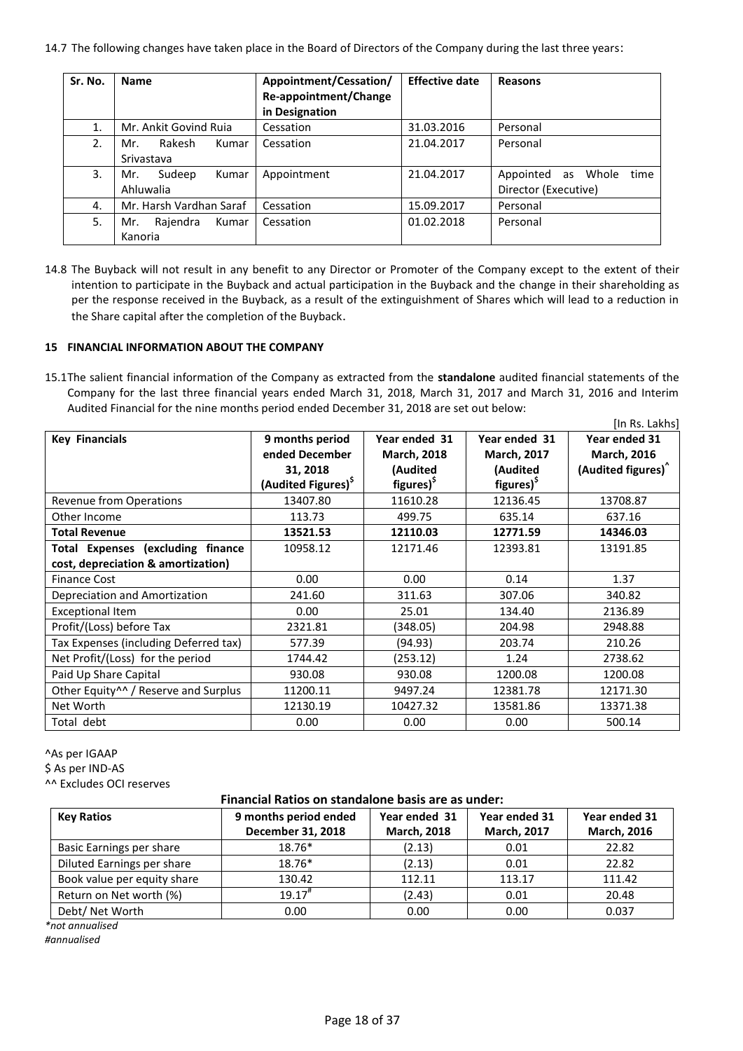14.7 The following changes have taken place in the Board of Directors of the Company during the last three years:

| Sr. No. | Name | Appointment/Cessation/ Re-appointment/Change in Designation | Effective date | Reasons |
|---|---|---|---|---|
| 1. | Mr. Ankit Govind Ruia | Cessation | 31.03.2016 | Personal |
| 2. | Mr. Rakesh Kumar Srivastava | Cessation | 21.04.2017 | Personal |
| 3. | Mr. Sudeep Kumar Ahluwalia | Appointment | 21.04.2017 | Appointed as Whole time Director (Executive) |
| 4. | Mr. Harsh Vardhan Saraf | Cessation | 15.09.2017 | Personal |
| 5. | Mr. Rajendra Kumar Kanoria | Cessation | 01.02.2018 | Personal |

14.8 The Buyback will not result in any benefit to any Director or Promoter of the Company except to the extent of their intention to participate in the Buyback and actual participation in the Buyback and the change in their shareholding as per the response received in the Buyback, as a result of the extinguishment of Shares which will lead to a reduction in the Share capital after the completion of the Buyback.

## 15 FINANCIAL INFORMATION ABOUT THE COMPANY

15.1 The salient financial information of the Company as extracted from the **standalone** audited financial statements of the Company for the last three financial years ended March 31, 2018, March 31, 2017 and March 31, 2016 and Interim Audited Financial for the nine months period ended December 31, 2018 are set out below:

[In Rs. Lakhs]

| Key Financials | 9 months period ended December 31, 2018 (Audited Figures)$ | Year ended 31 March, 2018 (Audited figures)$ | Year ended 31 March, 2017 (Audited figures)$ | Year ended 31 March, 2016 (Audited figures)^ |
|---|---|---|---|---|
| Revenue from Operations | 13407.80 | 11610.28 | 12136.45 | 13708.87 |
| Other Income | 113.73 | 499.75 | 635.14 | 637.16 |
| **Total Revenue** | **13521.53** | **12110.03** | **12771.59** | **14346.03** |
| **Total Expenses (excluding finance cost, depreciation & amortization)** | 10958.12 | 12171.46 | 12393.81 | 13191.85 |
| Finance Cost | 0.00 | 0.00 | 0.14 | 1.37 |
| Depreciation and Amortization | 241.60 | 311.63 | 307.06 | 340.82 |
| Exceptional Item | 0.00 | 25.01 | 134.40 | 2136.89 |
| Profit/(Loss) before Tax | 2321.81 | (348.05) | 204.98 | 2948.88 |
| Tax Expenses (including Deferred tax) | 577.39 | (94.93) | 203.74 | 210.26 |
| Net Profit/(Loss) for the period | 1744.42 | (253.12) | 1.24 | 2738.62 |
| Paid Up Share Capital | 930.08 | 930.08 | 1200.08 | 1200.08 |
| Other Equity^^ / Reserve and Surplus | 11200.11 | 9497.24 | 12381.78 | 12171.30 |
| Net Worth | 12130.19 | 10427.32 | 13581.86 | 13371.38 |
| Total debt | 0.00 | 0.00 | 0.00 | 500.14 |

^As per IGAAP

$ As per IND-AS

^^ Excludes OCI reserves

**Financial Ratios on standalone basis are as under:**

| Key Ratios | 9 months period ended December 31, 2018 | Year ended 31 March, 2018 | Year ended 31 March, 2017 | Year ended 31 March, 2016 |
|---|---|---|---|---|
| Basic Earnings per share | 18.76* | (2.13) | 0.01 | 22.82 |
| Diluted Earnings per share | 18.76* | (2.13) | 0.01 | 22.82 |
| Book value per equity share | 130.42 | 112.11 | 113.17 | 111.42 |
| Return on Net worth (%) | 19.17# | (2.43) | 0.01 | 20.48 |
| Debt/ Net Worth | 0.00 | 0.00 | 0.00 | 0.037 |

*\*not annualised*

*#annualised*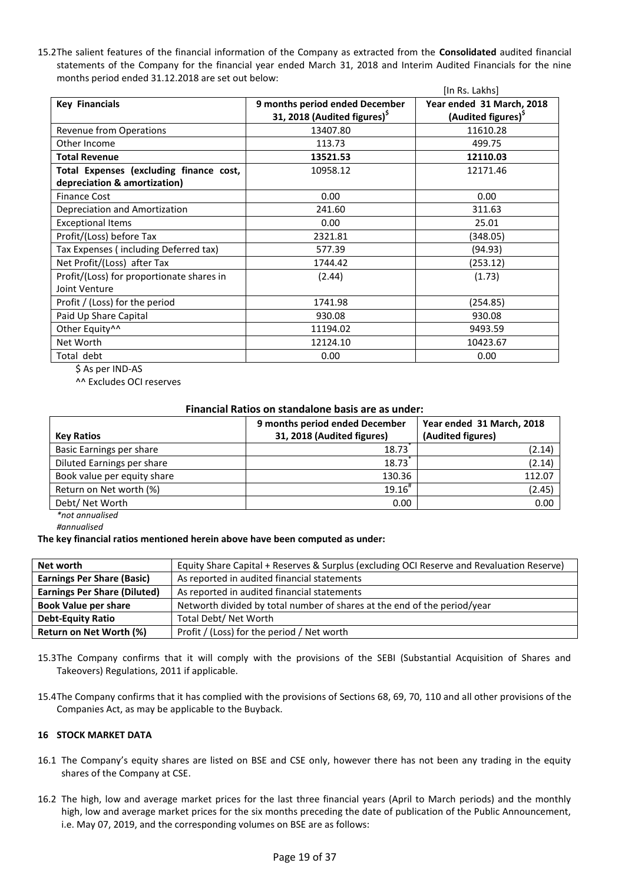15.2 The salient features of the financial information of the Company as extracted from the **Consolidated** audited financial statements of the Company for the financial year ended March 31, 2018 and Interim Audited Financials for the nine months period ended 31.12.2018 are set out below:

[In Rs. Lakhs]

| **Key Financials** | **9 months period ended December 31, 2018 (Audited figures)$** | **Year ended 31 March, 2018 (Audited figures)$** |
|---|---|---|
| Revenue from Operations | 13407.80 | 11610.28 |
| Other Income | 113.73 | 499.75 |
| **Total Revenue** | **13521.53** | **12110.03** |
| **Total Expenses (excluding finance cost, depreciation & amortization)** | 10958.12 | 12171.46 |
| Finance Cost | 0.00 | 0.00 |
| Depreciation and Amortization | 241.60 | 311.63 |
| Exceptional Items | 0.00 | 25.01 |
| Profit/(Loss) before Tax | 2321.81 | (348.05) |
| Tax Expenses ( including Deferred tax) | 577.39 | (94.93) |
| Net Profit/(Loss) after Tax | 1744.42 | (253.12) |
| Profit/(Loss) for proportionate shares in Joint Venture | (2.44) | (1.73) |
| Profit / (Loss) for the period | 1741.98 | (254.85) |
| Paid Up Share Capital | 930.08 | 930.08 |
| Other Equity^^ | 11194.02 | 9493.59 |
| Net Worth | 12124.10 | 10423.67 |
| Total debt | 0.00 | 0.00 |

$ As per IND-AS

^^ Excludes OCI reserves

**Financial Ratios on standalone basis are as under:**

| **Key Ratios** | **9 months period ended December 31, 2018 (Audited figures)** | **Year ended 31 March, 2018 (Audited figures)** |
|---|---|---|
| Basic Earnings per share | 18.73* | (2.14) |
| Diluted Earnings per share | 18.73* | (2.14) |
| Book value per equity share | 130.36 | 112.07 |
| Return on Net worth (%) | 19.16# | (2.45) |
| Debt/ Net Worth | 0.00 | 0.00 |

*\*not annualised*

*#annualised*

**The key financial ratios mentioned herein above have been computed as under:**

| | |
|---|---|
| **Net worth** | Equity Share Capital + Reserves & Surplus (excluding OCI Reserve and Revaluation Reserve) |
| **Earnings Per Share (Basic)** | As reported in audited financial statements |
| **Earnings Per Share (Diluted)** | As reported in audited financial statements |
| **Book Value per share** | Networth divided by total number of shares at the end of the period/year |
| **Debt-Equity Ratio** | Total Debt/ Net Worth |
| **Return on Net Worth (%)** | Profit / (Loss) for the period / Net worth |

15.3 The Company confirms that it will comply with the provisions of the SEBI (Substantial Acquisition of Shares and Takeovers) Regulations, 2011 if applicable.

15.4 The Company confirms that it has complied with the provisions of Sections 68, 69, 70, 110 and all other provisions of the Companies Act, as may be applicable to the Buyback.

## 16 STOCK MARKET DATA

16.1 The Company's equity shares are listed on BSE and CSE only, however there has not been any trading in the equity shares of the Company at CSE.

16.2 The high, low and average market prices for the last three financial years (April to March periods) and the monthly high, low and average market prices for the six months preceding the date of publication of the Public Announcement, i.e. May 07, 2019, and the corresponding volumes on BSE are as follows: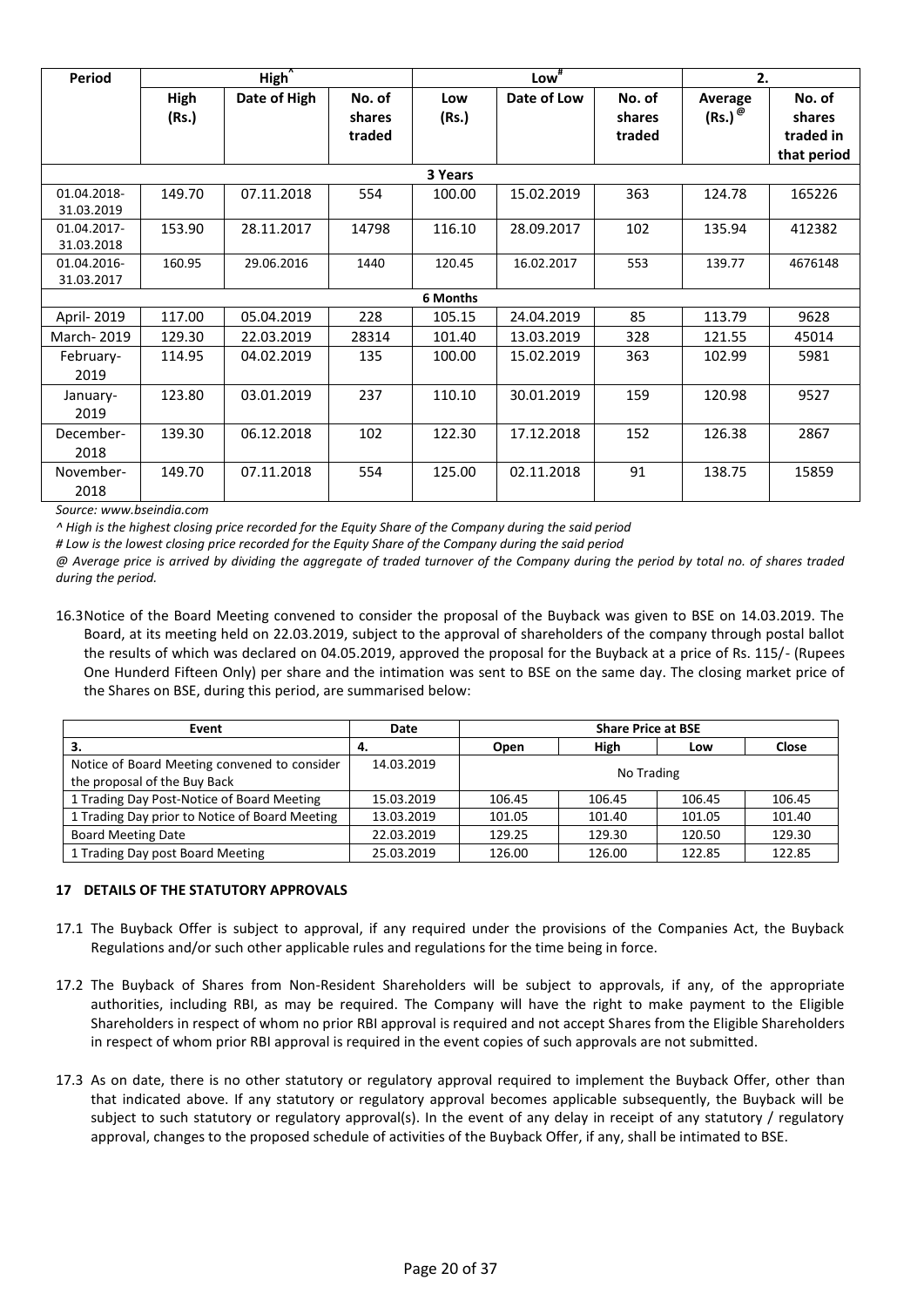| Period | High^ | | | Low# | | | 2. | |
|---|---|---|---|---|---|---|---|---|
| | High (Rs.) | Date of High | No. of shares traded | Low (Rs.) | Date of Low | No. of shares traded | Average (Rs.)@ | No. of shares traded in that period |
| **3 Years** | | | | | | | | |
| 01.04.2018-31.03.2019 | 149.70 | 07.11.2018 | 554 | 100.00 | 15.02.2019 | 363 | 124.78 | 165226 |
| 01.04.2017-31.03.2018 | 153.90 | 28.11.2017 | 14798 | 116.10 | 28.09.2017 | 102 | 135.94 | 412382 |
| 01.04.2016-31.03.2017 | 160.95 | 29.06.2016 | 1440 | 120.45 | 16.02.2017 | 553 | 139.77 | 4676148 |
| **6 Months** | | | | | | | | |
| April- 2019 | 117.00 | 05.04.2019 | 228 | 105.15 | 24.04.2019 | 85 | 113.79 | 9628 |
| March- 2019 | 129.30 | 22.03.2019 | 28314 | 101.40 | 13.03.2019 | 328 | 121.55 | 45014 |
| February-2019 | 114.95 | 04.02.2019 | 135 | 100.00 | 15.02.2019 | 363 | 102.99 | 5981 |
| January-2019 | 123.80 | 03.01.2019 | 237 | 110.10 | 30.01.2019 | 159 | 120.98 | 9527 |
| December-2018 | 139.30 | 06.12.2018 | 102 | 122.30 | 17.12.2018 | 152 | 126.38 | 2867 |
| November-2018 | 149.70 | 07.11.2018 | 554 | 125.00 | 02.11.2018 | 91 | 138.75 | 15859 |

*Source: www.bseindia.com*

*^ High is the highest closing price recorded for the Equity Share of the Company during the said period*

*# Low is the lowest closing price recorded for the Equity Share of the Company during the said period*

*@ Average price is arrived by dividing the aggregate of traded turnover of the Company during the period by total no. of shares traded during the period.*

16.3 Notice of the Board Meeting convened to consider the proposal of the Buyback was given to BSE on 14.03.2019. The Board, at its meeting held on 22.03.2019, subject to the approval of shareholders of the company through postal ballot the results of which was declared on 04.05.2019, approved the proposal for the Buyback at a price of Rs. 115/- (Rupees One Hunderd Fifteen Only) per share and the intimation was sent to BSE on the same day. The closing market price of the Shares on BSE, during this period, are summarised below:

| Event | Date | Share Price at BSE | | | |
|---|---|---|---|---|---|
| 3. | 4. | Open | High | Low | Close |
| Notice of Board Meeting convened to consider the proposal of the Buy Back | 14.03.2019 | No Trading | | | |
| 1 Trading Day Post-Notice of Board Meeting | 15.03.2019 | 106.45 | 106.45 | 106.45 | 106.45 |
| 1 Trading Day prior to Notice of Board Meeting | 13.03.2019 | 101.05 | 101.40 | 101.05 | 101.40 |
| Board Meeting Date | 22.03.2019 | 129.25 | 129.30 | 120.50 | 129.30 |
| 1 Trading Day post Board Meeting | 25.03.2019 | 126.00 | 126.00 | 122.85 | 122.85 |

## 17 DETAILS OF THE STATUTORY APPROVALS

17.1 The Buyback Offer is subject to approval, if any required under the provisions of the Companies Act, the Buyback Regulations and/or such other applicable rules and regulations for the time being in force.

17.2 The Buyback of Shares from Non-Resident Shareholders will be subject to approvals, if any, of the appropriate authorities, including RBI, as may be required. The Company will have the right to make payment to the Eligible Shareholders in respect of whom no prior RBI approval is required and not accept Shares from the Eligible Shareholders in respect of whom prior RBI approval is required in the event copies of such approvals are not submitted.

17.3 As on date, there is no other statutory or regulatory approval required to implement the Buyback Offer, other than that indicated above. If any statutory or regulatory approval becomes applicable subsequently, the Buyback will be subject to such statutory or regulatory approval(s). In the event of any delay in receipt of any statutory / regulatory approval, changes to the proposed schedule of activities of the Buyback Offer, if any, shall be intimated to BSE.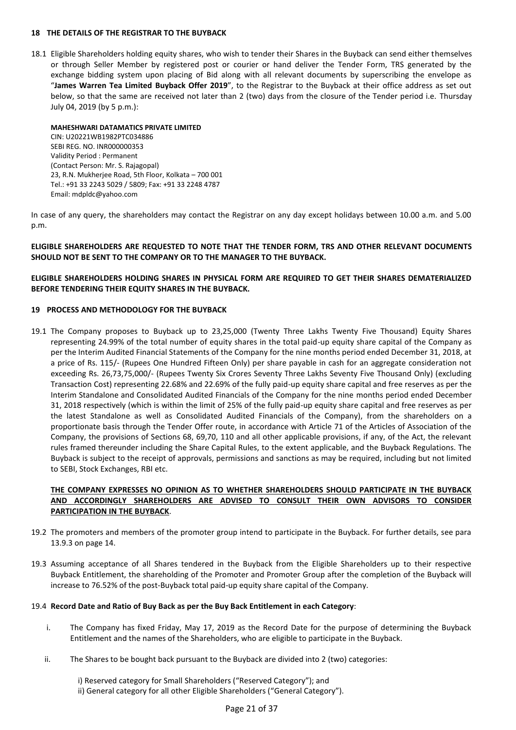## 18 THE DETAILS OF THE REGISTRAR TO THE BUYBACK

18.1 Eligible Shareholders holding equity shares, who wish to tender their Shares in the Buyback can send either themselves or through Seller Member by registered post or courier or hand deliver the Tender Form, TRS generated by the exchange bidding system upon placing of Bid along with all relevant documents by superscribing the envelope as "**James Warren Tea Limited Buyback Offer 2019**", to the Registrar to the Buyback at their office address as set out below, so that the same are received not later than 2 (two) days from the closure of the Tender period i.e. Thursday July 04, 2019 (by 5 p.m.):

**MAHESHWARI DATAMATICS PRIVATE LIMITED**
CIN: U20221WB1982PTC034886
SEBI REG. NO. INR000000353
Validity Period : Permanent
(Contact Person: Mr. S. Rajagopal)
23, R.N. Mukherjee Road, 5th Floor, Kolkata – 700 001
Tel.: +91 33 2243 5029 / 5809; Fax: +91 33 2248 4787
Email: mdpldc@yahoo.com

In case of any query, the shareholders may contact the Registrar on any day except holidays between 10.00 a.m. and 5.00 p.m.

**ELIGIBLE SHAREHOLDERS ARE REQUESTED TO NOTE THAT THE TENDER FORM, TRS AND OTHER RELEVANT DOCUMENTS SHOULD NOT BE SENT TO THE COMPANY OR TO THE MANAGER TO THE BUYBACK.**

**ELIGIBLE SHAREHOLDERS HOLDING SHARES IN PHYSICAL FORM ARE REQUIRED TO GET THEIR SHARES DEMATERIALIZED BEFORE TENDERING THEIR EQUITY SHARES IN THE BUYBACK.**

## 19 PROCESS AND METHODOLOGY FOR THE BUYBACK

19.1 The Company proposes to Buyback up to 23,25,000 (Twenty Three Lakhs Twenty Five Thousand) Equity Shares representing 24.99% of the total number of equity shares in the total paid-up equity share capital of the Company as per the Interim Audited Financial Statements of the Company for the nine months period ended December 31, 2018, at a price of Rs. 115/- (Rupees One Hundred Fifteen Only) per share payable in cash for an aggregate consideration not exceeding Rs. 26,73,75,000/- (Rupees Twenty Six Crores Seventy Three Lakhs Seventy Five Thousand Only) (excluding Transaction Cost) representing 22.68% and 22.69% of the fully paid-up equity share capital and free reserves as per the Interim Standalone and Consolidated Audited Financials of the Company for the nine months period ended December 31, 2018 respectively (which is within the limit of 25% of the fully paid-up equity share capital and free reserves as per the latest Standalone as well as Consolidated Audited Financials of the Company), from the shareholders on a proportionate basis through the Tender Offer route, in accordance with Article 71 of the Articles of Association of the Company, the provisions of Sections 68, 69,70, 110 and all other applicable provisions, if any, of the Act, the relevant rules framed thereunder including the Share Capital Rules, to the extent applicable, and the Buyback Regulations. The Buyback is subject to the receipt of approvals, permissions and sanctions as may be required, including but not limited to SEBI, Stock Exchanges, RBI etc.

**THE COMPANY EXPRESSES NO OPINION AS TO WHETHER SHAREHOLDERS SHOULD PARTICIPATE IN THE BUYBACK AND ACCORDINGLY SHAREHOLDERS ARE ADVISED TO CONSULT THEIR OWN ADVISORS TO CONSIDER PARTICIPATION IN THE BUYBACK**.

19.2 The promoters and members of the promoter group intend to participate in the Buyback. For further details, see para 13.9.3 on page 14.

19.3 Assuming acceptance of all Shares tendered in the Buyback from the Eligible Shareholders up to their respective Buyback Entitlement, the shareholding of the Promoter and Promoter Group after the completion of the Buyback will increase to 76.52% of the post-Buyback total paid-up equity share capital of the Company.

19.4 **Record Date and Ratio of Buy Back as per the Buy Back Entitlement in each Category**:

i. The Company has fixed Friday, May 17, 2019 as the Record Date for the purpose of determining the Buyback Entitlement and the names of the Shareholders, who are eligible to participate in the Buyback.

ii. The Shares to be bought back pursuant to the Buyback are divided into 2 (two) categories:

   i) Reserved category for Small Shareholders ("Reserved Category"); and
   ii) General category for all other Eligible Shareholders ("General Category").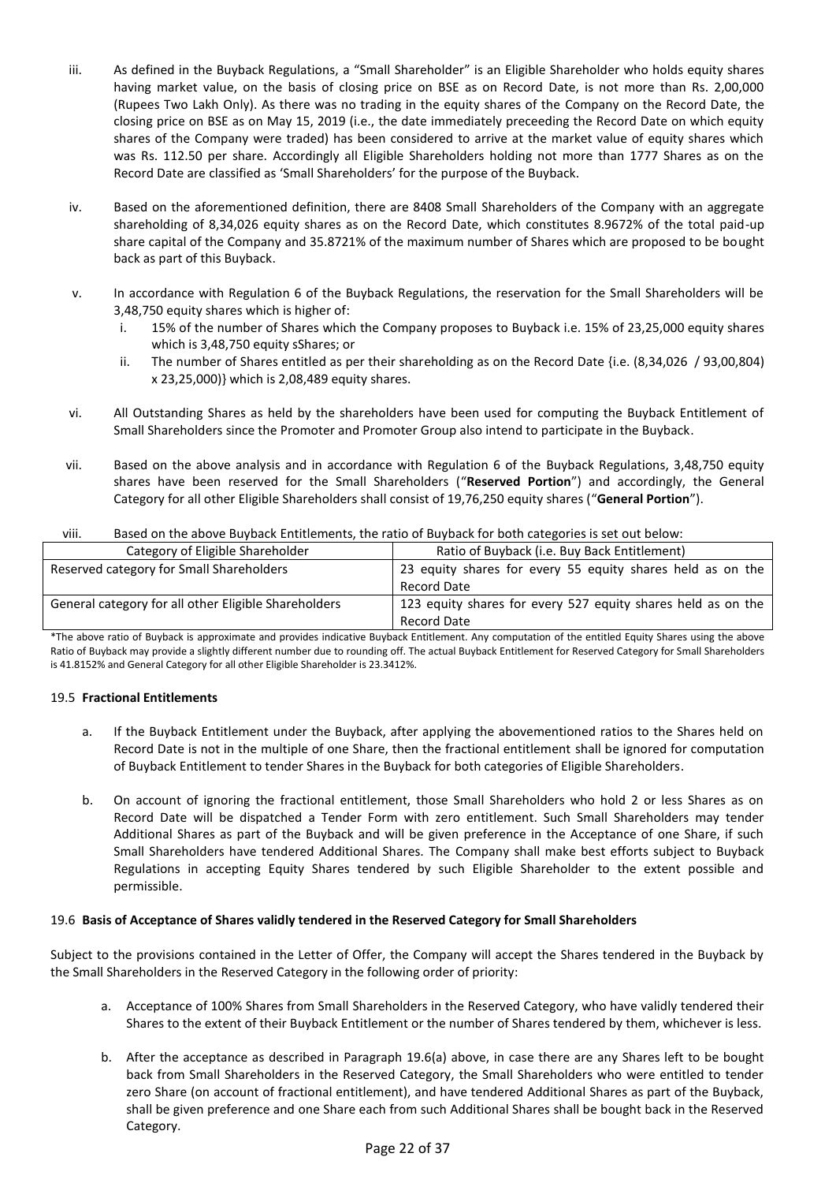iii. As defined in the Buyback Regulations, a "Small Shareholder" is an Eligible Shareholder who holds equity shares having market value, on the basis of closing price on BSE as on Record Date, is not more than Rs. 2,00,000 (Rupees Two Lakh Only). As there was no trading in the equity shares of the Company on the Record Date, the closing price on BSE as on May 15, 2019 (i.e., the date immediately preceeding the Record Date on which equity shares of the Company were traded) has been considered to arrive at the market value of equity shares which was Rs. 112.50 per share. Accordingly all Eligible Shareholders holding not more than 1777 Shares as on the Record Date are classified as 'Small Shareholders' for the purpose of the Buyback.

iv. Based on the aforementioned definition, there are 8408 Small Shareholders of the Company with an aggregate shareholding of 8,34,026 equity shares as on the Record Date, which constitutes 8.9672% of the total paid-up share capital of the Company and 35.8721% of the maximum number of Shares which are proposed to be bought back as part of this Buyback.

v. In accordance with Regulation 6 of the Buyback Regulations, the reservation for the Small Shareholders will be 3,48,750 equity shares which is higher of:
   i. 15% of the number of Shares which the Company proposes to Buyback i.e. 15% of 23,25,000 equity shares which is 3,48,750 equity sShares; or
   ii. The number of Shares entitled as per their shareholding as on the Record Date {i.e. (8,34,026 / 93,00,804) x 23,25,000)} which is 2,08,489 equity shares.

vi. All Outstanding Shares as held by the shareholders have been used for computing the Buyback Entitlement of Small Shareholders since the Promoter and Promoter Group also intend to participate in the Buyback.

vii. Based on the above analysis and in accordance with Regulation 6 of the Buyback Regulations, 3,48,750 equity shares have been reserved for the Small Shareholders ("**Reserved Portion**") and accordingly, the General Category for all other Eligible Shareholders shall consist of 19,76,250 equity shares ("**General Portion**").

viii. Based on the above Buyback Entitlements, the ratio of Buyback for both categories is set out below:

| Category of Eligible Shareholder | Ratio of Buyback (i.e. Buy Back Entitlement) |
|---|---|
| Reserved category for Small Shareholders | 23 equity shares for every 55 equity shares held as on the Record Date |
| General category for all other Eligible Shareholders | 123 equity shares for every 527 equity shares held as on the Record Date |

*The above ratio of Buyback is approximate and provides indicative Buyback Entitlement. Any computation of the entitled Equity Shares using the above Ratio of Buyback may provide a slightly different number due to rounding off. The actual Buyback Entitlement for Reserved Category for Small Shareholders is 41.8152% and General Category for all other Eligible Shareholder is 23.3412%.

### 19.5 Fractional Entitlements

a. If the Buyback Entitlement under the Buyback, after applying the abovementioned ratios to the Shares held on Record Date is not in the multiple of one Share, then the fractional entitlement shall be ignored for computation of Buyback Entitlement to tender Shares in the Buyback for both categories of Eligible Shareholders.

b. On account of ignoring the fractional entitlement, those Small Shareholders who hold 2 or less Shares as on Record Date will be dispatched a Tender Form with zero entitlement. Such Small Shareholders may tender Additional Shares as part of the Buyback and will be given preference in the Acceptance of one Share, if such Small Shareholders have tendered Additional Shares. The Company shall make best efforts subject to Buyback Regulations in accepting Equity Shares tendered by such Eligible Shareholder to the extent possible and permissible.

### 19.6 Basis of Acceptance of Shares validly tendered in the Reserved Category for Small Shareholders

Subject to the provisions contained in the Letter of Offer, the Company will accept the Shares tendered in the Buyback by the Small Shareholders in the Reserved Category in the following order of priority:

a. Acceptance of 100% Shares from Small Shareholders in the Reserved Category, who have validly tendered their Shares to the extent of their Buyback Entitlement or the number of Shares tendered by them, whichever is less.

b. After the acceptance as described in Paragraph 19.6(a) above, in case there are any Shares left to be bought back from Small Shareholders in the Reserved Category, the Small Shareholders who were entitled to tender zero Share (on account of fractional entitlement), and have tendered Additional Shares as part of the Buyback, shall be given preference and one Share each from such Additional Shares shall be bought back in the Reserved Category.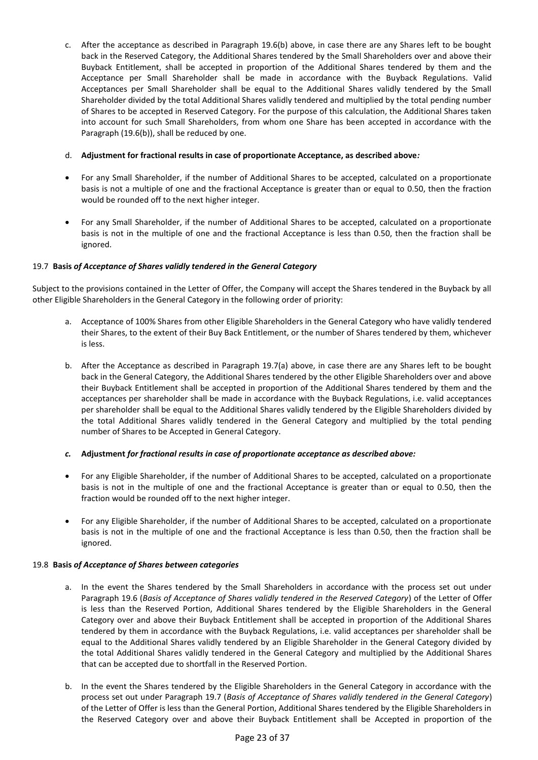c. After the acceptance as described in Paragraph 19.6(b) above, in case there are any Shares left to be bought back in the Reserved Category, the Additional Shares tendered by the Small Shareholders over and above their Buyback Entitlement, shall be accepted in proportion of the Additional Shares tendered by them and the Acceptance per Small Shareholder shall be made in accordance with the Buyback Regulations. Valid Acceptances per Small Shareholder shall be equal to the Additional Shares validly tendered by the Small Shareholder divided by the total Additional Shares validly tendered and multiplied by the total pending number of Shares to be accepted in Reserved Category. For the purpose of this calculation, the Additional Shares taken into account for such Small Shareholders, from whom one Share has been accepted in accordance with the Paragraph (19.6(b)), shall be reduced by one.

d. **Adjustment for fractional results in case of proportionate Acceptance, as described above*:***

- For any Small Shareholder, if the number of Additional Shares to be accepted, calculated on a proportionate basis is not a multiple of one and the fractional Acceptance is greater than or equal to 0.50, then the fraction would be rounded off to the next higher integer.
- For any Small Shareholder, if the number of Additional Shares to be accepted, calculated on a proportionate basis is not in the multiple of one and the fractional Acceptance is less than 0.50, then the fraction shall be ignored.

### 19.7 **Basis** ***of Acceptance of Shares validly tendered in the General Category***

Subject to the provisions contained in the Letter of Offer, the Company will accept the Shares tendered in the Buyback by all other Eligible Shareholders in the General Category in the following order of priority:

a. Acceptance of 100% Shares from other Eligible Shareholders in the General Category who have validly tendered their Shares, to the extent of their Buy Back Entitlement, or the number of Shares tendered by them, whichever is less.

b. After the Acceptance as described in Paragraph 19.7(a) above, in case there are any Shares left to be bought back in the General Category, the Additional Shares tendered by the other Eligible Shareholders over and above their Buyback Entitlement shall be accepted in proportion of the Additional Shares tendered by them and the acceptances per shareholder shall be made in accordance with the Buyback Regulations, i.e. valid acceptances per shareholder shall be equal to the Additional Shares validly tendered by the Eligible Shareholders divided by the total Additional Shares validly tendered in the General Category and multiplied by the total pending number of Shares to be Accepted in General Category.

*c.* **Adjustment** ***for fractional results in case of proportionate acceptance as described above:***

- For any Eligible Shareholder, if the number of Additional Shares to be accepted, calculated on a proportionate basis is not in the multiple of one and the fractional Acceptance is greater than or equal to 0.50, then the fraction would be rounded off to the next higher integer.
- For any Eligible Shareholder, if the number of Additional Shares to be accepted, calculated on a proportionate basis is not in the multiple of one and the fractional Acceptance is less than 0.50, then the fraction shall be ignored.

### 19.8 **Basis** ***of Acceptance of Shares between categories***

a. In the event the Shares tendered by the Small Shareholders in accordance with the process set out under Paragraph 19.6 (*Basis of Acceptance of Shares validly tendered in the Reserved Category*) of the Letter of Offer is less than the Reserved Portion, Additional Shares tendered by the Eligible Shareholders in the General Category over and above their Buyback Entitlement shall be accepted in proportion of the Additional Shares tendered by them in accordance with the Buyback Regulations, i.e. valid acceptances per shareholder shall be equal to the Additional Shares validly tendered by an Eligible Shareholder in the General Category divided by the total Additional Shares validly tendered in the General Category and multiplied by the Additional Shares that can be accepted due to shortfall in the Reserved Portion.

b. In the event the Shares tendered by the Eligible Shareholders in the General Category in accordance with the process set out under Paragraph 19.7 (*Basis of Acceptance of Shares validly tendered in the General Category*) of the Letter of Offer is less than the General Portion, Additional Shares tendered by the Eligible Shareholders in the Reserved Category over and above their Buyback Entitlement shall be Accepted in proportion of the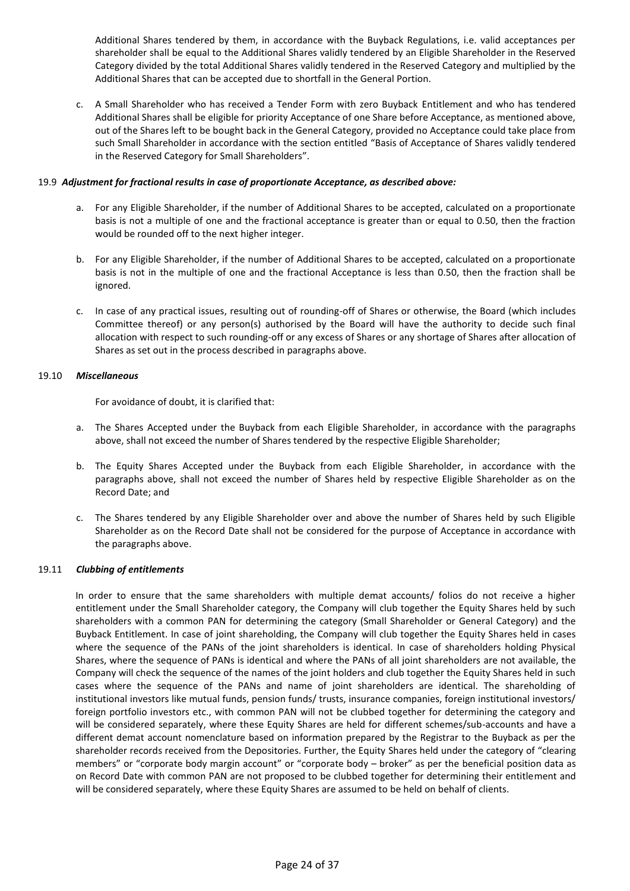Additional Shares tendered by them, in accordance with the Buyback Regulations, i.e. valid acceptances per shareholder shall be equal to the Additional Shares validly tendered by an Eligible Shareholder in the Reserved Category divided by the total Additional Shares validly tendered in the Reserved Category and multiplied by the Additional Shares that can be accepted due to shortfall in the General Portion.

c. A Small Shareholder who has received a Tender Form with zero Buyback Entitlement and who has tendered Additional Shares shall be eligible for priority Acceptance of one Share before Acceptance, as mentioned above, out of the Shares left to be bought back in the General Category, provided no Acceptance could take place from such Small Shareholder in accordance with the section entitled "Basis of Acceptance of Shares validly tendered in the Reserved Category for Small Shareholders".

19.9 ***Adjustment for fractional results in case of proportionate Acceptance, as described above:***

a. For any Eligible Shareholder, if the number of Additional Shares to be accepted, calculated on a proportionate basis is not a multiple of one and the fractional acceptance is greater than or equal to 0.50, then the fraction would be rounded off to the next higher integer.

b. For any Eligible Shareholder, if the number of Additional Shares to be accepted, calculated on a proportionate basis is not in the multiple of one and the fractional Acceptance is less than 0.50, then the fraction shall be ignored.

c. In case of any practical issues, resulting out of rounding-off of Shares or otherwise, the Board (which includes Committee thereof) or any person(s) authorised by the Board will have the authority to decide such final allocation with respect to such rounding-off or any excess of Shares or any shortage of Shares after allocation of Shares as set out in the process described in paragraphs above.

19.10 ***Miscellaneous***

For avoidance of doubt, it is clarified that:

a. The Shares Accepted under the Buyback from each Eligible Shareholder, in accordance with the paragraphs above, shall not exceed the number of Shares tendered by the respective Eligible Shareholder;

b. The Equity Shares Accepted under the Buyback from each Eligible Shareholder, in accordance with the paragraphs above, shall not exceed the number of Shares held by respective Eligible Shareholder as on the Record Date; and

c. The Shares tendered by any Eligible Shareholder over and above the number of Shares held by such Eligible Shareholder as on the Record Date shall not be considered for the purpose of Acceptance in accordance with the paragraphs above.

19.11 ***Clubbing of entitlements***

In order to ensure that the same shareholders with multiple demat accounts/ folios do not receive a higher entitlement under the Small Shareholder category, the Company will club together the Equity Shares held by such shareholders with a common PAN for determining the category (Small Shareholder or General Category) and the Buyback Entitlement. In case of joint shareholding, the Company will club together the Equity Shares held in cases where the sequence of the PANs of the joint shareholders is identical. In case of shareholders holding Physical Shares, where the sequence of PANs is identical and where the PANs of all joint shareholders are not available, the Company will check the sequence of the names of the joint holders and club together the Equity Shares held in such cases where the sequence of the PANs and name of joint shareholders are identical. The shareholding of institutional investors like mutual funds, pension funds/ trusts, insurance companies, foreign institutional investors/ foreign portfolio investors etc., with common PAN will not be clubbed together for determining the category and will be considered separately, where these Equity Shares are held for different schemes/sub-accounts and have a different demat account nomenclature based on information prepared by the Registrar to the Buyback as per the shareholder records received from the Depositories. Further, the Equity Shares held under the category of "clearing members" or "corporate body margin account" or "corporate body – broker" as per the beneficial position data as on Record Date with common PAN are not proposed to be clubbed together for determining their entitlement and will be considered separately, where these Equity Shares are assumed to be held on behalf of clients.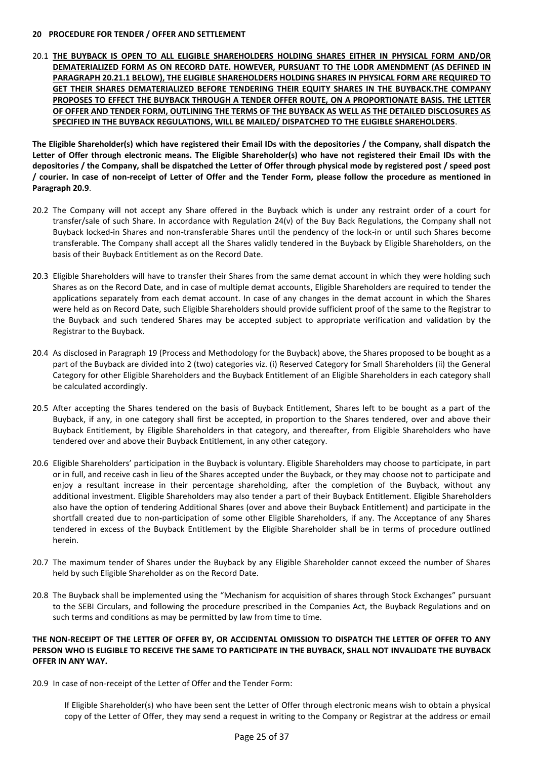## 20 PROCEDURE FOR TENDER / OFFER AND SETTLEMENT

20.1 **THE BUYBACK IS OPEN TO ALL ELIGIBLE SHAREHOLDERS HOLDING SHARES EITHER IN PHYSICAL FORM AND/OR DEMATERIALIZED FORM AS ON RECORD DATE. HOWEVER, PURSUANT TO THE LODR AMENDMENT (AS DEFINED IN PARAGRAPH 20.21.1 BELOW), THE ELIGIBLE SHAREHOLDERS HOLDING SHARES IN PHYSICAL FORM ARE REQUIRED TO GET THEIR SHARES DEMATERIALIZED BEFORE TENDERING THEIR EQUITY SHARES IN THE BUYBACK.THE COMPANY PROPOSES TO EFFECT THE BUYBACK THROUGH A TENDER OFFER ROUTE, ON A PROPORTIONATE BASIS. THE LETTER OF OFFER AND TENDER FORM, OUTLINING THE TERMS OF THE BUYBACK AS WELL AS THE DETAILED DISCLOSURES AS SPECIFIED IN THE BUYBACK REGULATIONS, WILL BE MAILED/ DISPATCHED TO THE ELIGIBLE SHAREHOLDERS**.

**The Eligible Shareholder(s) which have registered their Email IDs with the depositories / the Company, shall dispatch the Letter of Offer through electronic means. The Eligible Shareholder(s) who have not registered their Email IDs with the depositories / the Company, shall be dispatched the Letter of Offer through physical mode by registered post / speed post / courier. In case of non-receipt of Letter of Offer and the Tender Form, please follow the procedure as mentioned in Paragraph 20.9**.

20.2 The Company will not accept any Share offered in the Buyback which is under any restraint order of a court for transfer/sale of such Share. In accordance with Regulation 24(v) of the Buy Back Regulations, the Company shall not Buyback locked-in Shares and non-transferable Shares until the pendency of the lock-in or until such Shares become transferable. The Company shall accept all the Shares validly tendered in the Buyback by Eligible Shareholders, on the basis of their Buyback Entitlement as on the Record Date.

20.3 Eligible Shareholders will have to transfer their Shares from the same demat account in which they were holding such Shares as on the Record Date, and in case of multiple demat accounts, Eligible Shareholders are required to tender the applications separately from each demat account. In case of any changes in the demat account in which the Shares were held as on Record Date, such Eligible Shareholders should provide sufficient proof of the same to the Registrar to the Buyback and such tendered Shares may be accepted subject to appropriate verification and validation by the Registrar to the Buyback.

20.4 As disclosed in Paragraph 19 (Process and Methodology for the Buyback) above, the Shares proposed to be bought as a part of the Buyback are divided into 2 (two) categories viz. (i) Reserved Category for Small Shareholders (ii) the General Category for other Eligible Shareholders and the Buyback Entitlement of an Eligible Shareholders in each category shall be calculated accordingly.

20.5 After accepting the Shares tendered on the basis of Buyback Entitlement, Shares left to be bought as a part of the Buyback, if any, in one category shall first be accepted, in proportion to the Shares tendered, over and above their Buyback Entitlement, by Eligible Shareholders in that category, and thereafter, from Eligible Shareholders who have tendered over and above their Buyback Entitlement, in any other category.

20.6 Eligible Shareholders' participation in the Buyback is voluntary. Eligible Shareholders may choose to participate, in part or in full, and receive cash in lieu of the Shares accepted under the Buyback, or they may choose not to participate and enjoy a resultant increase in their percentage shareholding, after the completion of the Buyback, without any additional investment. Eligible Shareholders may also tender a part of their Buyback Entitlement. Eligible Shareholders also have the option of tendering Additional Shares (over and above their Buyback Entitlement) and participate in the shortfall created due to non-participation of some other Eligible Shareholders, if any. The Acceptance of any Shares tendered in excess of the Buyback Entitlement by the Eligible Shareholder shall be in terms of procedure outlined herein.

20.7 The maximum tender of Shares under the Buyback by any Eligible Shareholder cannot exceed the number of Shares held by such Eligible Shareholder as on the Record Date.

20.8 The Buyback shall be implemented using the "Mechanism for acquisition of shares through Stock Exchanges" pursuant to the SEBI Circulars, and following the procedure prescribed in the Companies Act, the Buyback Regulations and on such terms and conditions as may be permitted by law from time to time.

**THE NON-RECEIPT OF THE LETTER OF OFFER BY, OR ACCIDENTAL OMISSION TO DISPATCH THE LETTER OF OFFER TO ANY PERSON WHO IS ELIGIBLE TO RECEIVE THE SAME TO PARTICIPATE IN THE BUYBACK, SHALL NOT INVALIDATE THE BUYBACK OFFER IN ANY WAY.**

20.9 In case of non-receipt of the Letter of Offer and the Tender Form:

If Eligible Shareholder(s) who have been sent the Letter of Offer through electronic means wish to obtain a physical copy of the Letter of Offer, they may send a request in writing to the Company or Registrar at the address or email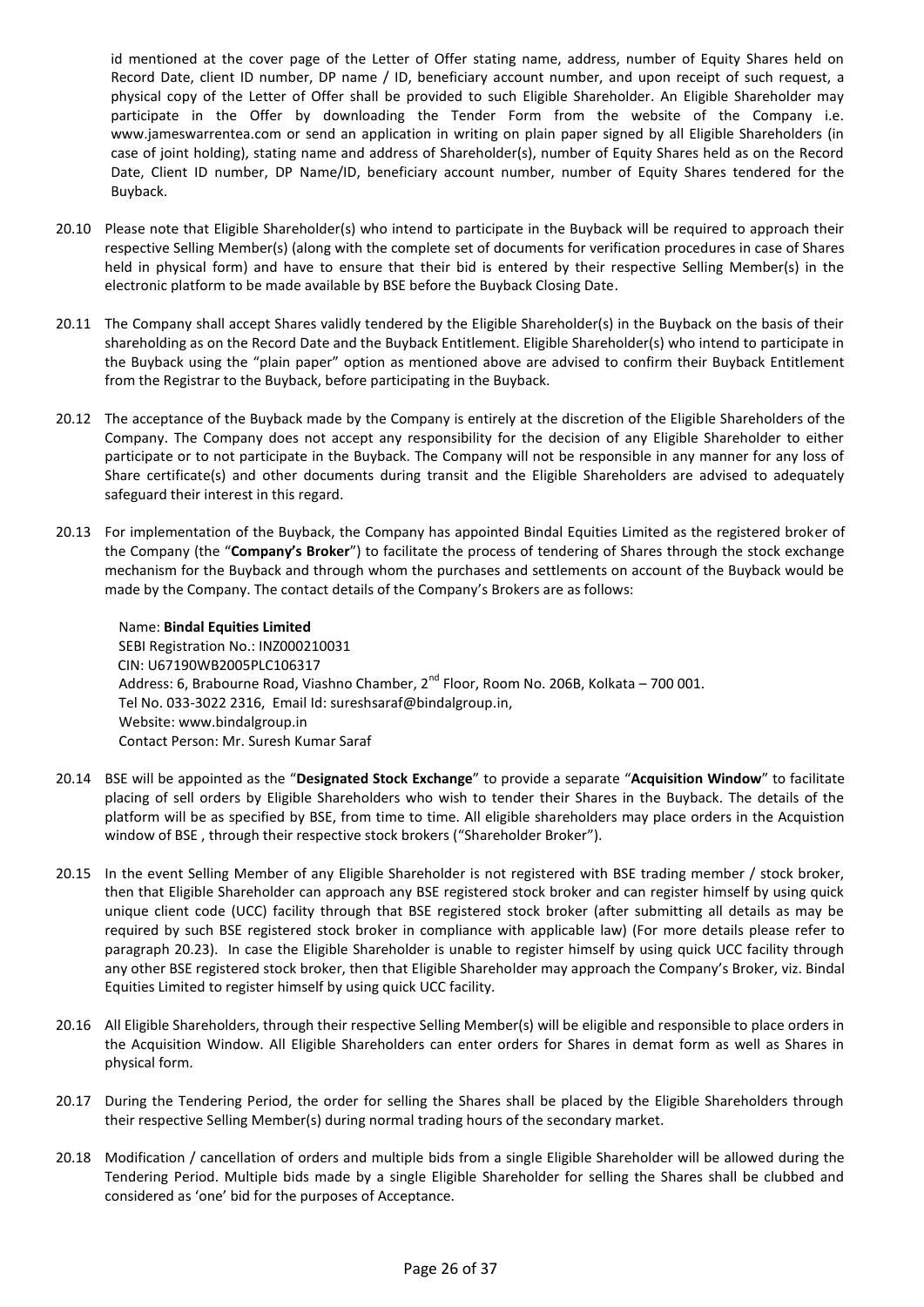id mentioned at the cover page of the Letter of Offer stating name, address, number of Equity Shares held on Record Date, client ID number, DP name / ID, beneficiary account number, and upon receipt of such request, a physical copy of the Letter of Offer shall be provided to such Eligible Shareholder. An Eligible Shareholder may participate in the Offer by downloading the Tender Form from the website of the Company i.e. www.jameswarrentea.com or send an application in writing on plain paper signed by all Eligible Shareholders (in case of joint holding), stating name and address of Shareholder(s), number of Equity Shares held as on the Record Date, Client ID number, DP Name/ID, beneficiary account number, number of Equity Shares tendered for the Buyback.

20.10 Please note that Eligible Shareholder(s) who intend to participate in the Buyback will be required to approach their respective Selling Member(s) (along with the complete set of documents for verification procedures in case of Shares held in physical form) and have to ensure that their bid is entered by their respective Selling Member(s) in the electronic platform to be made available by BSE before the Buyback Closing Date.

20.11 The Company shall accept Shares validly tendered by the Eligible Shareholder(s) in the Buyback on the basis of their shareholding as on the Record Date and the Buyback Entitlement. Eligible Shareholder(s) who intend to participate in the Buyback using the "plain paper" option as mentioned above are advised to confirm their Buyback Entitlement from the Registrar to the Buyback, before participating in the Buyback.

20.12 The acceptance of the Buyback made by the Company is entirely at the discretion of the Eligible Shareholders of the Company. The Company does not accept any responsibility for the decision of any Eligible Shareholder to either participate or to not participate in the Buyback. The Company will not be responsible in any manner for any loss of Share certificate(s) and other documents during transit and the Eligible Shareholders are advised to adequately safeguard their interest in this regard.

20.13 For implementation of the Buyback, the Company has appointed Bindal Equities Limited as the registered broker of the Company (the "**Company's Broker**") to facilitate the process of tendering of Shares through the stock exchange mechanism for the Buyback and through whom the purchases and settlements on account of the Buyback would be made by the Company. The contact details of the Company's Brokers are as follows:

Name: **Bindal Equities Limited**
SEBI Registration No.: INZ000210031
CIN: U67190WB2005PLC106317
Address: 6, Brabourne Road, Viashno Chamber, 2nd Floor, Room No. 206B, Kolkata – 700 001.
Tel No. 033-3022 2316, Email Id: sureshsaraf@bindalgroup.in,
Website: www.bindalgroup.in
Contact Person: Mr. Suresh Kumar Saraf

20.14 BSE will be appointed as the "**Designated Stock Exchange**" to provide a separate "**Acquisition Window**" to facilitate placing of sell orders by Eligible Shareholders who wish to tender their Shares in the Buyback. The details of the platform will be as specified by BSE, from time to time. All eligible shareholders may place orders in the Acquistion window of BSE , through their respective stock brokers ("Shareholder Broker").

20.15 In the event Selling Member of any Eligible Shareholder is not registered with BSE trading member / stock broker, then that Eligible Shareholder can approach any BSE registered stock broker and can register himself by using quick unique client code (UCC) facility through that BSE registered stock broker (after submitting all details as may be required by such BSE registered stock broker in compliance with applicable law) (For more details please refer to paragraph 20.23). In case the Eligible Shareholder is unable to register himself by using quick UCC facility through any other BSE registered stock broker, then that Eligible Shareholder may approach the Company's Broker, viz. Bindal Equities Limited to register himself by using quick UCC facility.

20.16 All Eligible Shareholders, through their respective Selling Member(s) will be eligible and responsible to place orders in the Acquisition Window. All Eligible Shareholders can enter orders for Shares in demat form as well as Shares in physical form.

20.17 During the Tendering Period, the order for selling the Shares shall be placed by the Eligible Shareholders through their respective Selling Member(s) during normal trading hours of the secondary market.

20.18 Modification / cancellation of orders and multiple bids from a single Eligible Shareholder will be allowed during the Tendering Period. Multiple bids made by a single Eligible Shareholder for selling the Shares shall be clubbed and considered as 'one' bid for the purposes of Acceptance.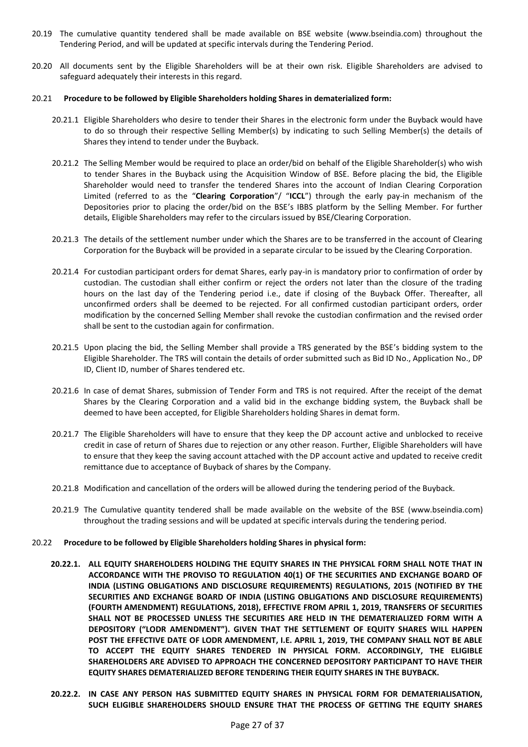20.19 The cumulative quantity tendered shall be made available on BSE website (www.bseindia.com) throughout the Tendering Period, and will be updated at specific intervals during the Tendering Period.

20.20 All documents sent by the Eligible Shareholders will be at their own risk. Eligible Shareholders are advised to safeguard adequately their interests in this regard.

20.21 **Procedure to be followed by Eligible Shareholders holding Shares in dematerialized form:**

20.21.1 Eligible Shareholders who desire to tender their Shares in the electronic form under the Buyback would have to do so through their respective Selling Member(s) by indicating to such Selling Member(s) the details of Shares they intend to tender under the Buyback.

20.21.2 The Selling Member would be required to place an order/bid on behalf of the Eligible Shareholder(s) who wish to tender Shares in the Buyback using the Acquisition Window of BSE. Before placing the bid, the Eligible Shareholder would need to transfer the tendered Shares into the account of Indian Clearing Corporation Limited (referred to as the "**Clearing Corporation**"/ "**ICCL**") through the early pay-in mechanism of the Depositories prior to placing the order/bid on the BSE's IBBS platform by the Selling Member. For further details, Eligible Shareholders may refer to the circulars issued by BSE/Clearing Corporation.

20.21.3 The details of the settlement number under which the Shares are to be transferred in the account of Clearing Corporation for the Buyback will be provided in a separate circular to be issued by the Clearing Corporation.

20.21.4 For custodian participant orders for demat Shares, early pay-in is mandatory prior to confirmation of order by custodian. The custodian shall either confirm or reject the orders not later than the closure of the trading hours on the last day of the Tendering period i.e., date if closing of the Buyback Offer. Thereafter, all unconfirmed orders shall be deemed to be rejected. For all confirmed custodian participant orders, order modification by the concerned Selling Member shall revoke the custodian confirmation and the revised order shall be sent to the custodian again for confirmation.

20.21.5 Upon placing the bid, the Selling Member shall provide a TRS generated by the BSE's bidding system to the Eligible Shareholder. The TRS will contain the details of order submitted such as Bid ID No., Application No., DP ID, Client ID, number of Shares tendered etc.

20.21.6 In case of demat Shares, submission of Tender Form and TRS is not required. After the receipt of the demat Shares by the Clearing Corporation and a valid bid in the exchange bidding system, the Buyback shall be deemed to have been accepted, for Eligible Shareholders holding Shares in demat form.

20.21.7 The Eligible Shareholders will have to ensure that they keep the DP account active and unblocked to receive credit in case of return of Shares due to rejection or any other reason. Further, Eligible Shareholders will have to ensure that they keep the saving account attached with the DP account active and updated to receive credit remittance due to acceptance of Buyback of shares by the Company.

20.21.8 Modification and cancellation of the orders will be allowed during the tendering period of the Buyback.

20.21.9 The Cumulative quantity tendered shall be made available on the website of the BSE (www.bseindia.com) throughout the trading sessions and will be updated at specific intervals during the tendering period.

20.22 **Procedure to be followed by Eligible Shareholders holding Shares in physical form:**

**20.22.1. ALL EQUITY SHAREHOLDERS HOLDING THE EQUITY SHARES IN THE PHYSICAL FORM SHALL NOTE THAT IN ACCORDANCE WITH THE PROVISO TO REGULATION 40(1) OF THE SECURITIES AND EXCHANGE BOARD OF INDIA (LISTING OBLIGATIONS AND DISCLOSURE REQUIREMENTS) REGULATIONS, 2015 (NOTIFIED BY THE SECURITIES AND EXCHANGE BOARD OF INDIA (LISTING OBLIGATIONS AND DISCLOSURE REQUIREMENTS) (FOURTH AMENDMENT) REGULATIONS, 2018), EFFECTIVE FROM APRIL 1, 2019, TRANSFERS OF SECURITIES SHALL NOT BE PROCESSED UNLESS THE SECURITIES ARE HELD IN THE DEMATERIALIZED FORM WITH A DEPOSITORY ("LODR AMENDMENT"). GIVEN THAT THE SETTLEMENT OF EQUITY SHARES WILL HAPPEN POST THE EFFECTIVE DATE OF LODR AMENDMENT, I.E. APRIL 1, 2019, THE COMPANY SHALL NOT BE ABLE TO ACCEPT THE EQUITY SHARES TENDERED IN PHYSICAL FORM. ACCORDINGLY, THE ELIGIBLE SHAREHOLDERS ARE ADVISED TO APPROACH THE CONCERNED DEPOSITORY PARTICIPANT TO HAVE THEIR EQUITY SHARES DEMATERIALIZED BEFORE TENDERING THEIR EQUITY SHARES IN THE BUYBACK.**

**20.22.2. IN CASE ANY PERSON HAS SUBMITTED EQUITY SHARES IN PHYSICAL FORM FOR DEMATERIALISATION, SUCH ELIGIBLE SHAREHOLDERS SHOULD ENSURE THAT THE PROCESS OF GETTING THE EQUITY SHARES**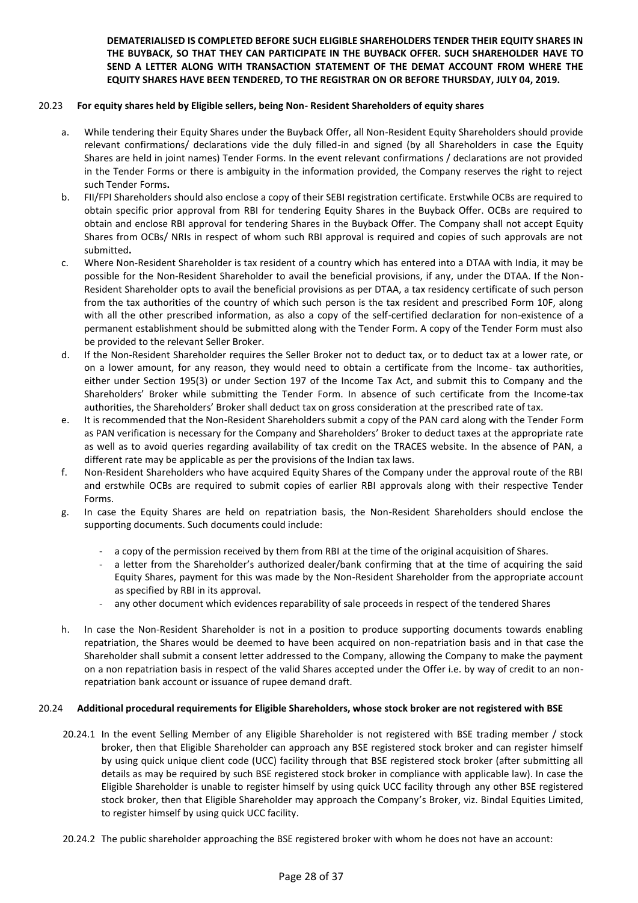**DEMATERIALISED IS COMPLETED BEFORE SUCH ELIGIBLE SHAREHOLDERS TENDER THEIR EQUITY SHARES IN THE BUYBACK, SO THAT THEY CAN PARTICIPATE IN THE BUYBACK OFFER. SUCH SHAREHOLDER HAVE TO SEND A LETTER ALONG WITH TRANSACTION STATEMENT OF THE DEMAT ACCOUNT FROM WHERE THE EQUITY SHARES HAVE BEEN TENDERED, TO THE REGISTRAR ON OR BEFORE THURSDAY, JULY 04, 2019.**

20.23 **For equity shares held by Eligible sellers, being Non- Resident Shareholders of equity shares**

a. While tendering their Equity Shares under the Buyback Offer, all Non-Resident Equity Shareholders should provide relevant confirmations/ declarations vide the duly filled-in and signed (by all Shareholders in case the Equity Shares are held in joint names) Tender Forms. In the event relevant confirmations / declarations are not provided in the Tender Forms or there is ambiguity in the information provided, the Company reserves the right to reject such Tender Forms**.**

b. FII/FPI Shareholders should also enclose a copy of their SEBI registration certificate. Erstwhile OCBs are required to obtain specific prior approval from RBI for tendering Equity Shares in the Buyback Offer. OCBs are required to obtain and enclose RBI approval for tendering Shares in the Buyback Offer. The Company shall not accept Equity Shares from OCBs/ NRIs in respect of whom such RBI approval is required and copies of such approvals are not submitted**.**

c. Where Non-Resident Shareholder is tax resident of a country which has entered into a DTAA with India, it may be possible for the Non-Resident Shareholder to avail the beneficial provisions, if any, under the DTAA. If the Non-Resident Shareholder opts to avail the beneficial provisions as per DTAA, a tax residency certificate of such person from the tax authorities of the country of which such person is the tax resident and prescribed Form 10F, along with all the other prescribed information, as also a copy of the self-certified declaration for non-existence of a permanent establishment should be submitted along with the Tender Form. A copy of the Tender Form must also be provided to the relevant Seller Broker.

d. If the Non-Resident Shareholder requires the Seller Broker not to deduct tax, or to deduct tax at a lower rate, or on a lower amount, for any reason, they would need to obtain a certificate from the Income- tax authorities, either under Section 195(3) or under Section 197 of the Income Tax Act, and submit this to Company and the Shareholders' Broker while submitting the Tender Form. In absence of such certificate from the Income-tax authorities, the Shareholders' Broker shall deduct tax on gross consideration at the prescribed rate of tax.

e. It is recommended that the Non-Resident Shareholders submit a copy of the PAN card along with the Tender Form as PAN verification is necessary for the Company and Shareholders' Broker to deduct taxes at the appropriate rate as well as to avoid queries regarding availability of tax credit on the TRACES website. In the absence of PAN, a different rate may be applicable as per the provisions of the Indian tax laws.

f. Non-Resident Shareholders who have acquired Equity Shares of the Company under the approval route of the RBI and erstwhile OCBs are required to submit copies of earlier RBI approvals along with their respective Tender Forms.

g. In case the Equity Shares are held on repatriation basis, the Non-Resident Shareholders should enclose the supporting documents. Such documents could include:

   - a copy of the permission received by them from RBI at the time of the original acquisition of Shares.
   - a letter from the Shareholder's authorized dealer/bank confirming that at the time of acquiring the said Equity Shares, payment for this was made by the Non-Resident Shareholder from the appropriate account as specified by RBI in its approval.
   - any other document which evidences reparability of sale proceeds in respect of the tendered Shares

h. In case the Non-Resident Shareholder is not in a position to produce supporting documents towards enabling repatriation, the Shares would be deemed to have been acquired on non-repatriation basis and in that case the Shareholder shall submit a consent letter addressed to the Company, allowing the Company to make the payment on a non repatriation basis in respect of the valid Shares accepted under the Offer i.e. by way of credit to an non-repatriation bank account or issuance of rupee demand draft.

20.24 **Additional procedural requirements for Eligible Shareholders, whose stock broker are not registered with BSE**

20.24.1 In the event Selling Member of any Eligible Shareholder is not registered with BSE trading member / stock broker, then that Eligible Shareholder can approach any BSE registered stock broker and can register himself by using quick unique client code (UCC) facility through that BSE registered stock broker (after submitting all details as may be required by such BSE registered stock broker in compliance with applicable law). In case the Eligible Shareholder is unable to register himself by using quick UCC facility through any other BSE registered stock broker, then that Eligible Shareholder may approach the Company's Broker, viz. Bindal Equities Limited, to register himself by using quick UCC facility.

20.24.2 The public shareholder approaching the BSE registered broker with whom he does not have an account: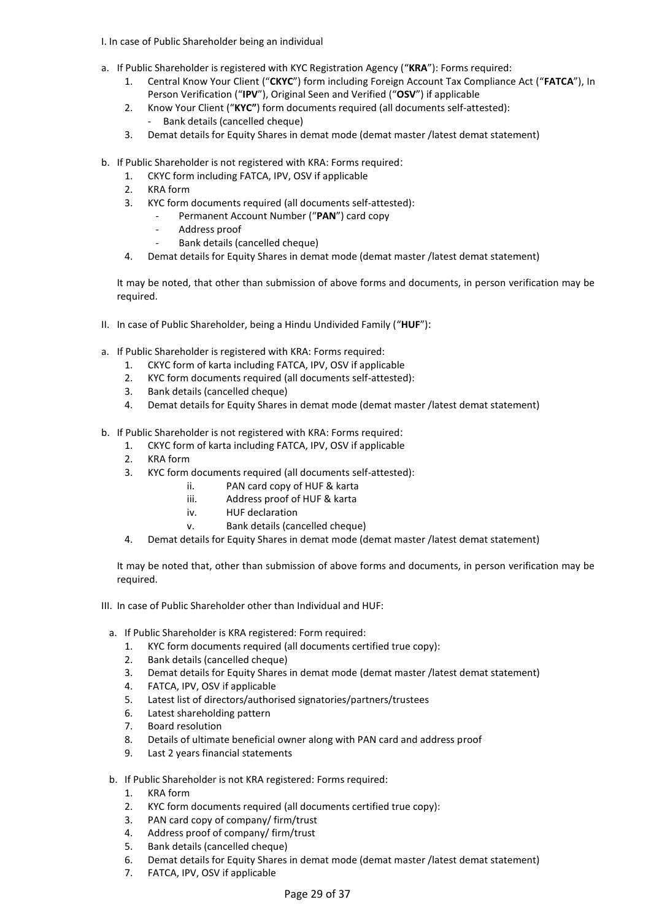I. In case of Public Shareholder being an individual

a. If Public Shareholder is registered with KYC Registration Agency ("**KRA**"): Forms required:
   1. Central Know Your Client ("**CKYC**") form including Foreign Account Tax Compliance Act ("**FATCA**"), In Person Verification ("**IPV**"), Original Seen and Verified ("**OSV**") if applicable
   2. Know Your Client ("**KYC"**) form documents required (all documents self-attested):
      - Bank details (cancelled cheque)
   3. Demat details for Equity Shares in demat mode (demat master /latest demat statement)

b. If Public Shareholder is not registered with KRA: Forms required:
   1. CKYC form including FATCA, IPV, OSV if applicable
   2. KRA form
   3. KYC form documents required (all documents self-attested):
      - Permanent Account Number ("**PAN**") card copy
      - Address proof
      - Bank details (cancelled cheque)
   4. Demat details for Equity Shares in demat mode (demat master /latest demat statement)

   It may be noted, that other than submission of above forms and documents, in person verification may be required.

II. In case of Public Shareholder, being a Hindu Undivided Family ("**HUF**"):

a. If Public Shareholder is registered with KRA: Forms required:
   1. CKYC form of karta including FATCA, IPV, OSV if applicable
   2. KYC form documents required (all documents self-attested):
   3. Bank details (cancelled cheque)
   4. Demat details for Equity Shares in demat mode (demat master /latest demat statement)

b. If Public Shareholder is not registered with KRA: Forms required:
   1. CKYC form of karta including FATCA, IPV, OSV if applicable
   2. KRA form
   3. KYC form documents required (all documents self-attested):
      - ii. PAN card copy of HUF & karta
      - iii. Address proof of HUF & karta
      - iv. HUF declaration
      - v. Bank details (cancelled cheque)
   4. Demat details for Equity Shares in demat mode (demat master /latest demat statement)

   It may be noted that, other than submission of above forms and documents, in person verification may be required.

III. In case of Public Shareholder other than Individual and HUF:

a. If Public Shareholder is KRA registered: Form required:
   1. KYC form documents required (all documents certified true copy):
   2. Bank details (cancelled cheque)
   3. Demat details for Equity Shares in demat mode (demat master /latest demat statement)
   4. FATCA, IPV, OSV if applicable
   5. Latest list of directors/authorised signatories/partners/trustees
   6. Latest shareholding pattern
   7. Board resolution
   8. Details of ultimate beneficial owner along with PAN card and address proof
   9. Last 2 years financial statements

b. If Public Shareholder is not KRA registered: Forms required:
   1. KRA form
   2. KYC form documents required (all documents certified true copy):
   3. PAN card copy of company/ firm/trust
   4. Address proof of company/ firm/trust
   5. Bank details (cancelled cheque)
   6. Demat details for Equity Shares in demat mode (demat master /latest demat statement)
   7. FATCA, IPV, OSV if applicable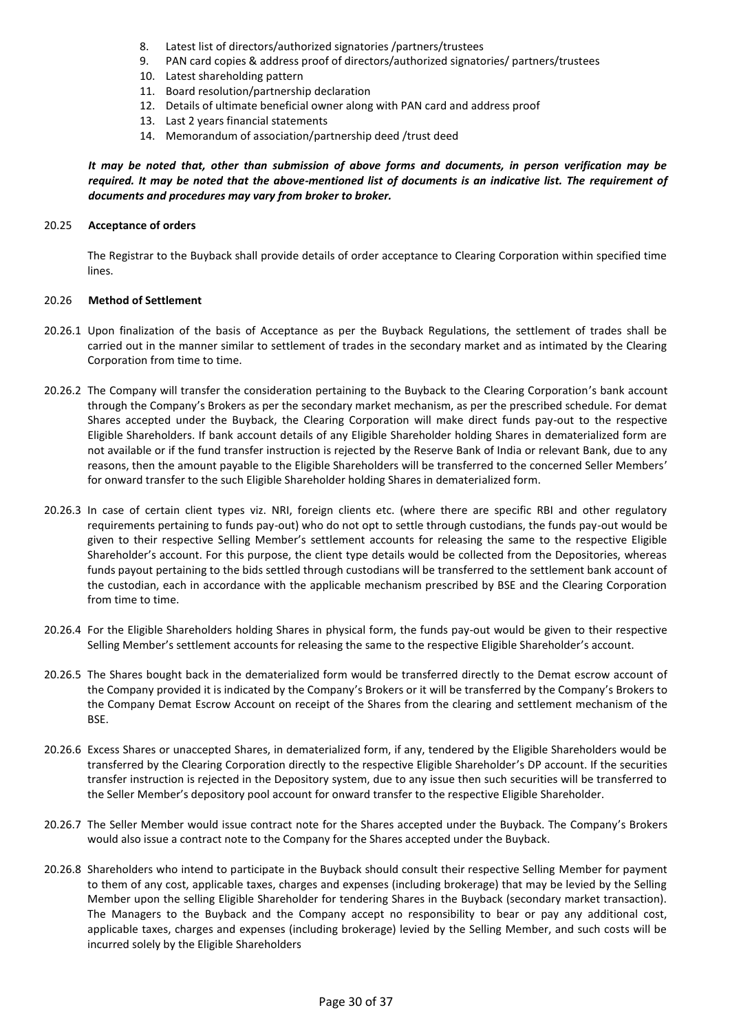8. Latest list of directors/authorized signatories /partners/trustees
9. PAN card copies & address proof of directors/authorized signatories/ partners/trustees
10. Latest shareholding pattern
11. Board resolution/partnership declaration
12. Details of ultimate beneficial owner along with PAN card and address proof
13. Last 2 years financial statements
14. Memorandum of association/partnership deed /trust deed

***It may be noted that, other than submission of above forms and documents, in person verification may be required. It may be noted that the above-mentioned list of documents is an indicative list. The requirement of documents and procedures may vary from broker to broker.***

20.25 **Acceptance of orders**

The Registrar to the Buyback shall provide details of order acceptance to Clearing Corporation within specified time lines.

20.26 **Method of Settlement**

20.26.1 Upon finalization of the basis of Acceptance as per the Buyback Regulations, the settlement of trades shall be carried out in the manner similar to settlement of trades in the secondary market and as intimated by the Clearing Corporation from time to time.

20.26.2 The Company will transfer the consideration pertaining to the Buyback to the Clearing Corporation's bank account through the Company's Brokers as per the secondary market mechanism, as per the prescribed schedule. For demat Shares accepted under the Buyback, the Clearing Corporation will make direct funds pay-out to the respective Eligible Shareholders. If bank account details of any Eligible Shareholder holding Shares in dematerialized form are not available or if the fund transfer instruction is rejected by the Reserve Bank of India or relevant Bank, due to any reasons, then the amount payable to the Eligible Shareholders will be transferred to the concerned Seller Members' for onward transfer to the such Eligible Shareholder holding Shares in dematerialized form.

20.26.3 In case of certain client types viz. NRI, foreign clients etc. (where there are specific RBI and other regulatory requirements pertaining to funds pay-out) who do not opt to settle through custodians, the funds pay-out would be given to their respective Selling Member's settlement accounts for releasing the same to the respective Eligible Shareholder's account. For this purpose, the client type details would be collected from the Depositories, whereas funds payout pertaining to the bids settled through custodians will be transferred to the settlement bank account of the custodian, each in accordance with the applicable mechanism prescribed by BSE and the Clearing Corporation from time to time.

20.26.4 For the Eligible Shareholders holding Shares in physical form, the funds pay-out would be given to their respective Selling Member's settlement accounts for releasing the same to the respective Eligible Shareholder's account.

20.26.5 The Shares bought back in the dematerialized form would be transferred directly to the Demat escrow account of the Company provided it is indicated by the Company's Brokers or it will be transferred by the Company's Brokers to the Company Demat Escrow Account on receipt of the Shares from the clearing and settlement mechanism of the BSE.

20.26.6 Excess Shares or unaccepted Shares, in dematerialized form, if any, tendered by the Eligible Shareholders would be transferred by the Clearing Corporation directly to the respective Eligible Shareholder's DP account. If the securities transfer instruction is rejected in the Depository system, due to any issue then such securities will be transferred to the Seller Member's depository pool account for onward transfer to the respective Eligible Shareholder.

20.26.7 The Seller Member would issue contract note for the Shares accepted under the Buyback. The Company's Brokers would also issue a contract note to the Company for the Shares accepted under the Buyback.

20.26.8 Shareholders who intend to participate in the Buyback should consult their respective Selling Member for payment to them of any cost, applicable taxes, charges and expenses (including brokerage) that may be levied by the Selling Member upon the selling Eligible Shareholder for tendering Shares in the Buyback (secondary market transaction). The Managers to the Buyback and the Company accept no responsibility to bear or pay any additional cost, applicable taxes, charges and expenses (including brokerage) levied by the Selling Member, and such costs will be incurred solely by the Eligible Shareholders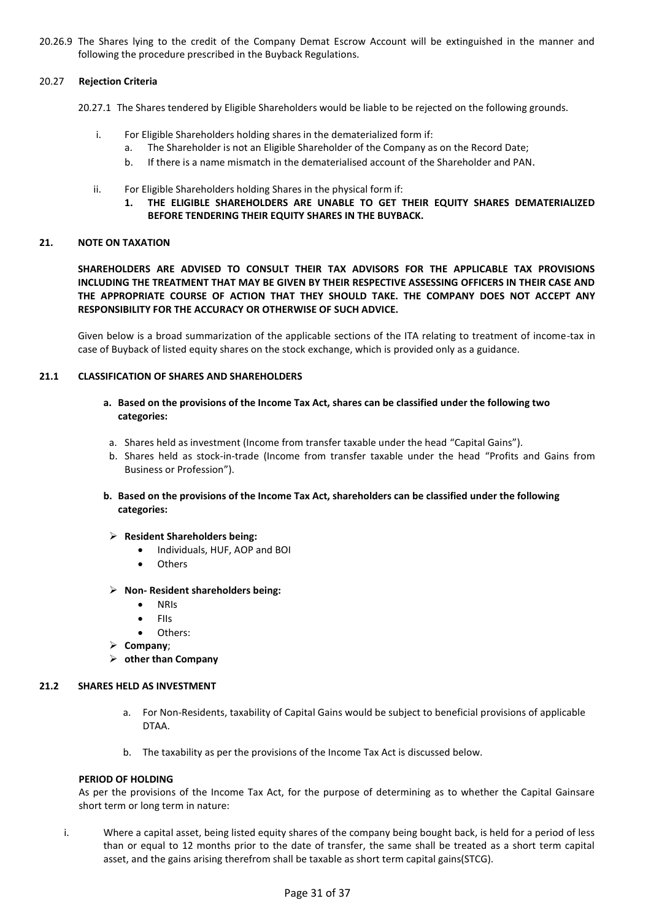20.26.9 The Shares lying to the credit of the Company Demat Escrow Account will be extinguished in the manner and following the procedure prescribed in the Buyback Regulations.

**20.27 Rejection Criteria**

20.27.1 The Shares tendered by Eligible Shareholders would be liable to be rejected on the following grounds.

i. For Eligible Shareholders holding shares in the dematerialized form if:
   a. The Shareholder is not an Eligible Shareholder of the Company as on the Record Date;
   b. If there is a name mismatch in the dematerialised account of the Shareholder and PAN.

ii. For Eligible Shareholders holding Shares in the physical form if:
   **1. THE ELIGIBLE SHAREHOLDERS ARE UNABLE TO GET THEIR EQUITY SHARES DEMATERIALIZED BEFORE TENDERING THEIR EQUITY SHARES IN THE BUYBACK.**

## 21. NOTE ON TAXATION

**SHAREHOLDERS ARE ADVISED TO CONSULT THEIR TAX ADVISORS FOR THE APPLICABLE TAX PROVISIONS INCLUDING THE TREATMENT THAT MAY BE GIVEN BY THEIR RESPECTIVE ASSESSING OFFICERS IN THEIR CASE AND THE APPROPRIATE COURSE OF ACTION THAT THEY SHOULD TAKE. THE COMPANY DOES NOT ACCEPT ANY RESPONSIBILITY FOR THE ACCURACY OR OTHERWISE OF SUCH ADVICE.**

Given below is a broad summarization of the applicable sections of the ITA relating to treatment of income-tax in case of Buyback of listed equity shares on the stock exchange, which is provided only as a guidance.

### 21.1 CLASSIFICATION OF SHARES AND SHAREHOLDERS

**a. Based on the provisions of the Income Tax Act, shares can be classified under the following two categories:**

a. Shares held as investment (Income from transfer taxable under the head "Capital Gains").
b. Shares held as stock-in-trade (Income from transfer taxable under the head "Profits and Gains from Business or Profession").

**b. Based on the provisions of the Income Tax Act, shareholders can be classified under the following categories:**

- **Resident Shareholders being:**
  - Individuals, HUF, AOP and BOI
  - Others
- **Non- Resident shareholders being:**
  - NRIs
  - FIIs
  - Others:
- **Company**;
- **other than Company**

### 21.2 SHARES HELD AS INVESTMENT

a. For Non-Residents, taxability of Capital Gains would be subject to beneficial provisions of applicable DTAA.

b. The taxability as per the provisions of the Income Tax Act is discussed below.

**PERIOD OF HOLDING**

As per the provisions of the Income Tax Act, for the purpose of determining as to whether the Capital Gainsare short term or long term in nature:

i. Where a capital asset, being listed equity shares of the company being bought back, is held for a period of less than or equal to 12 months prior to the date of transfer, the same shall be treated as a short term capital asset, and the gains arising therefrom shall be taxable as short term capital gains(STCG).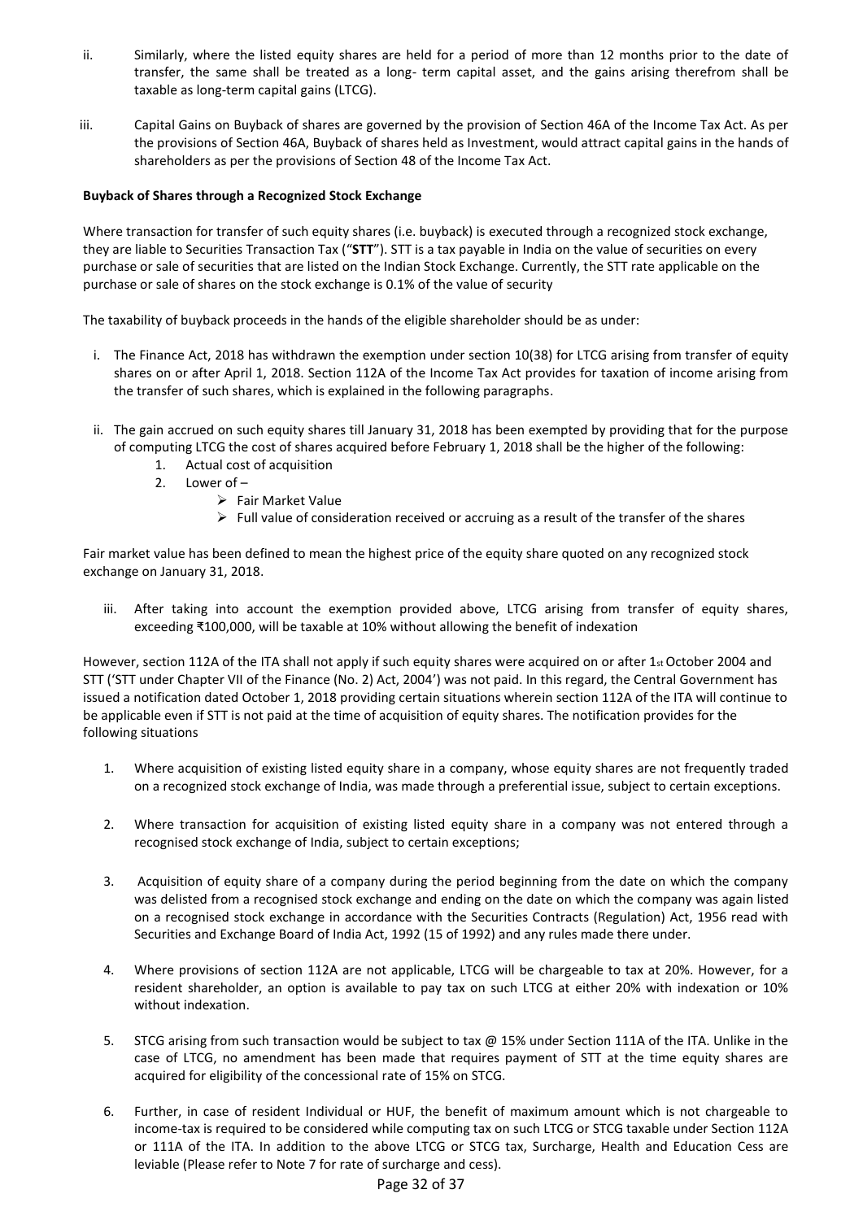ii. Similarly, where the listed equity shares are held for a period of more than 12 months prior to the date of transfer, the same shall be treated as a long- term capital asset, and the gains arising therefrom shall be taxable as long-term capital gains (LTCG).

iii. Capital Gains on Buyback of shares are governed by the provision of Section 46A of the Income Tax Act. As per the provisions of Section 46A, Buyback of shares held as Investment, would attract capital gains in the hands of shareholders as per the provisions of Section 48 of the Income Tax Act.

**Buyback of Shares through a Recognized Stock Exchange**

Where transaction for transfer of such equity shares (i.e. buyback) is executed through a recognized stock exchange, they are liable to Securities Transaction Tax ("**STT**"). STT is a tax payable in India on the value of securities on every purchase or sale of securities that are listed on the Indian Stock Exchange. Currently, the STT rate applicable on the purchase or sale of shares on the stock exchange is 0.1% of the value of security

The taxability of buyback proceeds in the hands of the eligible shareholder should be as under:

i. The Finance Act, 2018 has withdrawn the exemption under section 10(38) for LTCG arising from transfer of equity shares on or after April 1, 2018. Section 112A of the Income Tax Act provides for taxation of income arising from the transfer of such shares, which is explained in the following paragraphs.

ii. The gain accrued on such equity shares till January 31, 2018 has been exempted by providing that for the purpose of computing LTCG the cost of shares acquired before February 1, 2018 shall be the higher of the following:
   1. Actual cost of acquisition
   2. Lower of –
      - Fair Market Value
      - Full value of consideration received or accruing as a result of the transfer of the shares

Fair market value has been defined to mean the highest price of the equity share quoted on any recognized stock exchange on January 31, 2018.

iii. After taking into account the exemption provided above, LTCG arising from transfer of equity shares, exceeding ₹100,000, will be taxable at 10% without allowing the benefit of indexation

However, section 112A of the ITA shall not apply if such equity shares were acquired on or after 1st October 2004 and STT ('STT under Chapter VII of the Finance (No. 2) Act, 2004') was not paid. In this regard, the Central Government has issued a notification dated October 1, 2018 providing certain situations wherein section 112A of the ITA will continue to be applicable even if STT is not paid at the time of acquisition of equity shares. The notification provides for the following situations

1. Where acquisition of existing listed equity share in a company, whose equity shares are not frequently traded on a recognized stock exchange of India, was made through a preferential issue, subject to certain exceptions.

2. Where transaction for acquisition of existing listed equity share in a company was not entered through a recognised stock exchange of India, subject to certain exceptions;

3. Acquisition of equity share of a company during the period beginning from the date on which the company was delisted from a recognised stock exchange and ending on the date on which the company was again listed on a recognised stock exchange in accordance with the Securities Contracts (Regulation) Act, 1956 read with Securities and Exchange Board of India Act, 1992 (15 of 1992) and any rules made there under.

4. Where provisions of section 112A are not applicable, LTCG will be chargeable to tax at 20%. However, for a resident shareholder, an option is available to pay tax on such LTCG at either 20% with indexation or 10% without indexation.

5. STCG arising from such transaction would be subject to tax @ 15% under Section 111A of the ITA. Unlike in the case of LTCG, no amendment has been made that requires payment of STT at the time equity shares are acquired for eligibility of the concessional rate of 15% on STCG.

6. Further, in case of resident Individual or HUF, the benefit of maximum amount which is not chargeable to income-tax is required to be considered while computing tax on such LTCG or STCG taxable under Section 112A or 111A of the ITA. In addition to the above LTCG or STCG tax, Surcharge, Health and Education Cess are leviable (Please refer to Note 7 for rate of surcharge and cess).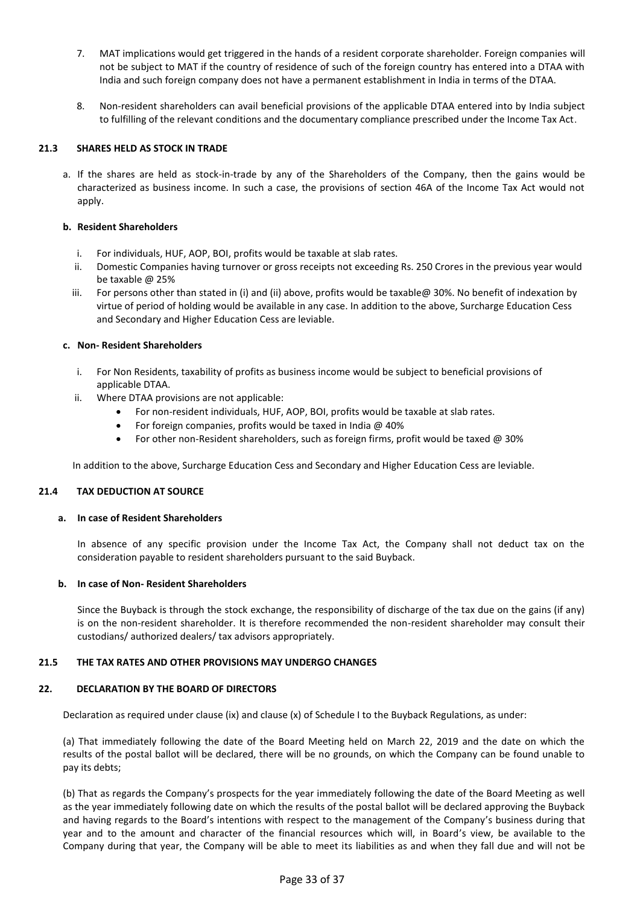7. MAT implications would get triggered in the hands of a resident corporate shareholder. Foreign companies will not be subject to MAT if the country of residence of such of the foreign country has entered into a DTAA with India and such foreign company does not have a permanent establishment in India in terms of the DTAA.

8. Non-resident shareholders can avail beneficial provisions of the applicable DTAA entered into by India subject to fulfilling of the relevant conditions and the documentary compliance prescribed under the Income Tax Act.

**21.3 SHARES HELD AS STOCK IN TRADE**

a. If the shares are held as stock-in-trade by any of the Shareholders of the Company, then the gains would be characterized as business income. In such a case, the provisions of section 46A of the Income Tax Act would not apply.

**b. Resident Shareholders**

i. For individuals, HUF, AOP, BOI, profits would be taxable at slab rates.
ii. Domestic Companies having turnover or gross receipts not exceeding Rs. 250 Crores in the previous year would be taxable @ 25%
iii. For persons other than stated in (i) and (ii) above, profits would be taxable@ 30%. No benefit of indexation by virtue of period of holding would be available in any case. In addition to the above, Surcharge Education Cess and Secondary and Higher Education Cess are leviable.

**c. Non- Resident Shareholders**

i. For Non Residents, taxability of profits as business income would be subject to beneficial provisions of applicable DTAA.
ii. Where DTAA provisions are not applicable:
    - For non-resident individuals, HUF, AOP, BOI, profits would be taxable at slab rates.
    - For foreign companies, profits would be taxed in India @ 40%
    - For other non-Resident shareholders, such as foreign firms, profit would be taxed @ 30%

In addition to the above, Surcharge Education Cess and Secondary and Higher Education Cess are leviable.

**21.4 TAX DEDUCTION AT SOURCE**

**a. In case of Resident Shareholders**

In absence of any specific provision under the Income Tax Act, the Company shall not deduct tax on the consideration payable to resident shareholders pursuant to the said Buyback.

**b. In case of Non- Resident Shareholders**

Since the Buyback is through the stock exchange, the responsibility of discharge of the tax due on the gains (if any) is on the non-resident shareholder. It is therefore recommended the non-resident shareholder may consult their custodians/ authorized dealers/ tax advisors appropriately.

**21.5 THE TAX RATES AND OTHER PROVISIONS MAY UNDERGO CHANGES**

**22. DECLARATION BY THE BOARD OF DIRECTORS**

Declaration as required under clause (ix) and clause (x) of Schedule I to the Buyback Regulations, as under:

(a) That immediately following the date of the Board Meeting held on March 22, 2019 and the date on which the results of the postal ballot will be declared, there will be no grounds, on which the Company can be found unable to pay its debts;

(b) That as regards the Company's prospects for the year immediately following the date of the Board Meeting as well as the year immediately following date on which the results of the postal ballot will be declared approving the Buyback and having regards to the Board's intentions with respect to the management of the Company's business during that year and to the amount and character of the financial resources which will, in Board's view, be available to the Company during that year, the Company will be able to meet its liabilities as and when they fall due and will not be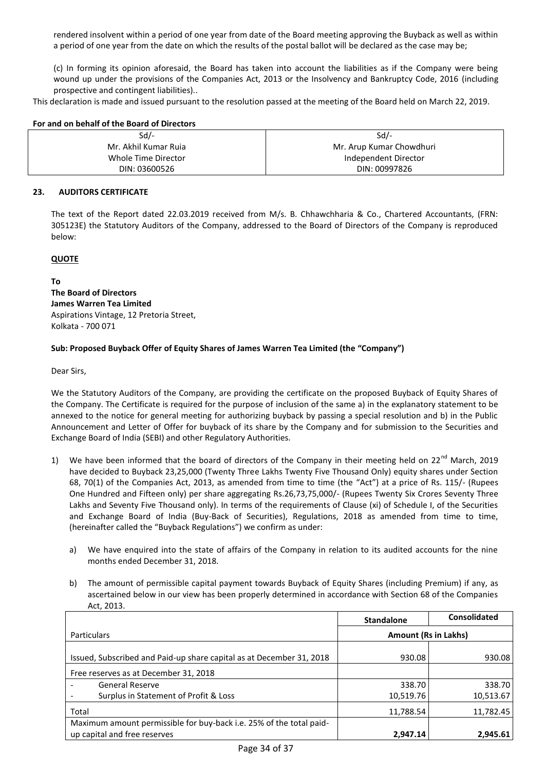rendered insolvent within a period of one year from date of the Board meeting approving the Buyback as well as within a period of one year from the date on which the results of the postal ballot will be declared as the case may be;

(c) In forming its opinion aforesaid, the Board has taken into account the liabilities as if the Company were being wound up under the provisions of the Companies Act, 2013 or the Insolvency and Bankruptcy Code, 2016 (including prospective and contingent liabilities)..

This declaration is made and issued pursuant to the resolution passed at the meeting of the Board held on March 22, 2019.

**For and on behalf of the Board of Directors**

| Sd/- | Sd/- |
|---|---|
| Mr. Akhil Kumar Ruia | Mr. Arup Kumar Chowdhuri |
| Whole Time Director | Independent Director |
| DIN: 03600526 | DIN: 00997826 |

## 23. AUDITORS CERTIFICATE

The text of the Report dated 22.03.2019 received from M/s. B. Chhawchharia & Co., Chartered Accountants, (FRN: 305123E) the Statutory Auditors of the Company, addressed to the Board of Directors of the Company is reproduced below:

**QUOTE**

**To**
**The Board of Directors**
**James Warren Tea Limited**
Aspirations Vintage, 12 Pretoria Street,
Kolkata - 700 071

**Sub: Proposed Buyback Offer of Equity Shares of James Warren Tea Limited (the "Company")**

Dear Sirs,

We the Statutory Auditors of the Company, are providing the certificate on the proposed Buyback of Equity Shares of the Company. The Certificate is required for the purpose of inclusion of the same a) in the explanatory statement to be annexed to the notice for general meeting for authorizing buyback by passing a special resolution and b) in the Public Announcement and Letter of Offer for buyback of its share by the Company and for submission to the Securities and Exchange Board of India (SEBI) and other Regulatory Authorities.

1) We have been informed that the board of directors of the Company in their meeting held on 22nd March, 2019 have decided to Buyback 23,25,000 (Twenty Three Lakhs Twenty Five Thousand Only) equity shares under Section 68, 70(1) of the Companies Act, 2013, as amended from time to time (the "Act") at a price of Rs. 115/- (Rupees One Hundred and Fifteen only) per share aggregating Rs.26,73,75,000/- (Rupees Twenty Six Crores Seventy Three Lakhs and Seventy Five Thousand only). In terms of the requirements of Clause (xi) of Schedule I, of the Securities and Exchange Board of India (Buy-Back of Securities), Regulations, 2018 as amended from time to time, (hereinafter called the "Buyback Regulations") we confirm as under:

   a) We have enquired into the state of affairs of the Company in relation to its audited accounts for the nine months ended December 31, 2018.

   b) The amount of permissible capital payment towards Buyback of Equity Shares (including Premium) if any, as ascertained below in our view has been properly determined in accordance with Section 68 of the Companies Act, 2013.

| | Standalone | Consolidated |
|---|---|---|
| Particulars | Amount (Rs in Lakhs) | |
| Issued, Subscribed and Paid-up share capital as at December 31, 2018 | 930.08 | 930.08 |
| Free reserves as at December 31, 2018 | | |
| - General Reserve | 338.70 | 338.70 |
| - Surplus in Statement of Profit & Loss | 10,519.76 | 10,513.67 |
| Total | 11,788.54 | 11,782.45 |
| Maximum amount permissible for buy-back i.e. 25% of the total paid-up capital and free reserves | **2,947.14** | **2,945.61** |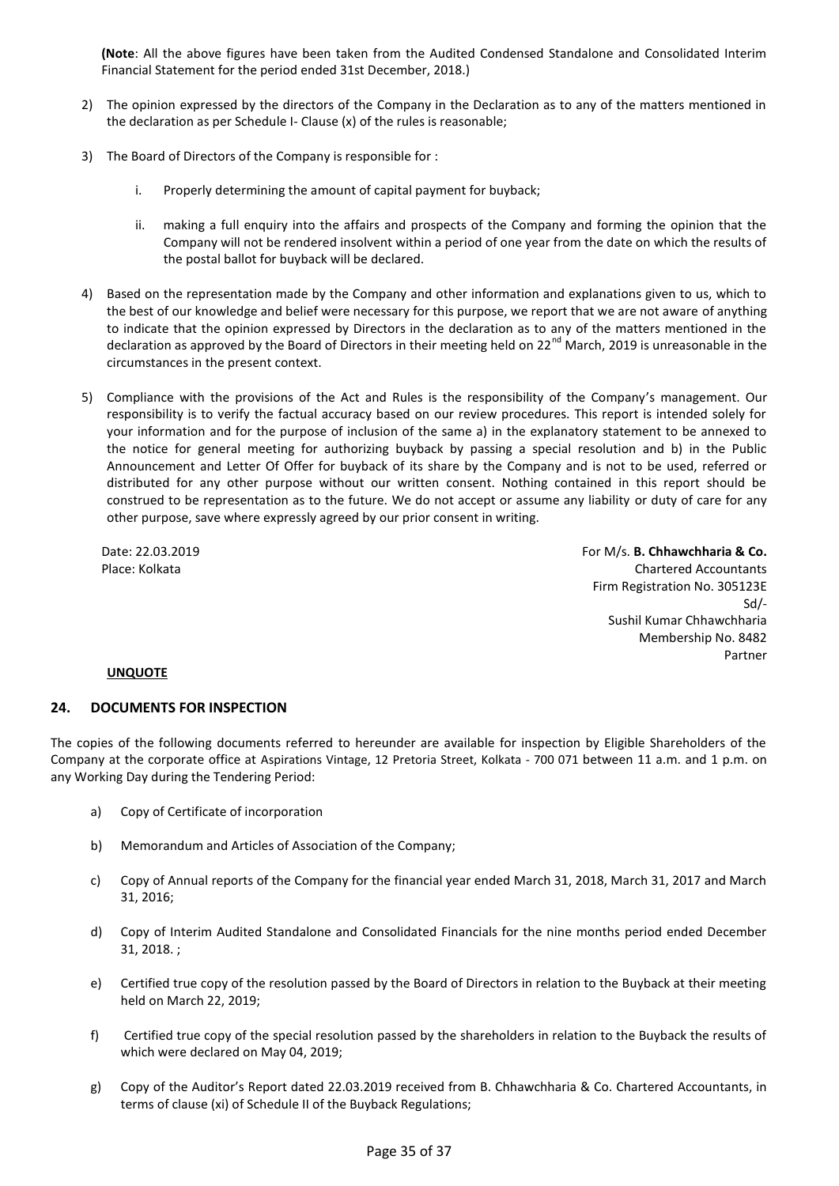(**Note**: All the above figures have been taken from the Audited Condensed Standalone and Consolidated Interim Financial Statement for the period ended 31st December, 2018.)

2) The opinion expressed by the directors of the Company in the Declaration as to any of the matters mentioned in the declaration as per Schedule I- Clause (x) of the rules is reasonable;

3) The Board of Directors of the Company is responsible for :

   i. Properly determining the amount of capital payment for buyback;

   ii. making a full enquiry into the affairs and prospects of the Company and forming the opinion that the Company will not be rendered insolvent within a period of one year from the date on which the results of the postal ballot for buyback will be declared.

4) Based on the representation made by the Company and other information and explanations given to us, which to the best of our knowledge and belief were necessary for this purpose, we report that we are not aware of anything to indicate that the opinion expressed by Directors in the declaration as to any of the matters mentioned in the declaration as approved by the Board of Directors in their meeting held on 22nd March, 2019 is unreasonable in the circumstances in the present context.

5) Compliance with the provisions of the Act and Rules is the responsibility of the Company's management. Our responsibility is to verify the factual accuracy based on our review procedures. This report is intended solely for your information and for the purpose of inclusion of the same a) in the explanatory statement to be annexed to the notice for general meeting for authorizing buyback by passing a special resolution and b) in the Public Announcement and Letter Of Offer for buyback of its share by the Company and is not to be used, referred or distributed for any other purpose without our written consent. Nothing contained in this report should be construed to be representation as to the future. We do not accept or assume any liability or duty of care for any other purpose, save where expressly agreed by our prior consent in writing.

Date: 22.03.2019
Place: Kolkata

For M/s. **B. Chhawchharia & Co.**
Chartered Accountants
Firm Registration No. 305123E
Sd/-
Sushil Kumar Chhawchharia
Membership No. 8482
Partner

**UNQUOTE**

## 24. DOCUMENTS FOR INSPECTION

The copies of the following documents referred to hereunder are available for inspection by Eligible Shareholders of the Company at the corporate office at Aspirations Vintage, 12 Pretoria Street, Kolkata - 700 071 between 11 a.m. and 1 p.m. on any Working Day during the Tendering Period:

a) Copy of Certificate of incorporation

b) Memorandum and Articles of Association of the Company;

c) Copy of Annual reports of the Company for the financial year ended March 31, 2018, March 31, 2017 and March 31, 2016;

d) Copy of Interim Audited Standalone and Consolidated Financials for the nine months period ended December 31, 2018. ;

e) Certified true copy of the resolution passed by the Board of Directors in relation to the Buyback at their meeting held on March 22, 2019;

f) Certified true copy of the special resolution passed by the shareholders in relation to the Buyback the results of which were declared on May 04, 2019;

g) Copy of the Auditor's Report dated 22.03.2019 received from B. Chhawchharia & Co. Chartered Accountants, in terms of clause (xi) of Schedule II of the Buyback Regulations;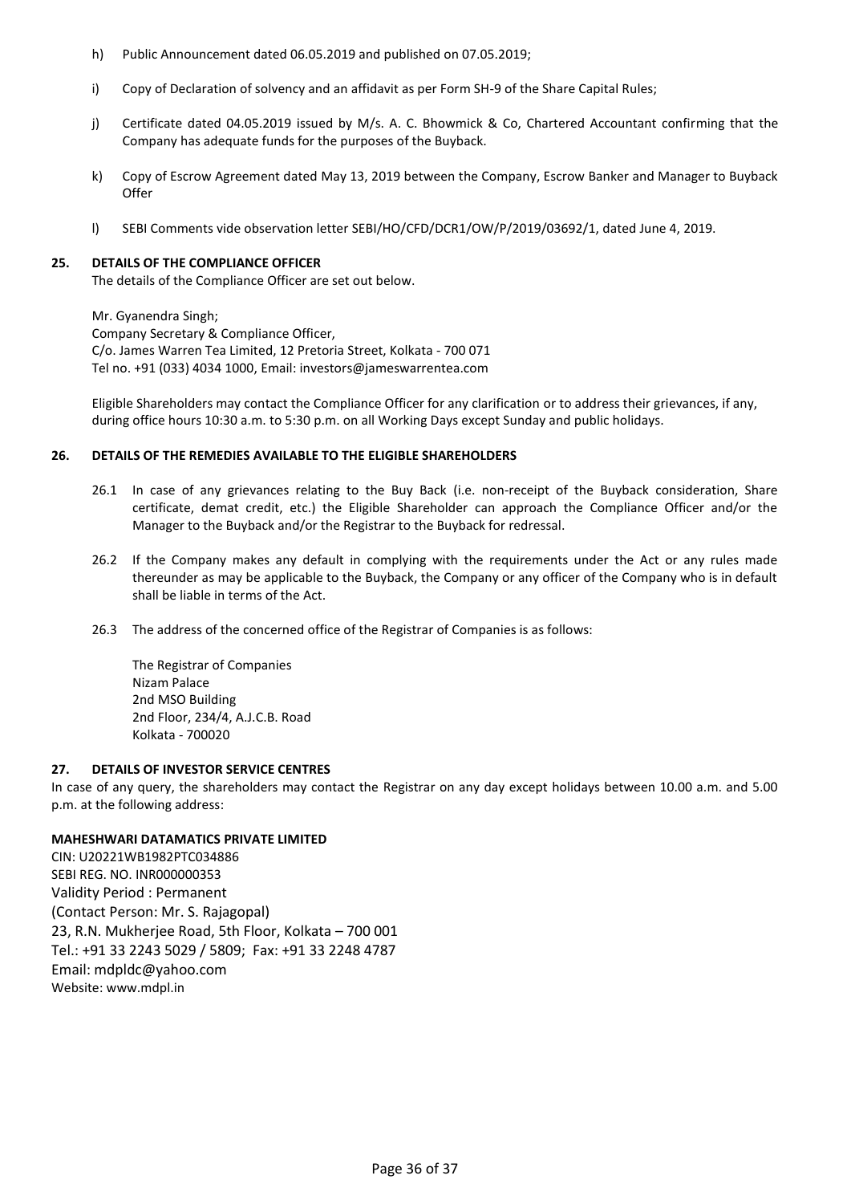h) Public Announcement dated 06.05.2019 and published on 07.05.2019;

i) Copy of Declaration of solvency and an affidavit as per Form SH-9 of the Share Capital Rules;

j) Certificate dated 04.05.2019 issued by M/s. A. C. Bhowmick & Co, Chartered Accountant confirming that the Company has adequate funds for the purposes of the Buyback.

k) Copy of Escrow Agreement dated May 13, 2019 between the Company, Escrow Banker and Manager to Buyback Offer

l) SEBI Comments vide observation letter SEBI/HO/CFD/DCR1/OW/P/2019/03692/1, dated June 4, 2019.

## 25. DETAILS OF THE COMPLIANCE OFFICER

The details of the Compliance Officer are set out below.

Mr. Gyanendra Singh;
Company Secretary & Compliance Officer,
C/o. James Warren Tea Limited, 12 Pretoria Street, Kolkata - 700 071
Tel no. +91 (033) 4034 1000, Email: investors@jameswarrentea.com

Eligible Shareholders may contact the Compliance Officer for any clarification or to address their grievances, if any, during office hours 10:30 a.m. to 5:30 p.m. on all Working Days except Sunday and public holidays.

## 26. DETAILS OF THE REMEDIES AVAILABLE TO THE ELIGIBLE SHAREHOLDERS

26.1 In case of any grievances relating to the Buy Back (i.e. non-receipt of the Buyback consideration, Share certificate, demat credit, etc.) the Eligible Shareholder can approach the Compliance Officer and/or the Manager to the Buyback and/or the Registrar to the Buyback for redressal.

26.2 If the Company makes any default in complying with the requirements under the Act or any rules made thereunder as may be applicable to the Buyback, the Company or any officer of the Company who is in default shall be liable in terms of the Act.

26.3 The address of the concerned office of the Registrar of Companies is as follows:

The Registrar of Companies
Nizam Palace
2nd MSO Building
2nd Floor, 234/4, A.J.C.B. Road
Kolkata - 700020

## 27. DETAILS OF INVESTOR SERVICE CENTRES

In case of any query, the shareholders may contact the Registrar on any day except holidays between 10.00 a.m. and 5.00 p.m. at the following address:

**MAHESHWARI DATAMATICS PRIVATE LIMITED**
CIN: U20221WB1982PTC034886
SEBI REG. NO. INR000000353
Validity Period : Permanent
(Contact Person: Mr. S. Rajagopal)
23, R.N. Mukherjee Road, 5th Floor, Kolkata – 700 001
Tel.: +91 33 2243 5029 / 5809; Fax: +91 33 2248 4787
Email: mdpldc@yahoo.com
Website: www.mdpl.in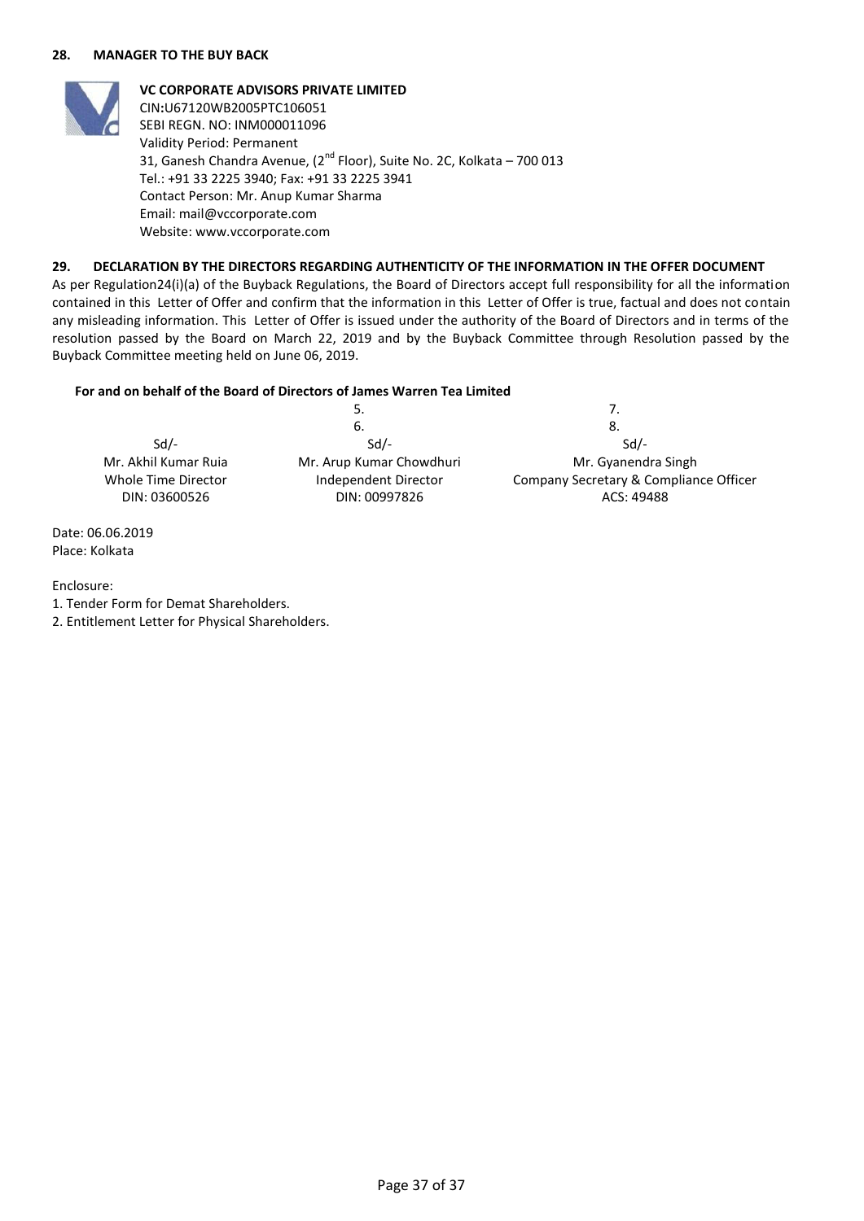## 28. MANAGER TO THE BUY BACK

**VC CORPORATE ADVISORS PRIVATE LIMITED**
CIN:U67120WB2005PTC106051
SEBI REGN. NO: INM000011096
Validity Period: Permanent
31, Ganesh Chandra Avenue, (2nd Floor), Suite No. 2C, Kolkata – 700 013
Tel.: +91 33 2225 3940; Fax: +91 33 2225 3941
Contact Person: Mr. Anup Kumar Sharma
Email: mail@vccorporate.com
Website: www.vccorporate.com

## 29. DECLARATION BY THE DIRECTORS REGARDING AUTHENTICITY OF THE INFORMATION IN THE OFFER DOCUMENT

As per Regulation24(i)(a) of the Buyback Regulations, the Board of Directors accept full responsibility for all the information contained in this Letter of Offer and confirm that the information in this Letter of Offer is true, factual and does not contain any misleading information. This Letter of Offer is issued under the authority of the Board of Directors and in terms of the resolution passed by the Board on March 22, 2019 and by the Buyback Committee through Resolution passed by the Buyback Committee meeting held on June 06, 2019.

**For and on behalf of the Board of Directors of James Warren Tea Limited**

| | | |
|---|---|---|
| | 5. | 7. |
| | 6. | 8. |
| Sd/- | Sd/- | Sd/- |
| Mr. Akhil Kumar Ruia | Mr. Arup Kumar Chowdhuri | Mr. Gyanendra Singh |
| Whole Time Director | Independent Director | Company Secretary & Compliance Officer |
| DIN: 03600526 | DIN: 00997826 | ACS: 49488 |

Date: 06.06.2019
Place: Kolkata

Enclosure:

1. Tender Form for Demat Shareholders.
2. Entitlement Letter for Physical Shareholders.